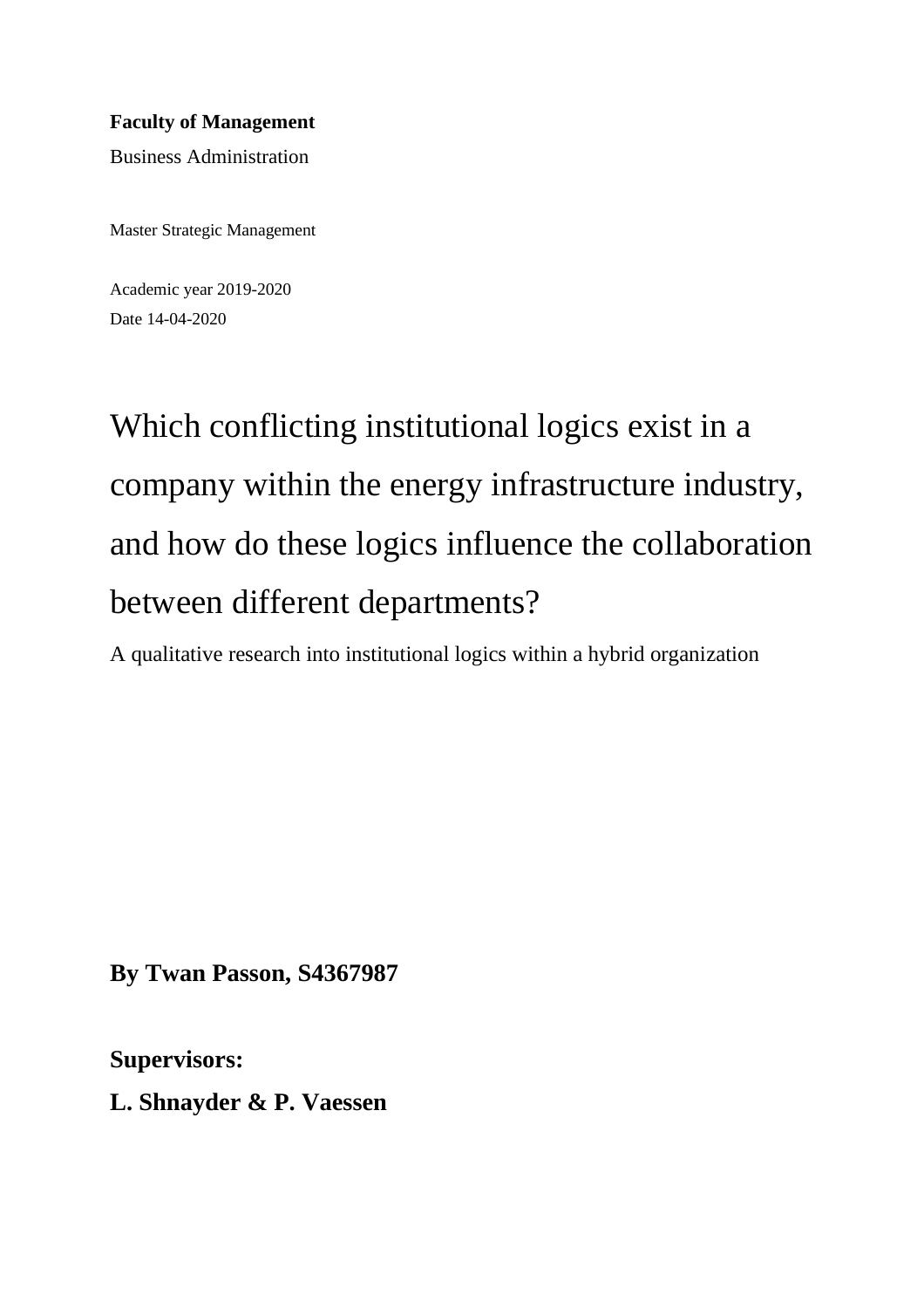**Faculty of Management**

Business Administration

Master Strategic Management

Academic year 2019-2020

Date 14-04-2020

# Which conflicting institutional logics exist in a company within the energy infrastructure industry, and how do these logics influence the collaboration between different departments?

A qualitative research into institutional logics within a hybrid organization

**By Twan Passon, S4367987**

**Supervisors:**

**L. Shnayder & P. Vaessen**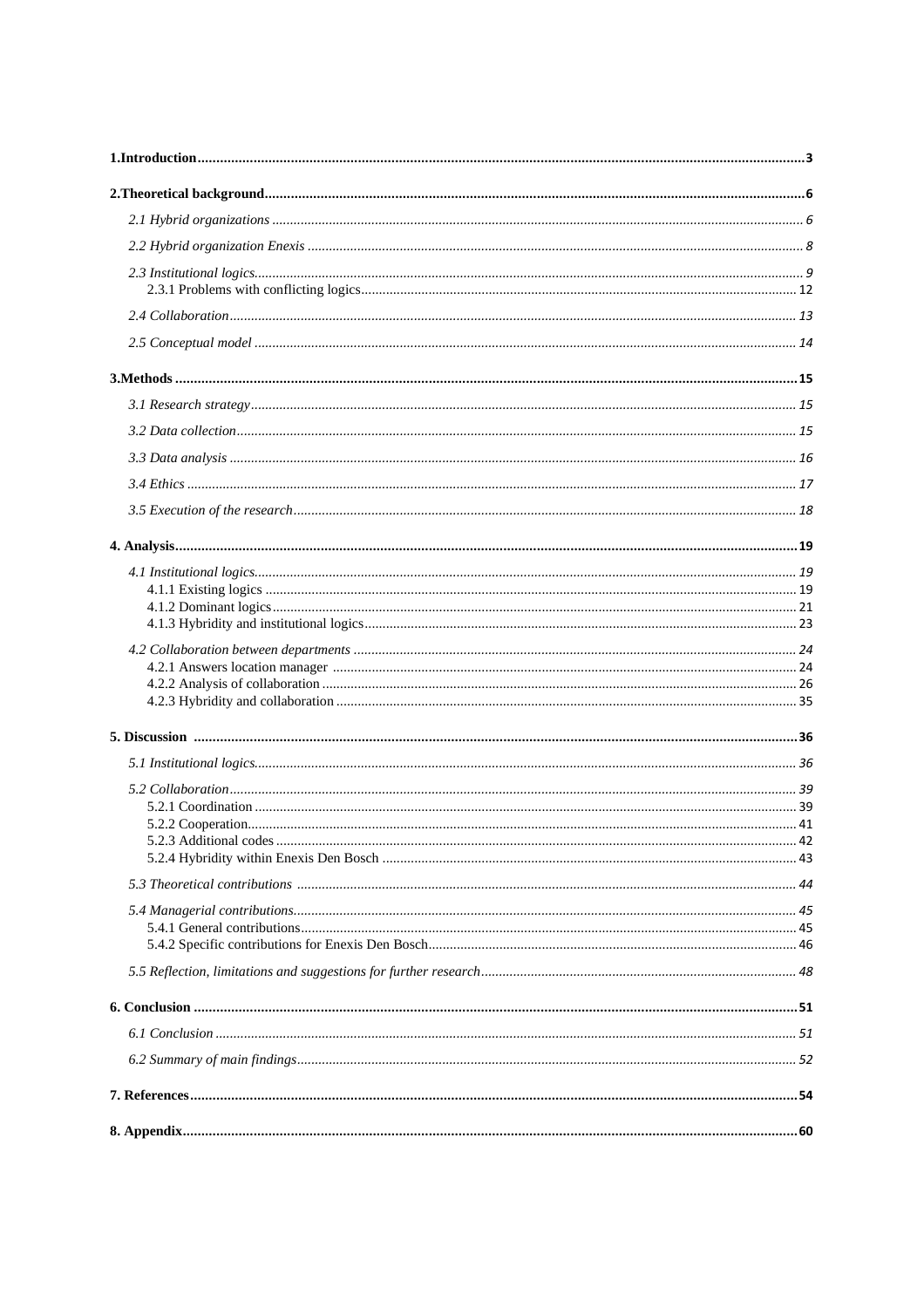**1.Introduction** ........................................................................................................ 3

**2.Theoretical background** ........................................................................................ 6

*2.1 Hybrid organizations* ............................................................................................ 6

*2.2 Hybrid organization Enexis* .................................................................................. 8

*2.3 Institutional logics* ............................................................................................... 9

2.3.1 Problems with conflicting logics ........................................................................ 12

*2.4 Collaboration* ...................................................................................................... 13

*2.5 Conceptual model* ................................................................................................ 14

**3.Methods** .................................................................................................................. 15

*3.1 Research strategy* ................................................................................................. 15

*3.2 Data collection* ..................................................................................................... 15

*3.3 Data analysis* ....................................................................................................... 16

*3.4 Ethics* .................................................................................................................. 17

*3.5 Execution of the research* .................................................................................... 18

**4. Analysis** ................................................................................................................. 19

*4.1 Institutional logics* ............................................................................................... 19

4.1.1 Existing logics ...................................................................................................... 19

4.1.2 Dominant logics ................................................................................................... 21

4.1.3 Hybridity and institutional logics ........................................................................ 23

*4.2 Collaboration between departments* .................................................................... 24

4.2.1 Answers location manager ................................................................................... 24

4.2.2 Analysis of collaboration ...................................................................................... 26

4.2.3 Hybridity and collaboration .................................................................................. 35

**5. Discussion** .............................................................................................................. 36

*5.1 Institutional logics* ................................................................................................ 36

*5.2 Collaboration* ....................................................................................................... 39

5.2.1 Coordination ......................................................................................................... 39

5.2.2 Cooperation .......................................................................................................... 41

5.2.3 Additional codes ................................................................................................... 42

5.2.4 Hybridity within Enexis Den Bosch ..................................................................... 43

*5.3 Theoretical contributions* ...................................................................................... 44

*5.4 Managerial contributions* ...................................................................................... 45

5.4.1 General contributions ............................................................................................ 45

5.4.2 Specific contributions for Enexis Den Bosch ........................................................ 46

*5.5 Reflection, limitations and suggestions for further research* .................................. 48

**6. Conclusion** ............................................................................................................... 51

*6.1 Conclusion* ............................................................................................................. 51

*6.2 Summary of main findings* ..................................................................................... 52

**7. References** ............................................................................................................... 54

**8. Appendix** .................................................................................................................. 60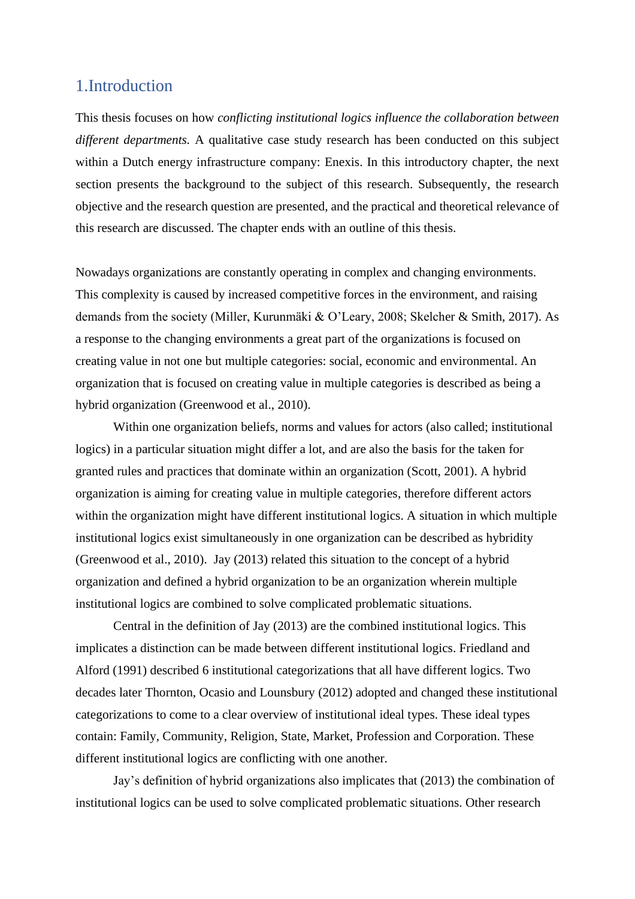# 1.Introduction

This thesis focuses on how *conflicting institutional logics influence the collaboration between different departments.* A qualitative case study research has been conducted on this subject within a Dutch energy infrastructure company: Enexis. In this introductory chapter, the next section presents the background to the subject of this research. Subsequently, the research objective and the research question are presented, and the practical and theoretical relevance of this research are discussed. The chapter ends with an outline of this thesis.

Nowadays organizations are constantly operating in complex and changing environments. This complexity is caused by increased competitive forces in the environment, and raising demands from the society (Miller, Kurunmäki & O'Leary, 2008; Skelcher & Smith, 2017). As a response to the changing environments a great part of the organizations is focused on creating value in not one but multiple categories: social, economic and environmental. An organization that is focused on creating value in multiple categories is described as being a hybrid organization (Greenwood et al., 2010).

Within one organization beliefs, norms and values for actors (also called; institutional logics) in a particular situation might differ a lot, and are also the basis for the taken for granted rules and practices that dominate within an organization (Scott, 2001). A hybrid organization is aiming for creating value in multiple categories, therefore different actors within the organization might have different institutional logics. A situation in which multiple institutional logics exist simultaneously in one organization can be described as hybridity (Greenwood et al., 2010). Jay (2013) related this situation to the concept of a hybrid organization and defined a hybrid organization to be an organization wherein multiple institutional logics are combined to solve complicated problematic situations.

Central in the definition of Jay (2013) are the combined institutional logics. This implicates a distinction can be made between different institutional logics. Friedland and Alford (1991) described 6 institutional categorizations that all have different logics. Two decades later Thornton, Ocasio and Lounsbury (2012) adopted and changed these institutional categorizations to come to a clear overview of institutional ideal types. These ideal types contain: Family, Community, Religion, State, Market, Profession and Corporation. These different institutional logics are conflicting with one another.

Jay's definition of hybrid organizations also implicates that (2013) the combination of institutional logics can be used to solve complicated problematic situations. Other research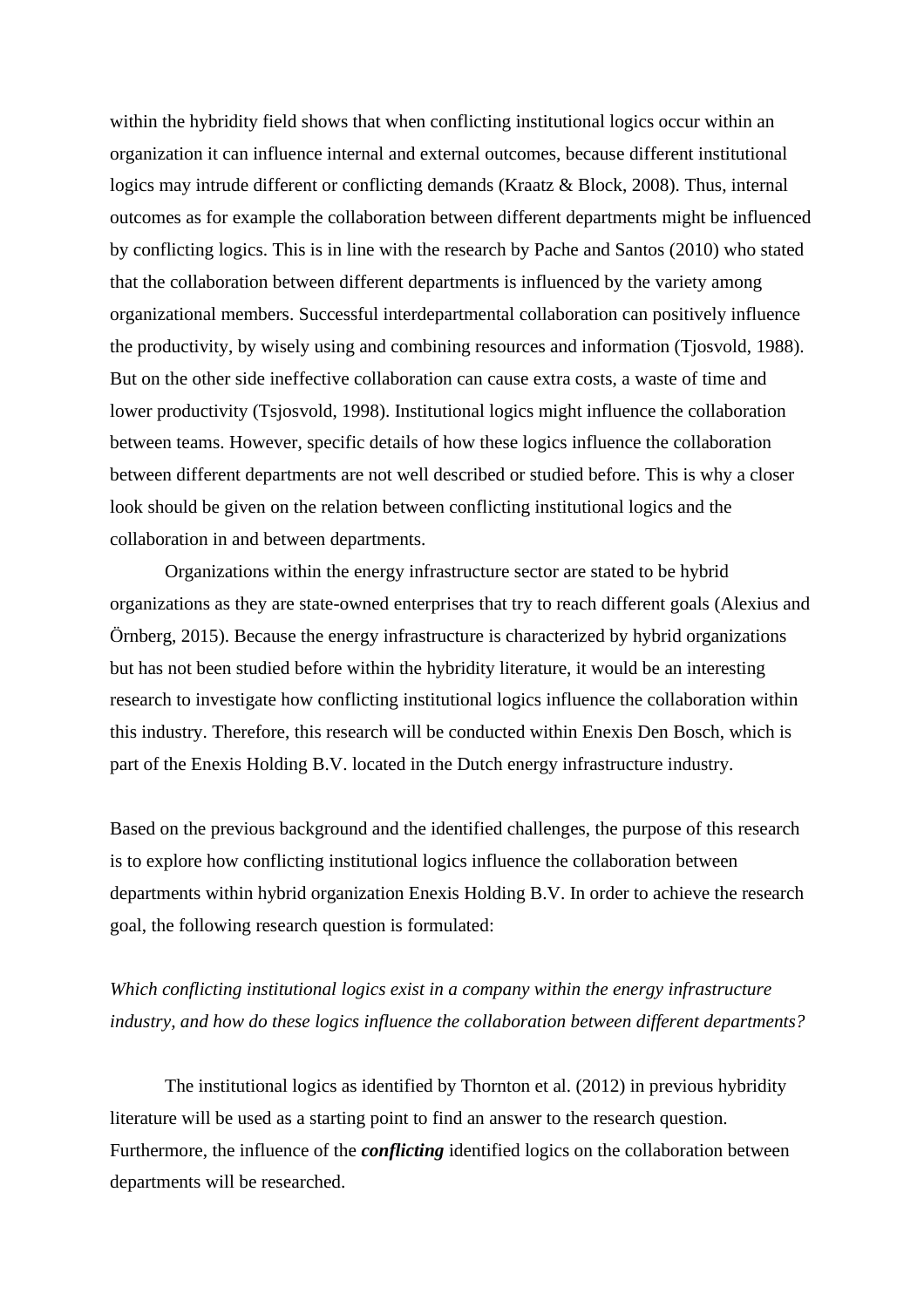within the hybridity field shows that when conflicting institutional logics occur within an organization it can influence internal and external outcomes, because different institutional logics may intrude different or conflicting demands (Kraatz & Block, 2008). Thus, internal outcomes as for example the collaboration between different departments might be influenced by conflicting logics. This is in line with the research by Pache and Santos (2010) who stated that the collaboration between different departments is influenced by the variety among organizational members. Successful interdepartmental collaboration can positively influence the productivity, by wisely using and combining resources and information (Tjosvold, 1988). But on the other side ineffective collaboration can cause extra costs, a waste of time and lower productivity (Tsjosvold, 1998). Institutional logics might influence the collaboration between teams. However, specific details of how these logics influence the collaboration between different departments are not well described or studied before. This is why a closer look should be given on the relation between conflicting institutional logics and the collaboration in and between departments.

Organizations within the energy infrastructure sector are stated to be hybrid organizations as they are state-owned enterprises that try to reach different goals (Alexius and Örnberg, 2015). Because the energy infrastructure is characterized by hybrid organizations but has not been studied before within the hybridity literature, it would be an interesting research to investigate how conflicting institutional logics influence the collaboration within this industry. Therefore, this research will be conducted within Enexis Den Bosch, which is part of the Enexis Holding B.V. located in the Dutch energy infrastructure industry.

Based on the previous background and the identified challenges, the purpose of this research is to explore how conflicting institutional logics influence the collaboration between departments within hybrid organization Enexis Holding B.V. In order to achieve the research goal, the following research question is formulated:

*Which conflicting institutional logics exist in a company within the energy infrastructure industry, and how do these logics influence the collaboration between different departments?*

The institutional logics as identified by Thornton et al. (2012) in previous hybridity literature will be used as a starting point to find an answer to the research question. Furthermore, the influence of the ***conflicting*** identified logics on the collaboration between departments will be researched.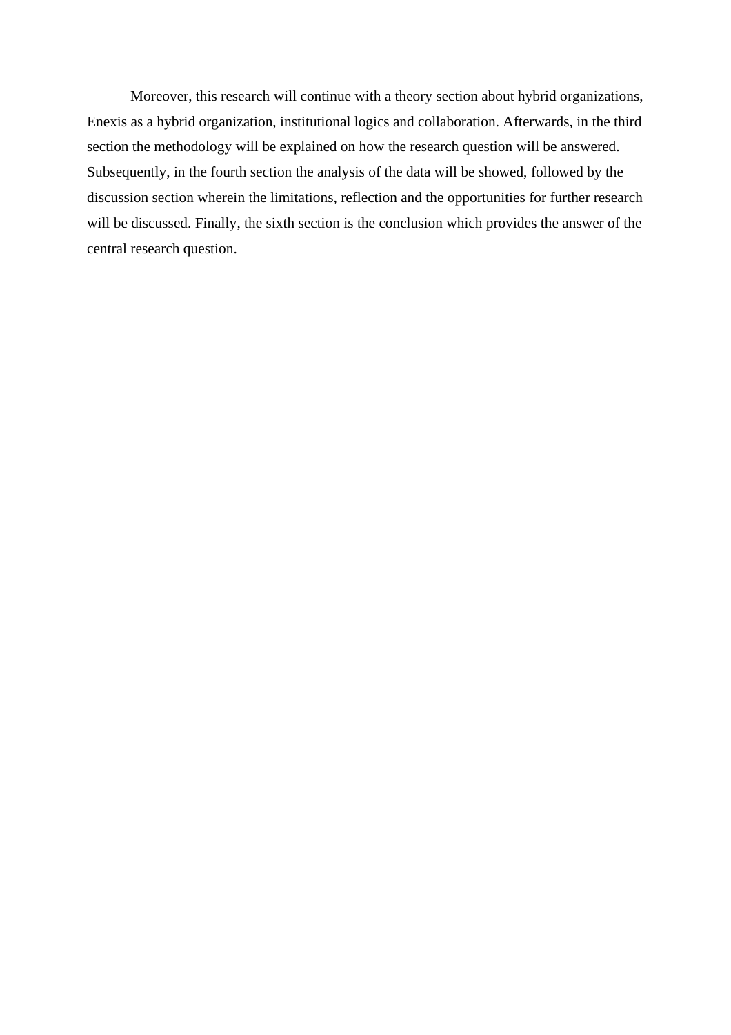Moreover, this research will continue with a theory section about hybrid organizations, Enexis as a hybrid organization, institutional logics and collaboration. Afterwards, in the third section the methodology will be explained on how the research question will be answered. Subsequently, in the fourth section the analysis of the data will be showed, followed by the discussion section wherein the limitations, reflection and the opportunities for further research will be discussed. Finally, the sixth section is the conclusion which provides the answer of the central research question.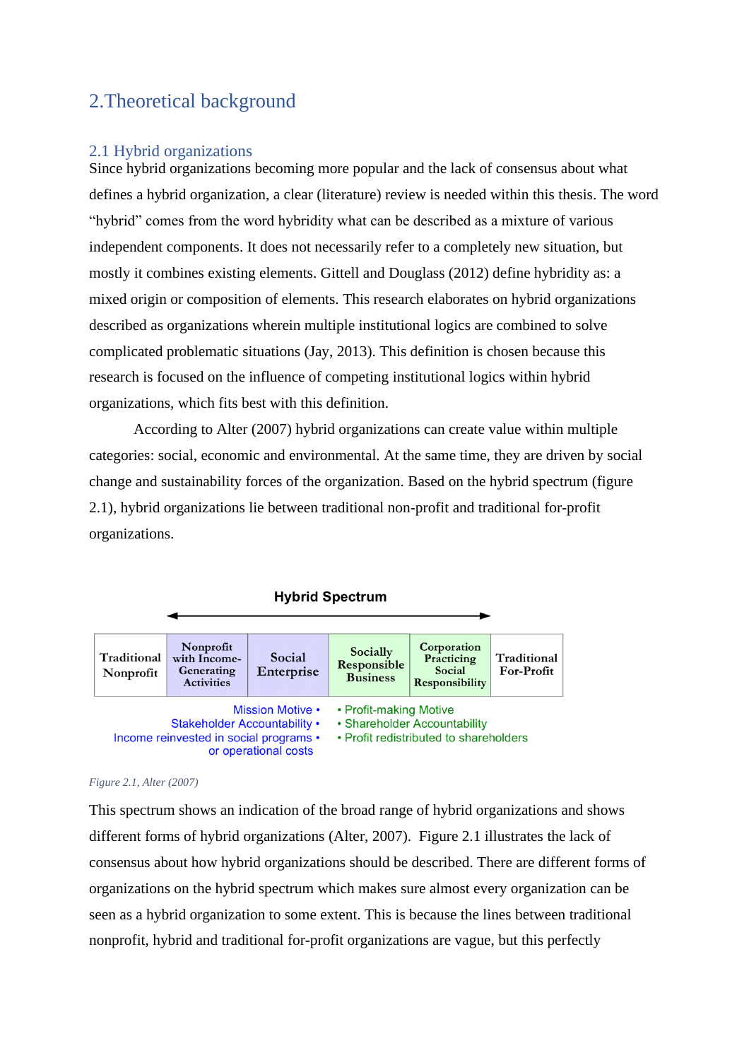# 2.Theoretical background

## 2.1 Hybrid organizations

Since hybrid organizations becoming more popular and the lack of consensus about what defines a hybrid organization, a clear (literature) review is needed within this thesis. The word "hybrid" comes from the word hybridity what can be described as a mixture of various independent components. It does not necessarily refer to a completely new situation, but mostly it combines existing elements. Gittell and Douglass (2012) define hybridity as: a mixed origin or composition of elements. This research elaborates on hybrid organizations described as organizations wherein multiple institutional logics are combined to solve complicated problematic situations (Jay, 2013). This definition is chosen because this research is focused on the influence of competing institutional logics within hybrid organizations, which fits best with this definition.

According to Alter (2007) hybrid organizations can create value within multiple categories: social, economic and environmental. At the same time, they are driven by social change and sustainability forces of the organization. Based on the hybrid spectrum (figure 2.1), hybrid organizations lie between traditional non-profit and traditional for-profit organizations.

**Hybrid Spectrum**

| Traditional Nonprofit | Nonprofit with Income-Generating Activities | Social Enterprise | Socially Responsible Business | Corporation Practicing Social Responsibility | Traditional For-Profit |
|---|---|---|---|---|---|

Mission Motive • Stakeholder Accountability • Income reinvested in social programs or operational costs •

• Profit-making Motive • Shareholder Accountability • Profit redistributed to shareholders

*Figure 2.1, Alter (2007)*

This spectrum shows an indication of the broad range of hybrid organizations and shows different forms of hybrid organizations (Alter, 2007). Figure 2.1 illustrates the lack of consensus about how hybrid organizations should be described. There are different forms of organizations on the hybrid spectrum which makes sure almost every organization can be seen as a hybrid organization to some extent. This is because the lines between traditional nonprofit, hybrid and traditional for-profit organizations are vague, but this perfectly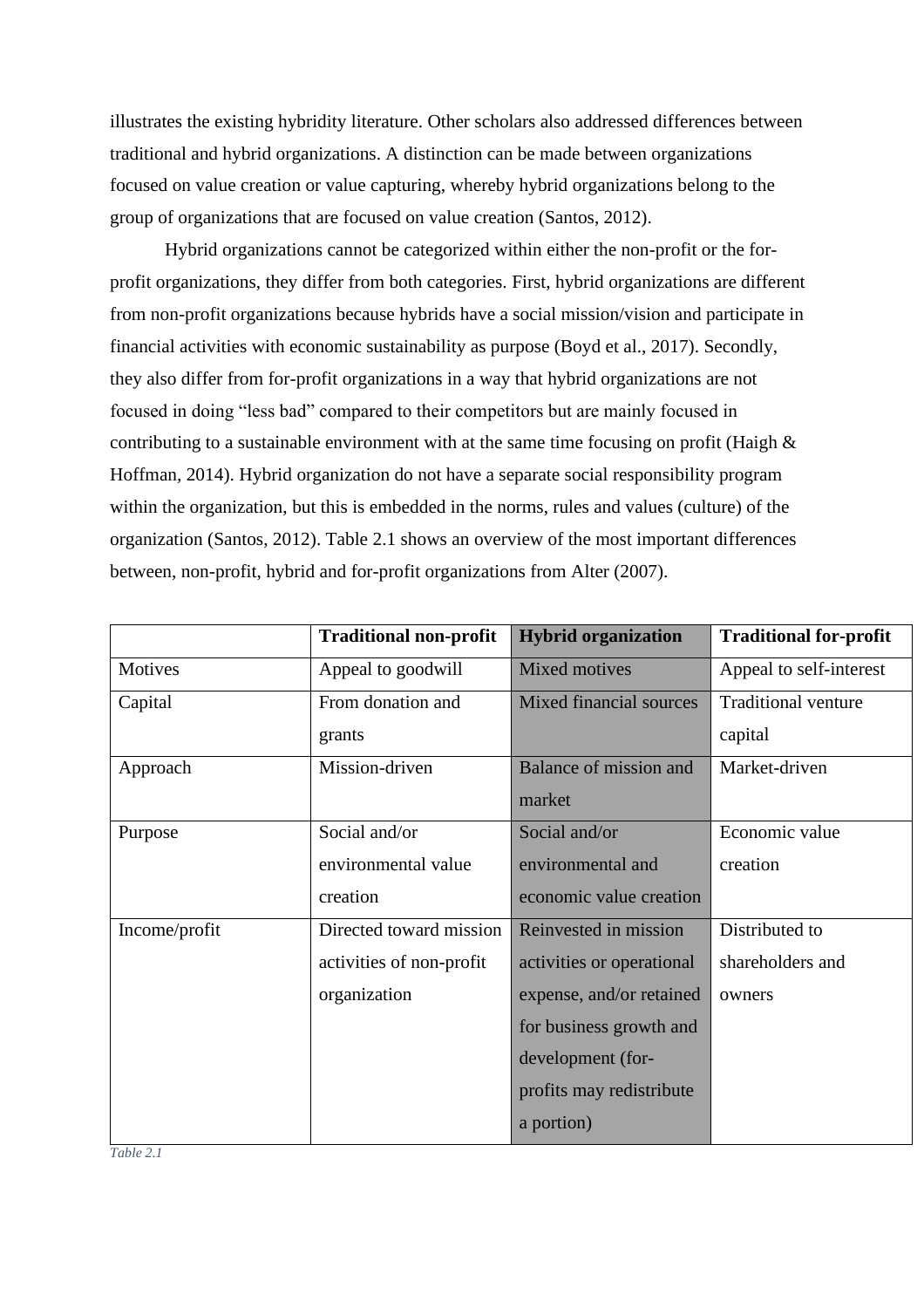illustrates the existing hybridity literature. Other scholars also addressed differences between traditional and hybrid organizations. A distinction can be made between organizations focused on value creation or value capturing, whereby hybrid organizations belong to the group of organizations that are focused on value creation (Santos, 2012).

Hybrid organizations cannot be categorized within either the non-profit or the for-profit organizations, they differ from both categories. First, hybrid organizations are different from non-profit organizations because hybrids have a social mission/vision and participate in financial activities with economic sustainability as purpose (Boyd et al., 2017). Secondly, they also differ from for-profit organizations in a way that hybrid organizations are not focused in doing "less bad" compared to their competitors but are mainly focused in contributing to a sustainable environment with at the same time focusing on profit (Haigh & Hoffman, 2014). Hybrid organization do not have a separate social responsibility program within the organization, but this is embedded in the norms, rules and values (culture) of the organization (Santos, 2012). Table 2.1 shows an overview of the most important differences between, non-profit, hybrid and for-profit organizations from Alter (2007).

| | **Traditional non-profit** | **Hybrid organization** | **Traditional for-profit** |
|---|---|---|---|
| Motives | Appeal to goodwill | Mixed motives | Appeal to self-interest |
| Capital | From donation and grants | Mixed financial sources | Traditional venture capital |
| Approach | Mission-driven | Balance of mission and market | Market-driven |
| Purpose | Social and/or environmental value creation | Social and/or environmental and economic value creation | Economic value creation |
| Income/profit | Directed toward mission activities of non-profit organization | Reinvested in mission activities or operational expense, and/or retained for business growth and development (for-profits may redistribute a portion) | Distributed to shareholders and owners |

*Table 2.1*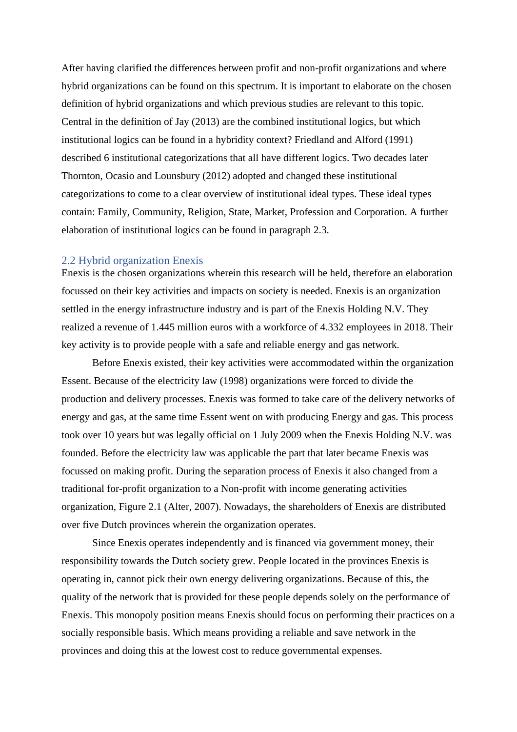After having clarified the differences between profit and non-profit organizations and where hybrid organizations can be found on this spectrum. It is important to elaborate on the chosen definition of hybrid organizations and which previous studies are relevant to this topic. Central in the definition of Jay (2013) are the combined institutional logics, but which institutional logics can be found in a hybridity context? Friedland and Alford (1991) described 6 institutional categorizations that all have different logics. Two decades later Thornton, Ocasio and Lounsbury (2012) adopted and changed these institutional categorizations to come to a clear overview of institutional ideal types. These ideal types contain: Family, Community, Religion, State, Market, Profession and Corporation. A further elaboration of institutional logics can be found in paragraph 2.3.

## 2.2 Hybrid organization Enexis

Enexis is the chosen organizations wherein this research will be held, therefore an elaboration focussed on their key activities and impacts on society is needed. Enexis is an organization settled in the energy infrastructure industry and is part of the Enexis Holding N.V. They realized a revenue of 1.445 million euros with a workforce of 4.332 employees in 2018. Their key activity is to provide people with a safe and reliable energy and gas network.

Before Enexis existed, their key activities were accommodated within the organization Essent. Because of the electricity law (1998) organizations were forced to divide the production and delivery processes. Enexis was formed to take care of the delivery networks of energy and gas, at the same time Essent went on with producing Energy and gas. This process took over 10 years but was legally official on 1 July 2009 when the Enexis Holding N.V. was founded. Before the electricity law was applicable the part that later became Enexis was focussed on making profit. During the separation process of Enexis it also changed from a traditional for-profit organization to a Non-profit with income generating activities organization, Figure 2.1 (Alter, 2007). Nowadays, the shareholders of Enexis are distributed over five Dutch provinces wherein the organization operates.

Since Enexis operates independently and is financed via government money, their responsibility towards the Dutch society grew. People located in the provinces Enexis is operating in, cannot pick their own energy delivering organizations. Because of this, the quality of the network that is provided for these people depends solely on the performance of Enexis. This monopoly position means Enexis should focus on performing their practices on a socially responsible basis. Which means providing a reliable and save network in the provinces and doing this at the lowest cost to reduce governmental expenses.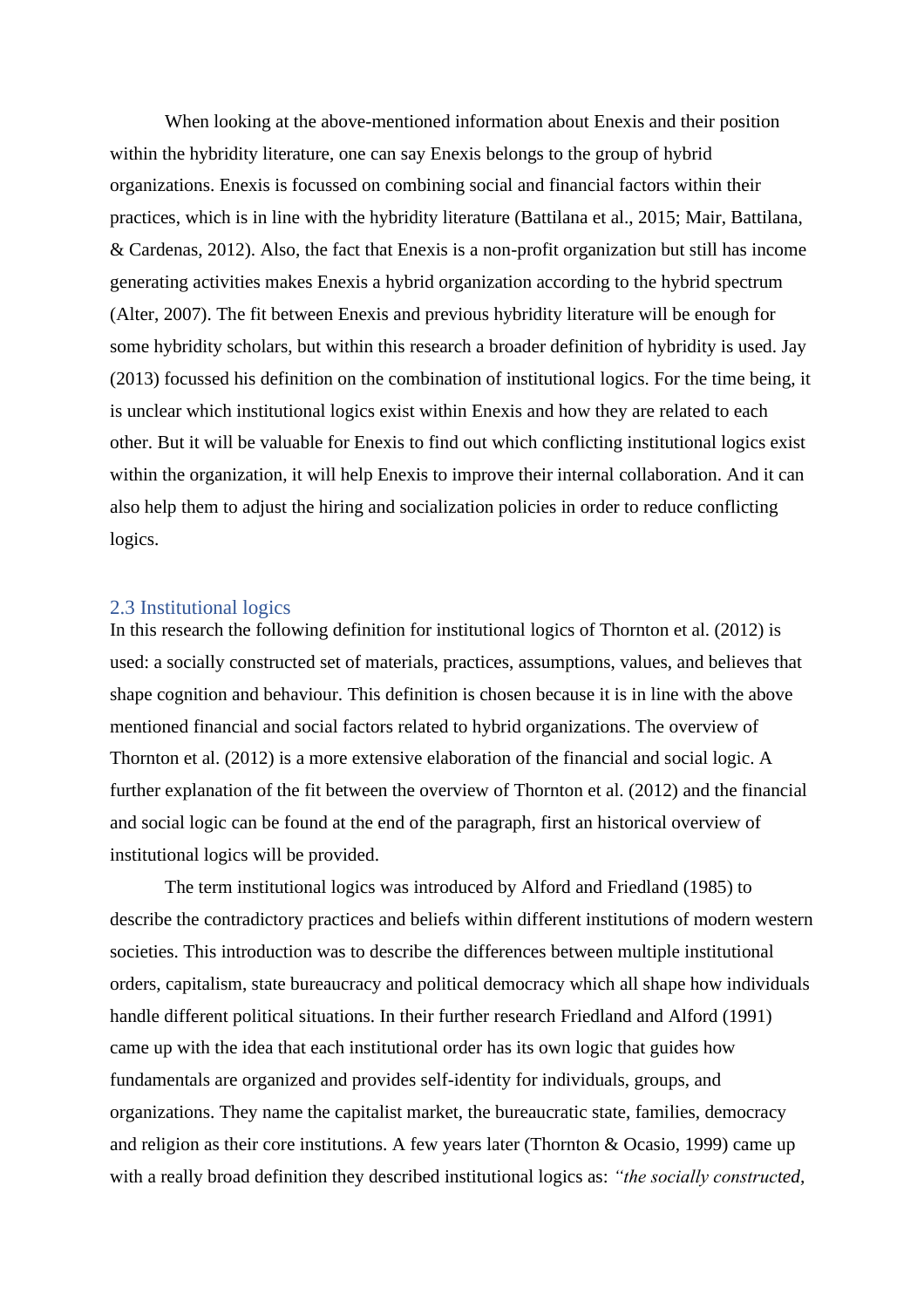When looking at the above-mentioned information about Enexis and their position within the hybridity literature, one can say Enexis belongs to the group of hybrid organizations. Enexis is focussed on combining social and financial factors within their practices, which is in line with the hybridity literature (Battilana et al., 2015; Mair, Battilana, & Cardenas, 2012). Also, the fact that Enexis is a non-profit organization but still has income generating activities makes Enexis a hybrid organization according to the hybrid spectrum (Alter, 2007). The fit between Enexis and previous hybridity literature will be enough for some hybridity scholars, but within this research a broader definition of hybridity is used. Jay (2013) focussed his definition on the combination of institutional logics. For the time being, it is unclear which institutional logics exist within Enexis and how they are related to each other. But it will be valuable for Enexis to find out which conflicting institutional logics exist within the organization, it will help Enexis to improve their internal collaboration. And it can also help them to adjust the hiring and socialization policies in order to reduce conflicting logics.

### 2.3 Institutional logics

In this research the following definition for institutional logics of Thornton et al. (2012) is used: a socially constructed set of materials, practices, assumptions, values, and believes that shape cognition and behaviour. This definition is chosen because it is in line with the above mentioned financial and social factors related to hybrid organizations. The overview of Thornton et al. (2012) is a more extensive elaboration of the financial and social logic. A further explanation of the fit between the overview of Thornton et al. (2012) and the financial and social logic can be found at the end of the paragraph, first an historical overview of institutional logics will be provided.

The term institutional logics was introduced by Alford and Friedland (1985) to describe the contradictory practices and beliefs within different institutions of modern western societies. This introduction was to describe the differences between multiple institutional orders, capitalism, state bureaucracy and political democracy which all shape how individuals handle different political situations. In their further research Friedland and Alford (1991) came up with the idea that each institutional order has its own logic that guides how fundamentals are organized and provides self-identity for individuals, groups, and organizations. They name the capitalist market, the bureaucratic state, families, democracy and religion as their core institutions. A few years later (Thornton & Ocasio, 1999) came up with a really broad definition they described institutional logics as: *"the socially constructed,*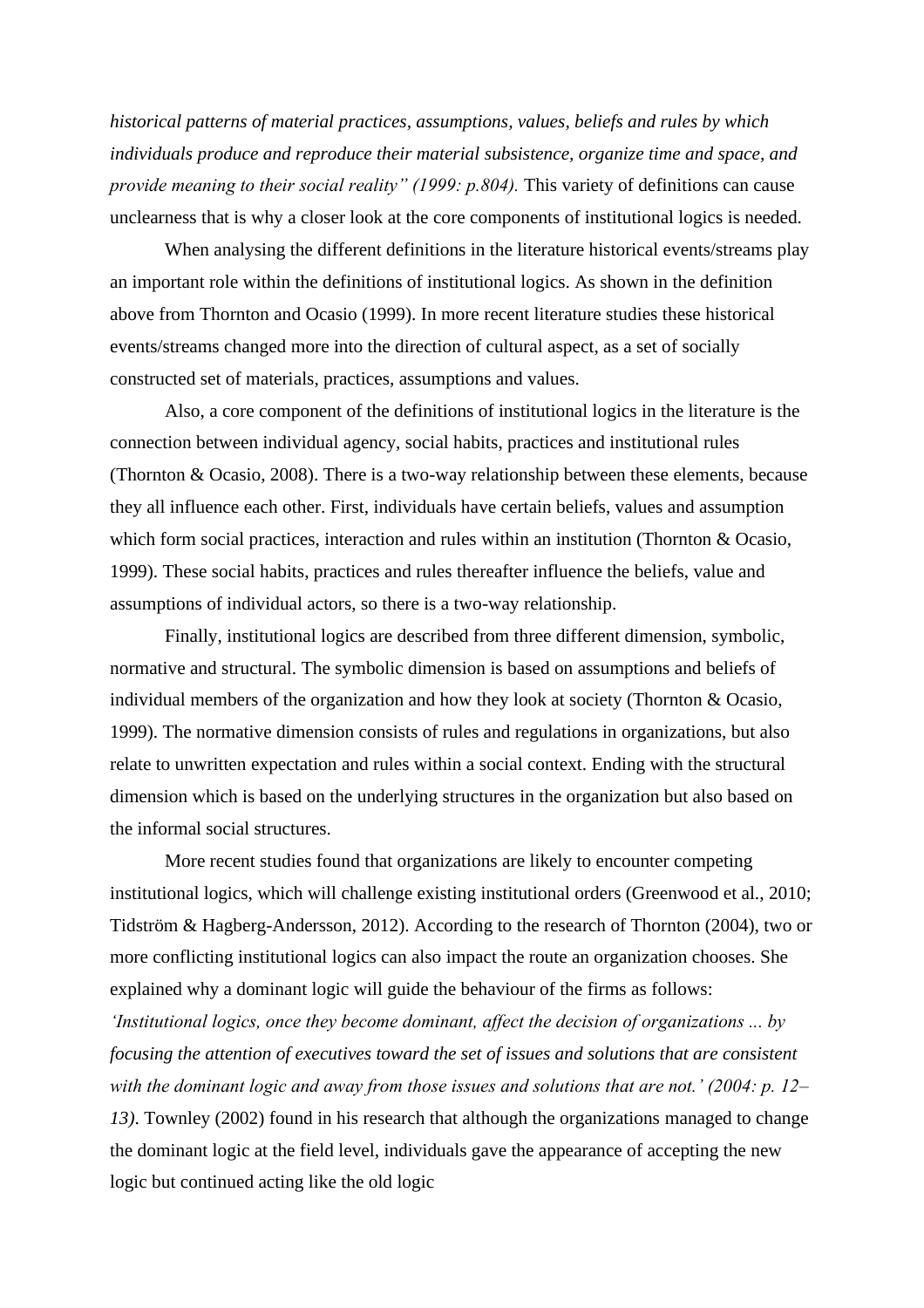*historical patterns of material practices, assumptions, values, beliefs and rules by which individuals produce and reproduce their material subsistence, organize time and space, and provide meaning to their social reality" (1999: p.804).* This variety of definitions can cause unclearness that is why a closer look at the core components of institutional logics is needed.

When analysing the different definitions in the literature historical events/streams play an important role within the definitions of institutional logics. As shown in the definition above from Thornton and Ocasio (1999). In more recent literature studies these historical events/streams changed more into the direction of cultural aspect, as a set of socially constructed set of materials, practices, assumptions and values.

Also, a core component of the definitions of institutional logics in the literature is the connection between individual agency, social habits, practices and institutional rules (Thornton & Ocasio, 2008). There is a two-way relationship between these elements, because they all influence each other. First, individuals have certain beliefs, values and assumption which form social practices, interaction and rules within an institution (Thornton & Ocasio, 1999). These social habits, practices and rules thereafter influence the beliefs, value and assumptions of individual actors, so there is a two-way relationship.

Finally, institutional logics are described from three different dimension, symbolic, normative and structural. The symbolic dimension is based on assumptions and beliefs of individual members of the organization and how they look at society (Thornton & Ocasio, 1999). The normative dimension consists of rules and regulations in organizations, but also relate to unwritten expectation and rules within a social context. Ending with the structural dimension which is based on the underlying structures in the organization but also based on the informal social structures.

More recent studies found that organizations are likely to encounter competing institutional logics, which will challenge existing institutional orders (Greenwood et al., 2010; Tidström & Hagberg-Andersson, 2012). According to the research of Thornton (2004), two or more conflicting institutional logics can also impact the route an organization chooses. She explained why a dominant logic will guide the behaviour of the firms as follows: *'Institutional logics, once they become dominant, affect the decision of organizations ... by focusing the attention of executives toward the set of issues and solutions that are consistent with the dominant logic and away from those issues and solutions that are not.' (2004: p. 12–13)*. Townley (2002) found in his research that although the organizations managed to change the dominant logic at the field level, individuals gave the appearance of accepting the new logic but continued acting like the old logic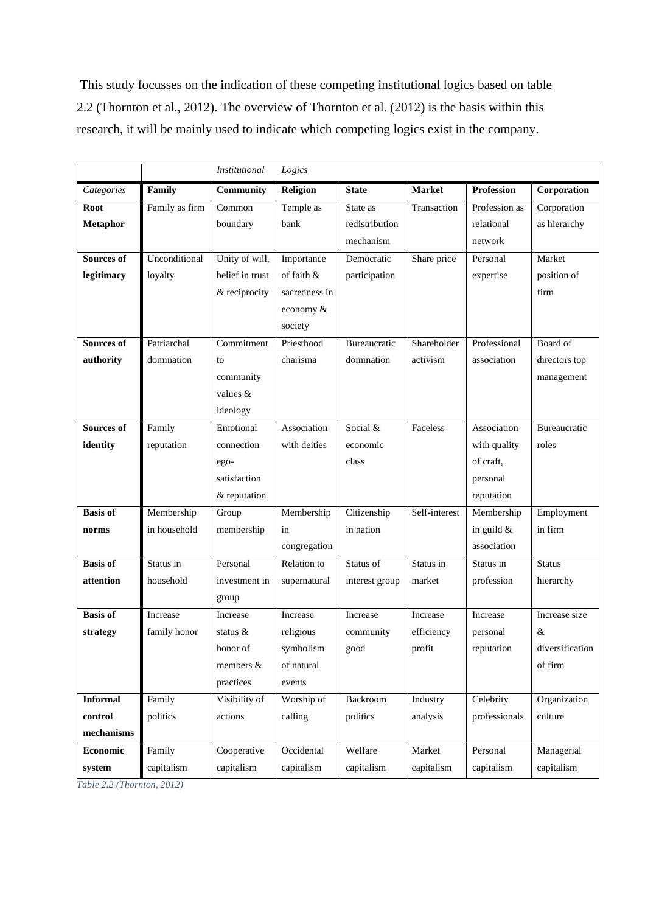This study focusses on the indication of these competing institutional logics based on table 2.2 (Thornton et al., 2012). The overview of Thornton et al. (2012) is the basis within this research, it will be mainly used to indicate which competing logics exist in the company.

| | *Institutional Logics* | | | | | | |
|---|---|---|---|---|---|---|---|
| *Categories* | **Family** | **Community** | **Religion** | **State** | **Market** | **Profession** | **Corporation** |
| **Root Metaphor** | Family as firm | Common boundary | Temple as bank | State as redistribution mechanism | Transaction | Profession as relational network | Corporation as hierarchy |
| **Sources of legitimacy** | Unconditional loyalty | Unity of will, belief in trust & reciprocity | Importance of faith & sacredness in economy & society | Democratic participation | Share price | Personal expertise | Market position of firm |
| **Sources of authority** | Patriarchal domination | Commitment to community values & ideology | Priesthood charisma | Bureaucratic domination | Shareholder activism | Professional association | Board of directors top management |
| **Sources of identity** | Family reputation | Emotional connection ego-satisfaction & reputation | Association with deities | Social & economic class | Faceless | Association with quality of craft, personal reputation | Bureaucratic roles |
| **Basis of norms** | Membership in household | Group membership | Membership in congregation | Citizenship in nation | Self-interest | Membership in guild & association | Employment in firm |
| **Basis of attention** | Status in household | Personal investment in group | Relation to supernatural | Status of interest group | Status in market | Status in profession | Status hierarchy |
| **Basis of strategy** | Increase family honor | Increase status & honor of members & practices | Increase religious symbolism of natural events | Increase community good | Increase efficiency profit | Increase personal reputation | Increase size & diversification of firm |
| **Informal control mechanisms** | Family politics | Visibility of actions | Worship of calling | Backroom politics | Industry analysis | Celebrity professionals | Organization culture |
| **Economic system** | Family capitalism | Cooperative capitalism | Occidental capitalism | Welfare capitalism | Market capitalism | Personal capitalism | Managerial capitalism |

*Table 2.2 (Thornton, 2012)*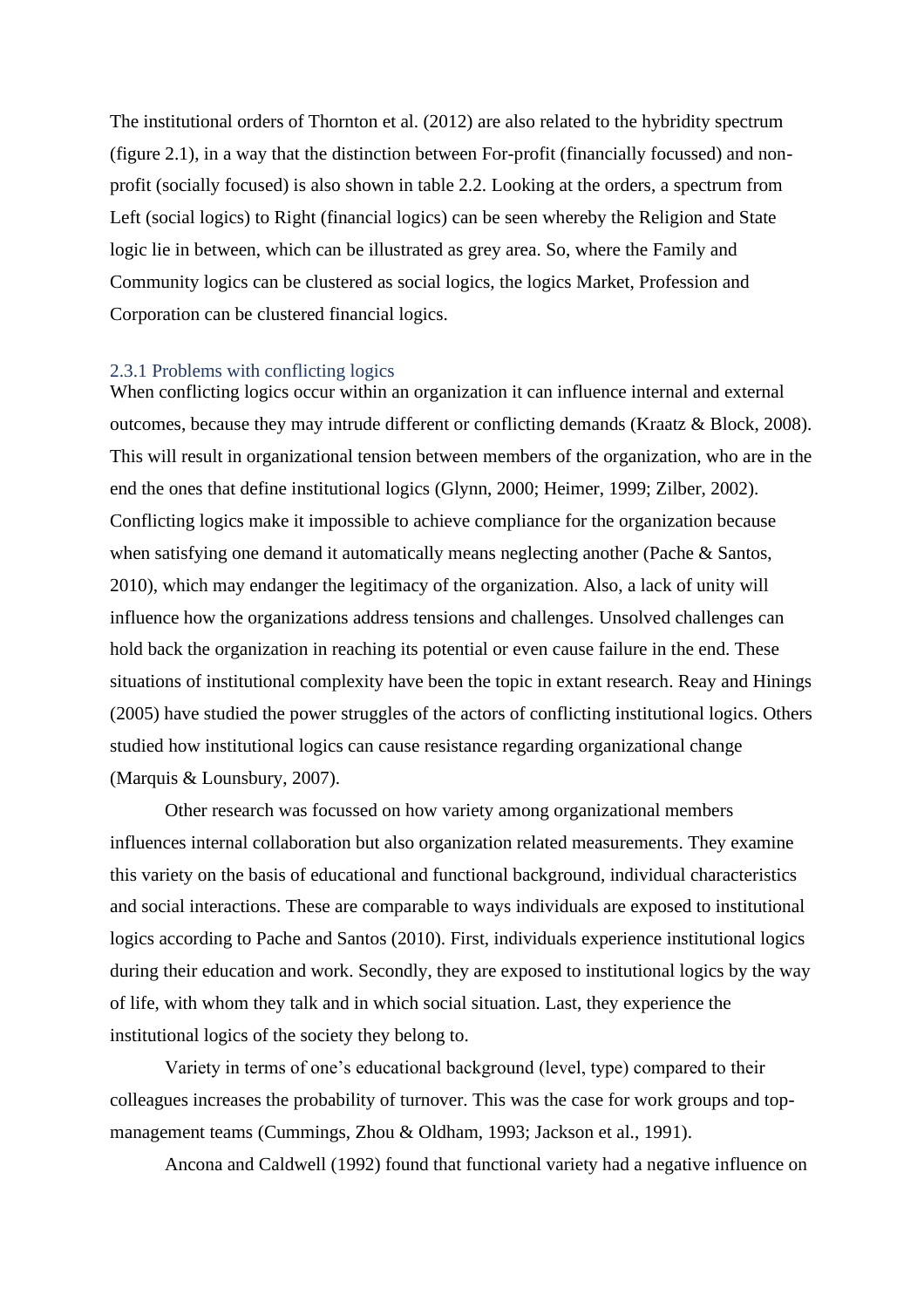The institutional orders of Thornton et al. (2012) are also related to the hybridity spectrum (figure 2.1), in a way that the distinction between For-profit (financially focussed) and non-profit (socially focused) is also shown in table 2.2. Looking at the orders, a spectrum from Left (social logics) to Right (financial logics) can be seen whereby the Religion and State logic lie in between, which can be illustrated as grey area. So, where the Family and Community logics can be clustered as social logics, the logics Market, Profession and Corporation can be clustered financial logics.

### 2.3.1 Problems with conflicting logics

When conflicting logics occur within an organization it can influence internal and external outcomes, because they may intrude different or conflicting demands (Kraatz & Block, 2008). This will result in organizational tension between members of the organization, who are in the end the ones that define institutional logics (Glynn, 2000; Heimer, 1999; Zilber, 2002). Conflicting logics make it impossible to achieve compliance for the organization because when satisfying one demand it automatically means neglecting another (Pache & Santos, 2010), which may endanger the legitimacy of the organization. Also, a lack of unity will influence how the organizations address tensions and challenges. Unsolved challenges can hold back the organization in reaching its potential or even cause failure in the end. These situations of institutional complexity have been the topic in extant research. Reay and Hinings (2005) have studied the power struggles of the actors of conflicting institutional logics. Others studied how institutional logics can cause resistance regarding organizational change (Marquis & Lounsbury, 2007).

Other research was focussed on how variety among organizational members influences internal collaboration but also organization related measurements. They examine this variety on the basis of educational and functional background, individual characteristics and social interactions. These are comparable to ways individuals are exposed to institutional logics according to Pache and Santos (2010). First, individuals experience institutional logics during their education and work. Secondly, they are exposed to institutional logics by the way of life, with whom they talk and in which social situation. Last, they experience the institutional logics of the society they belong to.

Variety in terms of one's educational background (level, type) compared to their colleagues increases the probability of turnover. This was the case for work groups and top-management teams (Cummings, Zhou & Oldham, 1993; Jackson et al., 1991).

Ancona and Caldwell (1992) found that functional variety had a negative influence on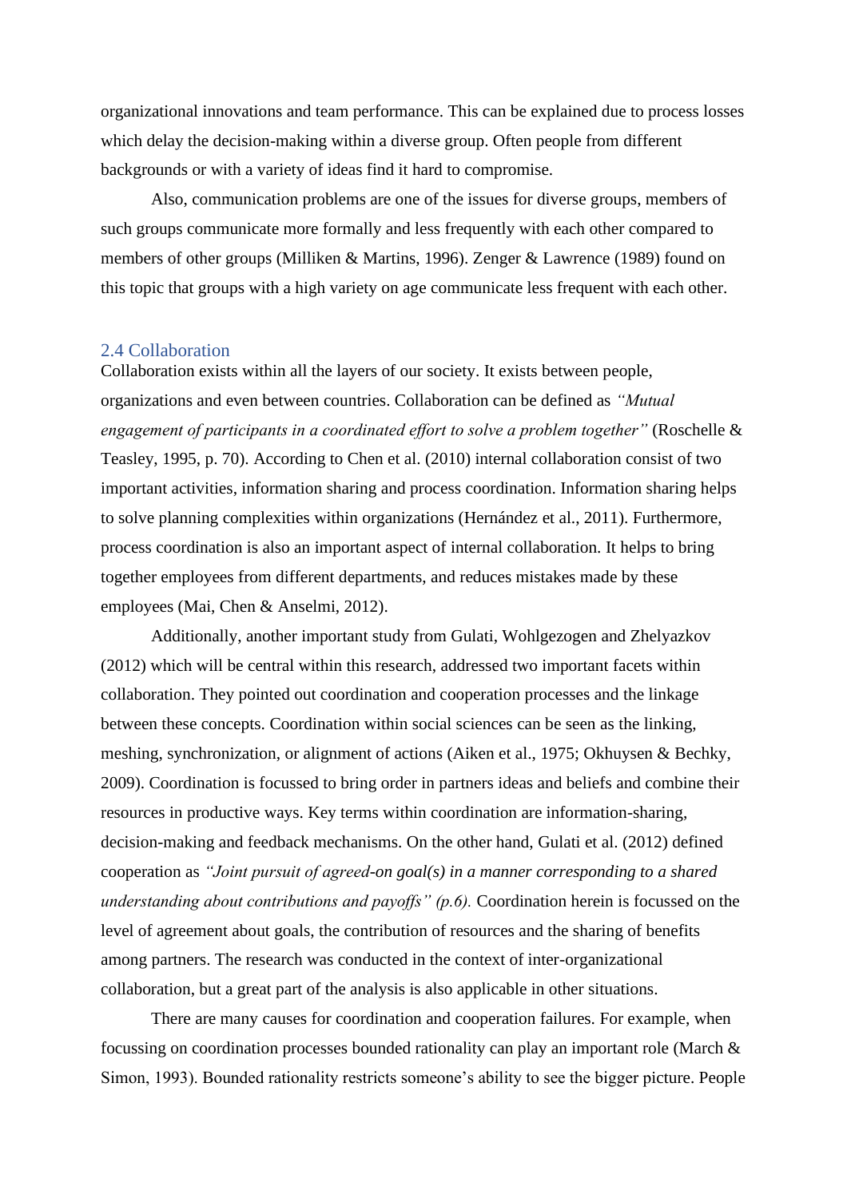organizational innovations and team performance. This can be explained due to process losses which delay the decision-making within a diverse group. Often people from different backgrounds or with a variety of ideas find it hard to compromise.

Also, communication problems are one of the issues for diverse groups, members of such groups communicate more formally and less frequently with each other compared to members of other groups (Milliken & Martins, 1996). Zenger & Lawrence (1989) found on this topic that groups with a high variety on age communicate less frequent with each other.

### 2.4 Collaboration

Collaboration exists within all the layers of our society. It exists between people, organizations and even between countries. Collaboration can be defined as *"Mutual engagement of participants in a coordinated effort to solve a problem together"* (Roschelle & Teasley, 1995, p. 70). According to Chen et al. (2010) internal collaboration consist of two important activities, information sharing and process coordination. Information sharing helps to solve planning complexities within organizations (Hernández et al., 2011). Furthermore, process coordination is also an important aspect of internal collaboration. It helps to bring together employees from different departments, and reduces mistakes made by these employees (Mai, Chen & Anselmi, 2012).

Additionally, another important study from Gulati, Wohlgezogen and Zhelyazkov (2012) which will be central within this research, addressed two important facets within collaboration. They pointed out coordination and cooperation processes and the linkage between these concepts. Coordination within social sciences can be seen as the linking, meshing, synchronization, or alignment of actions (Aiken et al., 1975; Okhuysen & Bechky, 2009). Coordination is focussed to bring order in partners ideas and beliefs and combine their resources in productive ways. Key terms within coordination are information-sharing, decision-making and feedback mechanisms. On the other hand, Gulati et al. (2012) defined cooperation as *"Joint pursuit of agreed-on goal(s) in a manner corresponding to a shared understanding about contributions and payoffs" (p.6).* Coordination herein is focussed on the level of agreement about goals, the contribution of resources and the sharing of benefits among partners. The research was conducted in the context of inter-organizational collaboration, but a great part of the analysis is also applicable in other situations.

There are many causes for coordination and cooperation failures. For example, when focussing on coordination processes bounded rationality can play an important role (March & Simon, 1993). Bounded rationality restricts someone's ability to see the bigger picture. People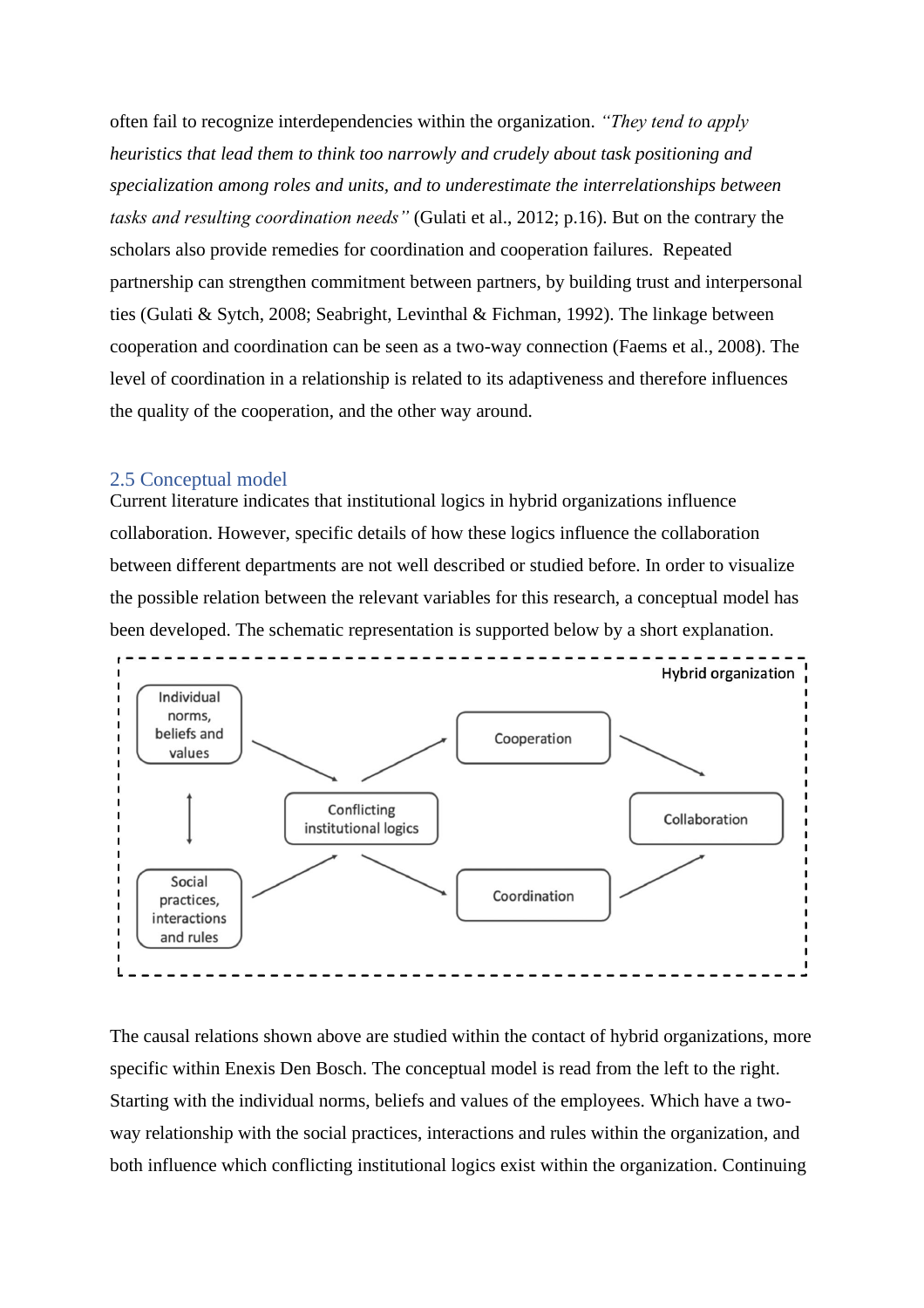often fail to recognize interdependencies within the organization. *"They tend to apply heuristics that lead them to think too narrowly and crudely about task positioning and specialization among roles and units, and to underestimate the interrelationships between tasks and resulting coordination needs"* (Gulati et al., 2012; p.16). But on the contrary the scholars also provide remedies for coordination and cooperation failures. Repeated partnership can strengthen commitment between partners, by building trust and interpersonal ties (Gulati & Sytch, 2008; Seabright, Levinthal & Fichman, 1992). The linkage between cooperation and coordination can be seen as a two-way connection (Faems et al., 2008). The level of coordination in a relationship is related to its adaptiveness and therefore influences the quality of the cooperation, and the other way around.

## 2.5 Conceptual model

Current literature indicates that institutional logics in hybrid organizations influence collaboration. However, specific details of how these logics influence the collaboration between different departments are not well described or studied before. In order to visualize the possible relation between the relevant variables for this research, a conceptual model has been developed. The schematic representation is supported below by a short explanation.

Hybrid organization

Individual norms, beliefs and values

Social practices, interactions and rules

Conflicting institutional logics

Cooperation

Coordination

Collaboration

The causal relations shown above are studied within the contact of hybrid organizations, more specific within Enexis Den Bosch. The conceptual model is read from the left to the right. Starting with the individual norms, beliefs and values of the employees. Which have a two-way relationship with the social practices, interactions and rules within the organization, and both influence which conflicting institutional logics exist within the organization. Continuing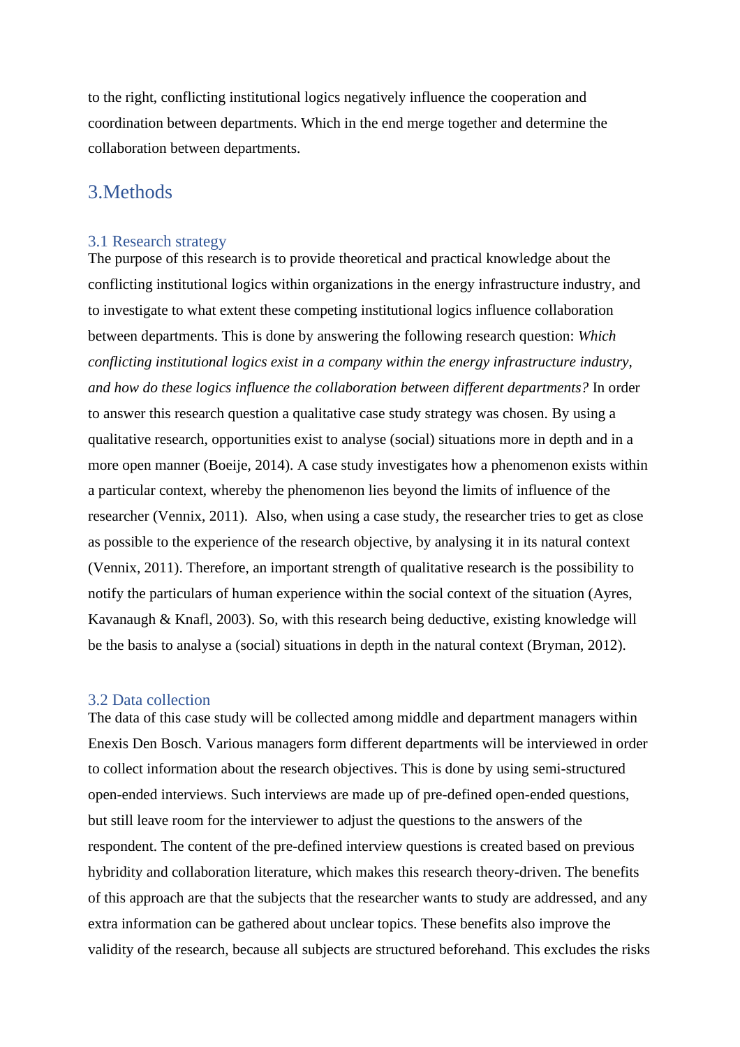to the right, conflicting institutional logics negatively influence the cooperation and coordination between departments. Which in the end merge together and determine the collaboration between departments.

# 3.Methods

## 3.1 Research strategy

The purpose of this research is to provide theoretical and practical knowledge about the conflicting institutional logics within organizations in the energy infrastructure industry, and to investigate to what extent these competing institutional logics influence collaboration between departments. This is done by answering the following research question: *Which conflicting institutional logics exist in a company within the energy infrastructure industry, and how do these logics influence the collaboration between different departments?* In order to answer this research question a qualitative case study strategy was chosen. By using a qualitative research, opportunities exist to analyse (social) situations more in depth and in a more open manner (Boeije, 2014). A case study investigates how a phenomenon exists within a particular context, whereby the phenomenon lies beyond the limits of influence of the researcher (Vennix, 2011). Also, when using a case study, the researcher tries to get as close as possible to the experience of the research objective, by analysing it in its natural context (Vennix, 2011). Therefore, an important strength of qualitative research is the possibility to notify the particulars of human experience within the social context of the situation (Ayres, Kavanaugh & Knafl, 2003). So, with this research being deductive, existing knowledge will be the basis to analyse a (social) situations in depth in the natural context (Bryman, 2012).

## 3.2 Data collection

The data of this case study will be collected among middle and department managers within Enexis Den Bosch. Various managers form different departments will be interviewed in order to collect information about the research objectives. This is done by using semi-structured open-ended interviews. Such interviews are made up of pre-defined open-ended questions, but still leave room for the interviewer to adjust the questions to the answers of the respondent. The content of the pre-defined interview questions is created based on previous hybridity and collaboration literature, which makes this research theory-driven. The benefits of this approach are that the subjects that the researcher wants to study are addressed, and any extra information can be gathered about unclear topics. These benefits also improve the validity of the research, because all subjects are structured beforehand. This excludes the risks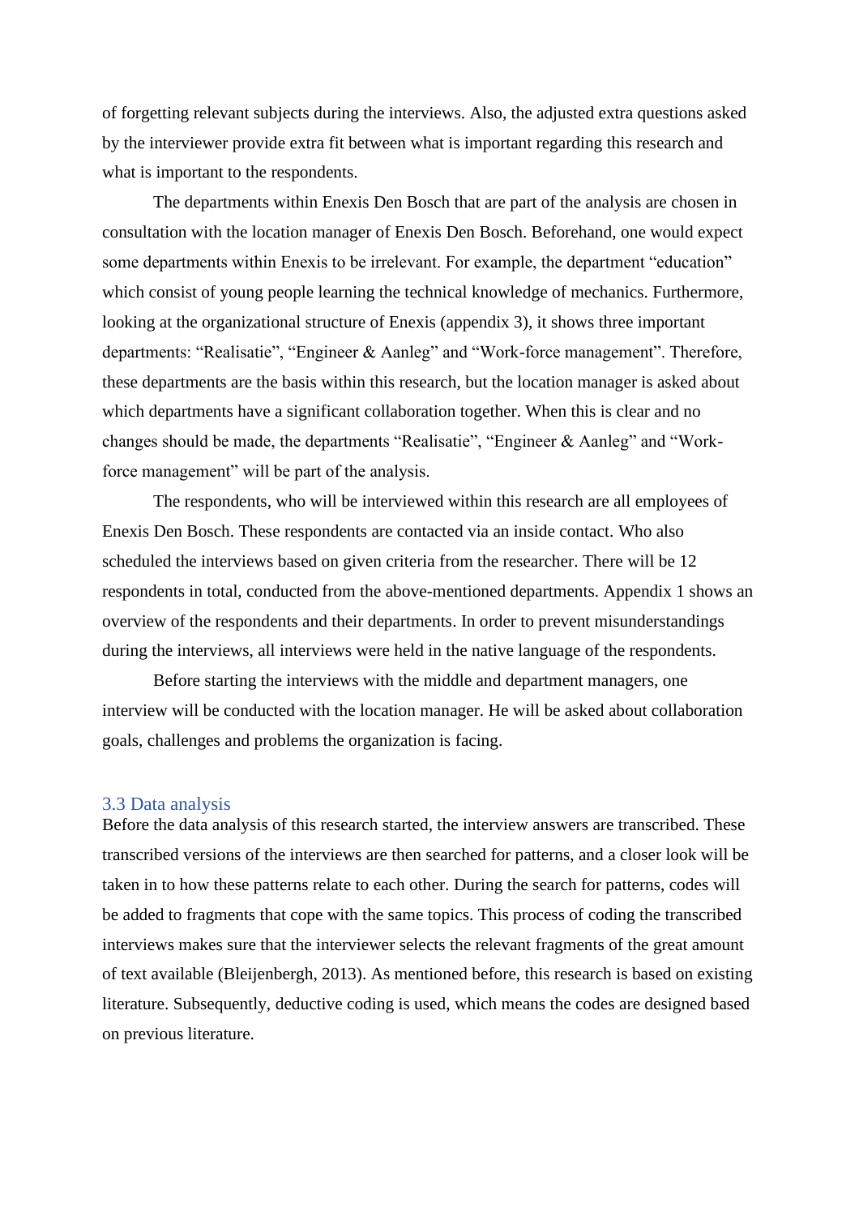of forgetting relevant subjects during the interviews. Also, the adjusted extra questions asked by the interviewer provide extra fit between what is important regarding this research and what is important to the respondents.

The departments within Enexis Den Bosch that are part of the analysis are chosen in consultation with the location manager of Enexis Den Bosch. Beforehand, one would expect some departments within Enexis to be irrelevant. For example, the department "education" which consist of young people learning the technical knowledge of mechanics. Furthermore, looking at the organizational structure of Enexis (appendix 3), it shows three important departments: "Realisatie", "Engineer & Aanleg" and "Work-force management". Therefore, these departments are the basis within this research, but the location manager is asked about which departments have a significant collaboration together. When this is clear and no changes should be made, the departments "Realisatie", "Engineer & Aanleg" and "Work-force management" will be part of the analysis.

The respondents, who will be interviewed within this research are all employees of Enexis Den Bosch. These respondents are contacted via an inside contact. Who also scheduled the interviews based on given criteria from the researcher. There will be 12 respondents in total, conducted from the above-mentioned departments. Appendix 1 shows an overview of the respondents and their departments. In order to prevent misunderstandings during the interviews, all interviews were held in the native language of the respondents.

Before starting the interviews with the middle and department managers, one interview will be conducted with the location manager. He will be asked about collaboration goals, challenges and problems the organization is facing.

### 3.3 Data analysis

Before the data analysis of this research started, the interview answers are transcribed. These transcribed versions of the interviews are then searched for patterns, and a closer look will be taken in to how these patterns relate to each other. During the search for patterns, codes will be added to fragments that cope with the same topics. This process of coding the transcribed interviews makes sure that the interviewer selects the relevant fragments of the great amount of text available (Bleijenbergh, 2013). As mentioned before, this research is based on existing literature. Subsequently, deductive coding is used, which means the codes are designed based on previous literature.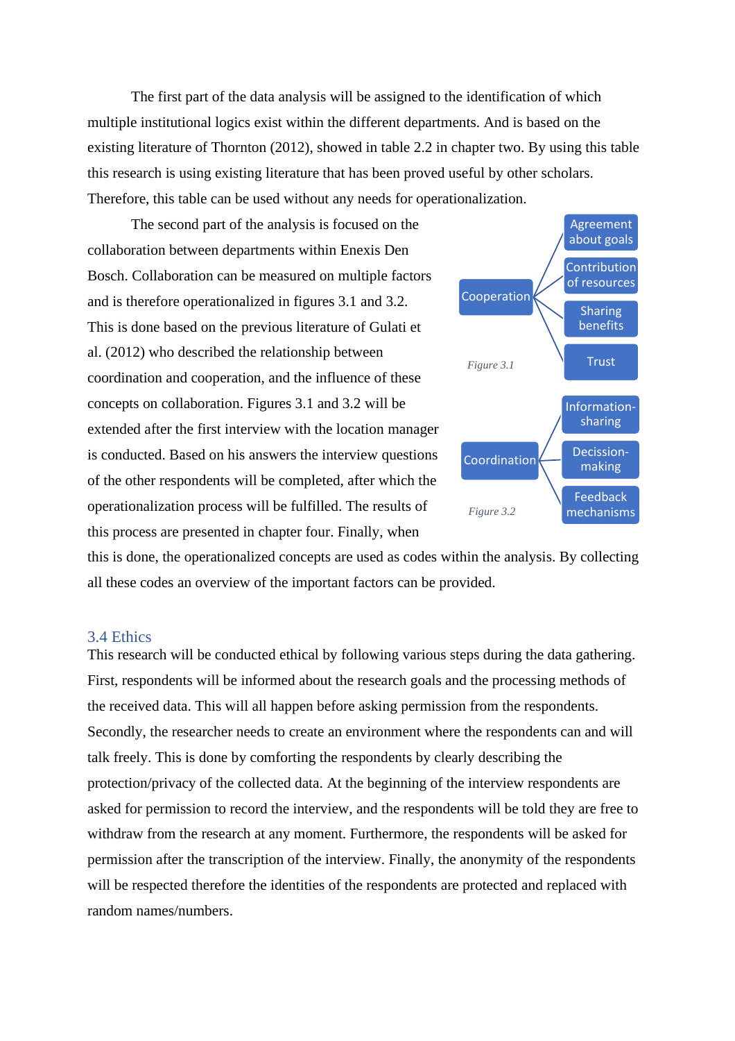The first part of the data analysis will be assigned to the identification of which multiple institutional logics exist within the different departments. And is based on the existing literature of Thornton (2012), showed in table 2.2 in chapter two. By using this table this research is using existing literature that has been proved useful by other scholars. Therefore, this table can be used without any needs for operationalization.

The second part of the analysis is focused on the collaboration between departments within Enexis Den Bosch. Collaboration can be measured on multiple factors and is therefore operationalized in figures 3.1 and 3.2. This is done based on the previous literature of Gulati et al. (2012) who described the relationship between coordination and cooperation, and the influence of these concepts on collaboration. Figures 3.1 and 3.2 will be extended after the first interview with the location manager is conducted. Based on his answers the interview questions of the other respondents will be completed, after which the operationalization process will be fulfilled. The results of this process are presented in chapter four. Finally, when this is done, the operationalized concepts are used as codes within the analysis. By collecting all these codes an overview of the important factors can be provided.

Cooperation → Agreement about goals; Contribution of resources; Sharing benefits; Trust

*Figure 3.1*

Coordination → Information-sharing; Decission-making; Feedback mechanisms

*Figure 3.2*

## 3.4 Ethics

This research will be conducted ethical by following various steps during the data gathering. First, respondents will be informed about the research goals and the processing methods of the received data. This will all happen before asking permission from the respondents. Secondly, the researcher needs to create an environment where the respondents can and will talk freely. This is done by comforting the respondents by clearly describing the protection/privacy of the collected data. At the beginning of the interview respondents are asked for permission to record the interview, and the respondents will be told they are free to withdraw from the research at any moment. Furthermore, the respondents will be asked for permission after the transcription of the interview. Finally, the anonymity of the respondents will be respected therefore the identities of the respondents are protected and replaced with random names/numbers.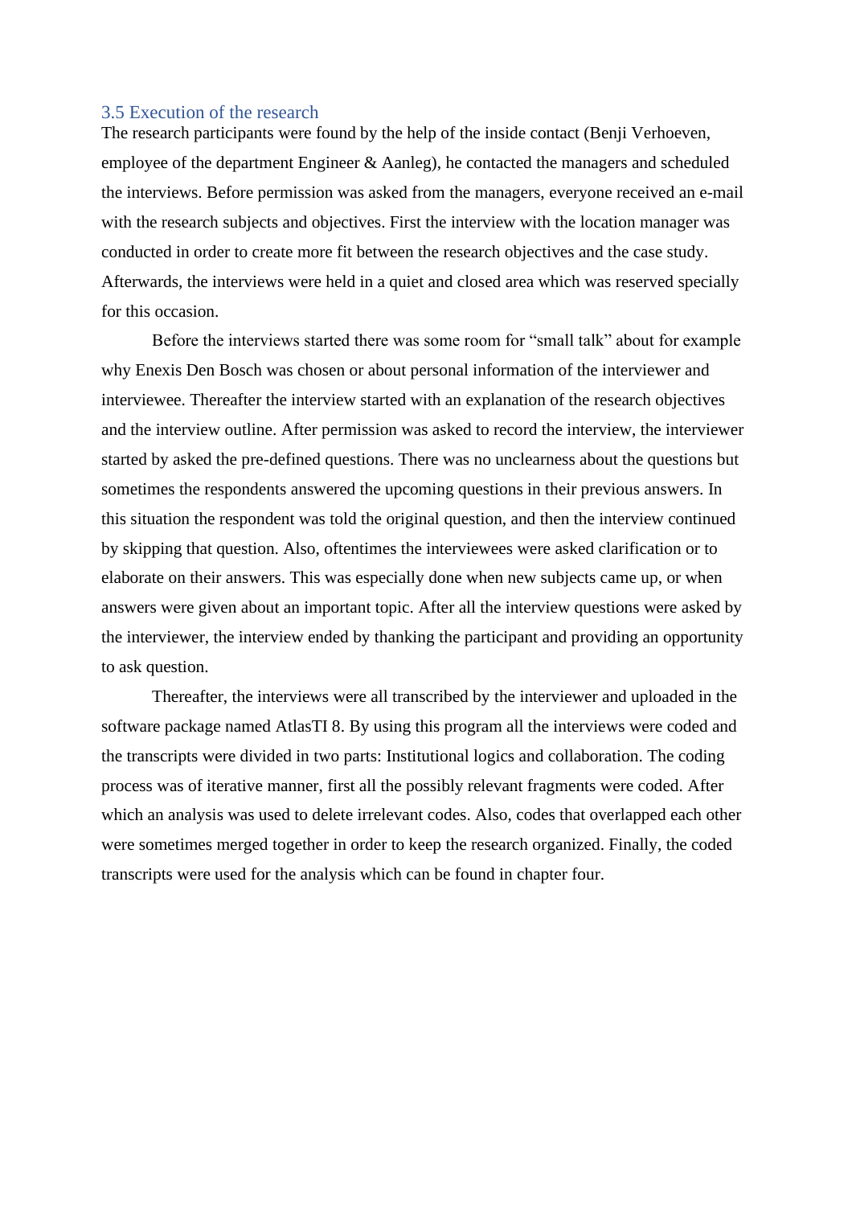## 3.5 Execution of the research

The research participants were found by the help of the inside contact (Benji Verhoeven, employee of the department Engineer & Aanleg), he contacted the managers and scheduled the interviews. Before permission was asked from the managers, everyone received an e-mail with the research subjects and objectives. First the interview with the location manager was conducted in order to create more fit between the research objectives and the case study. Afterwards, the interviews were held in a quiet and closed area which was reserved specially for this occasion.

Before the interviews started there was some room for "small talk" about for example why Enexis Den Bosch was chosen or about personal information of the interviewer and interviewee. Thereafter the interview started with an explanation of the research objectives and the interview outline. After permission was asked to record the interview, the interviewer started by asked the pre-defined questions. There was no unclearness about the questions but sometimes the respondents answered the upcoming questions in their previous answers. In this situation the respondent was told the original question, and then the interview continued by skipping that question. Also, oftentimes the interviewees were asked clarification or to elaborate on their answers. This was especially done when new subjects came up, or when answers were given about an important topic. After all the interview questions were asked by the interviewer, the interview ended by thanking the participant and providing an opportunity to ask question.

Thereafter, the interviews were all transcribed by the interviewer and uploaded in the software package named AtlasTI 8. By using this program all the interviews were coded and the transcripts were divided in two parts: Institutional logics and collaboration. The coding process was of iterative manner, first all the possibly relevant fragments were coded. After which an analysis was used to delete irrelevant codes. Also, codes that overlapped each other were sometimes merged together in order to keep the research organized. Finally, the coded transcripts were used for the analysis which can be found in chapter four.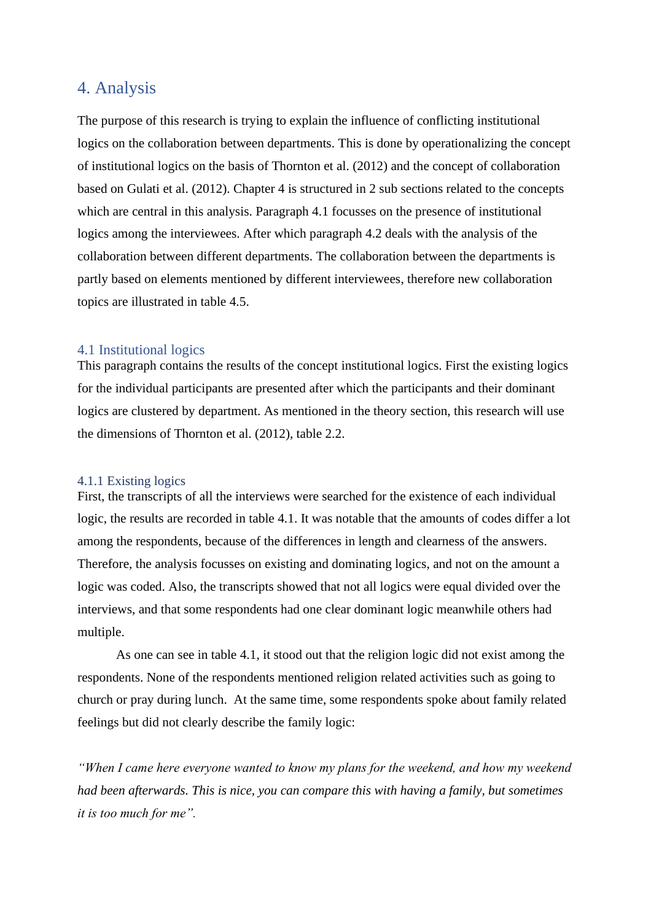# 4. Analysis

The purpose of this research is trying to explain the influence of conflicting institutional logics on the collaboration between departments. This is done by operationalizing the concept of institutional logics on the basis of Thornton et al. (2012) and the concept of collaboration based on Gulati et al. (2012). Chapter 4 is structured in 2 sub sections related to the concepts which are central in this analysis. Paragraph 4.1 focusses on the presence of institutional logics among the interviewees. After which paragraph 4.2 deals with the analysis of the collaboration between different departments. The collaboration between the departments is partly based on elements mentioned by different interviewees, therefore new collaboration topics are illustrated in table 4.5.

## 4.1 Institutional logics

This paragraph contains the results of the concept institutional logics. First the existing logics for the individual participants are presented after which the participants and their dominant logics are clustered by department. As mentioned in the theory section, this research will use the dimensions of Thornton et al. (2012), table 2.2.

### 4.1.1 Existing logics

First, the transcripts of all the interviews were searched for the existence of each individual logic, the results are recorded in table 4.1. It was notable that the amounts of codes differ a lot among the respondents, because of the differences in length and clearness of the answers. Therefore, the analysis focusses on existing and dominating logics, and not on the amount a logic was coded. Also, the transcripts showed that not all logics were equal divided over the interviews, and that some respondents had one clear dominant logic meanwhile others had multiple.

As one can see in table 4.1, it stood out that the religion logic did not exist among the respondents. None of the respondents mentioned religion related activities such as going to church or pray during lunch. At the same time, some respondents spoke about family related feelings but did not clearly describe the family logic:

*"When I came here everyone wanted to know my plans for the weekend, and how my weekend had been afterwards. This is nice, you can compare this with having a family, but sometimes it is too much for me".*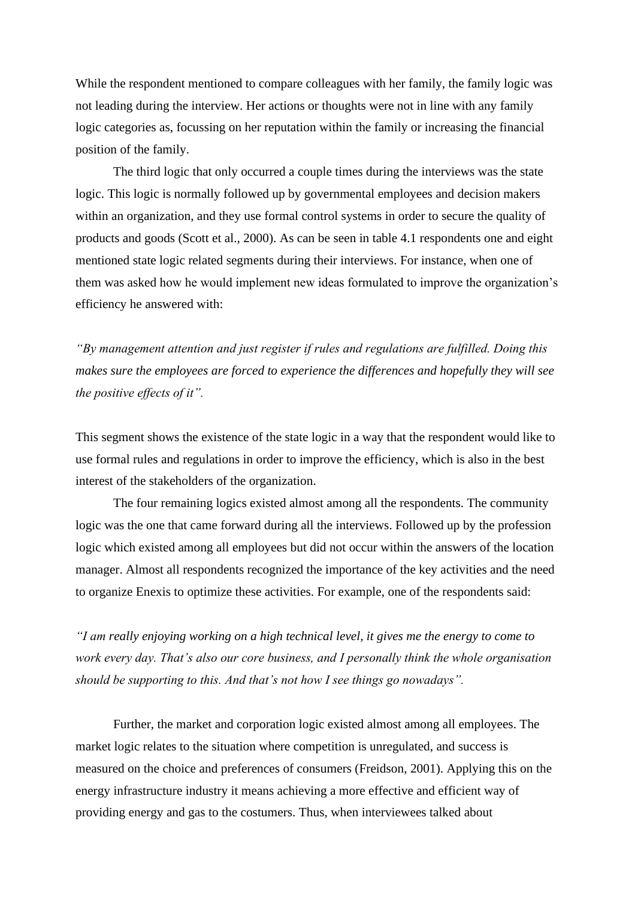While the respondent mentioned to compare colleagues with her family, the family logic was not leading during the interview. Her actions or thoughts were not in line with any family logic categories as, focussing on her reputation within the family or increasing the financial position of the family.

The third logic that only occurred a couple times during the interviews was the state logic. This logic is normally followed up by governmental employees and decision makers within an organization, and they use formal control systems in order to secure the quality of products and goods (Scott et al., 2000). As can be seen in table 4.1 respondents one and eight mentioned state logic related segments during their interviews. For instance, when one of them was asked how he would implement new ideas formulated to improve the organization's efficiency he answered with:

*"By management attention and just register if rules and regulations are fulfilled. Doing this makes sure the employees are forced to experience the differences and hopefully they will see the positive effects of it".*

This segment shows the existence of the state logic in a way that the respondent would like to use formal rules and regulations in order to improve the efficiency, which is also in the best interest of the stakeholders of the organization.

The four remaining logics existed almost among all the respondents. The community logic was the one that came forward during all the interviews. Followed up by the profession logic which existed among all employees but did not occur within the answers of the location manager. Almost all respondents recognized the importance of the key activities and the need to organize Enexis to optimize these activities. For example, one of the respondents said:

*"I am really enjoying working on a high technical level, it gives me the energy to come to work every day. That's also our core business, and I personally think the whole organisation should be supporting to this. And that's not how I see things go nowadays".*

Further, the market and corporation logic existed almost among all employees. The market logic relates to the situation where competition is unregulated, and success is measured on the choice and preferences of consumers (Freidson, 2001). Applying this on the energy infrastructure industry it means achieving a more effective and efficient way of providing energy and gas to the costumers. Thus, when interviewees talked about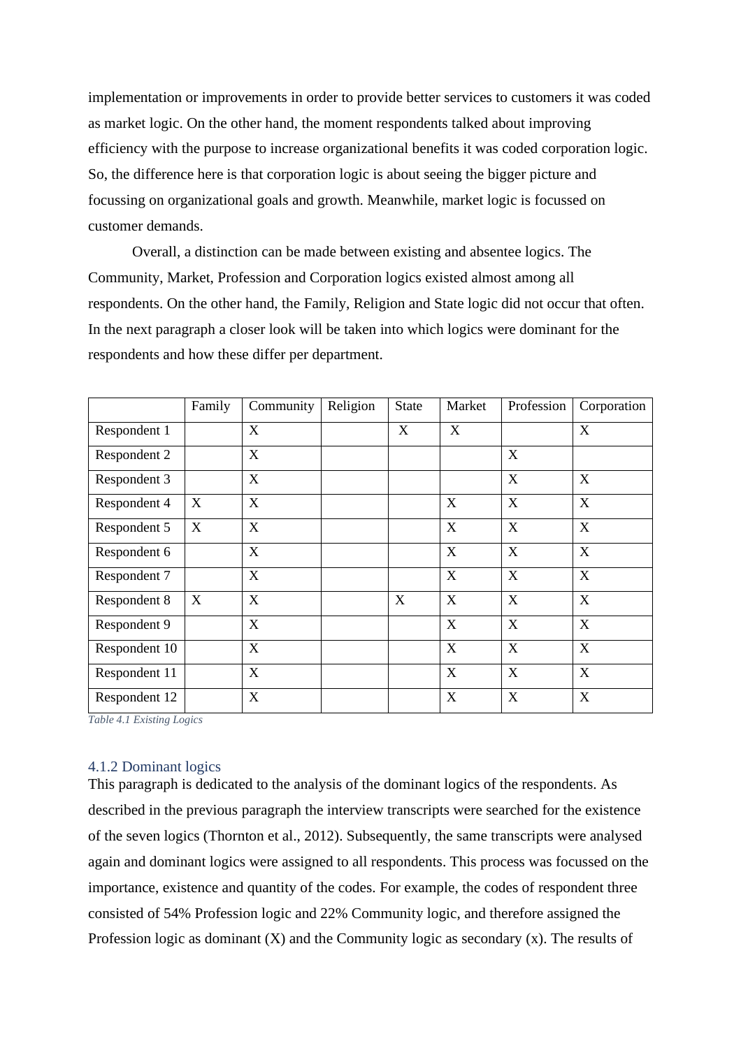implementation or improvements in order to provide better services to customers it was coded as market logic. On the other hand, the moment respondents talked about improving efficiency with the purpose to increase organizational benefits it was coded corporation logic. So, the difference here is that corporation logic is about seeing the bigger picture and focussing on organizational goals and growth. Meanwhile, market logic is focussed on customer demands.

Overall, a distinction can be made between existing and absentee logics. The Community, Market, Profession and Corporation logics existed almost among all respondents. On the other hand, the Family, Religion and State logic did not occur that often. In the next paragraph a closer look will be taken into which logics were dominant for the respondents and how these differ per department.

| | Family | Community | Religion | State | Market | Profession | Corporation |
|---|---|---|---|---|---|---|---|
| Respondent 1 | | X | | X | X | | X |
| Respondent 2 | | X | | | | X | |
| Respondent 3 | | X | | | | X | X |
| Respondent 4 | X | X | | | X | X | X |
| Respondent 5 | X | X | | | X | X | X |
| Respondent 6 | | X | | | X | X | X |
| Respondent 7 | | X | | | X | X | X |
| Respondent 8 | X | X | | X | X | X | X |
| Respondent 9 | | X | | | X | X | X |
| Respondent 10 | | X | | | X | X | X |
| Respondent 11 | | X | | | X | X | X |
| Respondent 12 | | X | | | X | X | X |

*Table 4.1 Existing Logics*

### 4.1.2 Dominant logics

This paragraph is dedicated to the analysis of the dominant logics of the respondents. As described in the previous paragraph the interview transcripts were searched for the existence of the seven logics (Thornton et al., 2012). Subsequently, the same transcripts were analysed again and dominant logics were assigned to all respondents. This process was focussed on the importance, existence and quantity of the codes. For example, the codes of respondent three consisted of 54% Profession logic and 22% Community logic, and therefore assigned the Profession logic as dominant (X) and the Community logic as secondary (x). The results of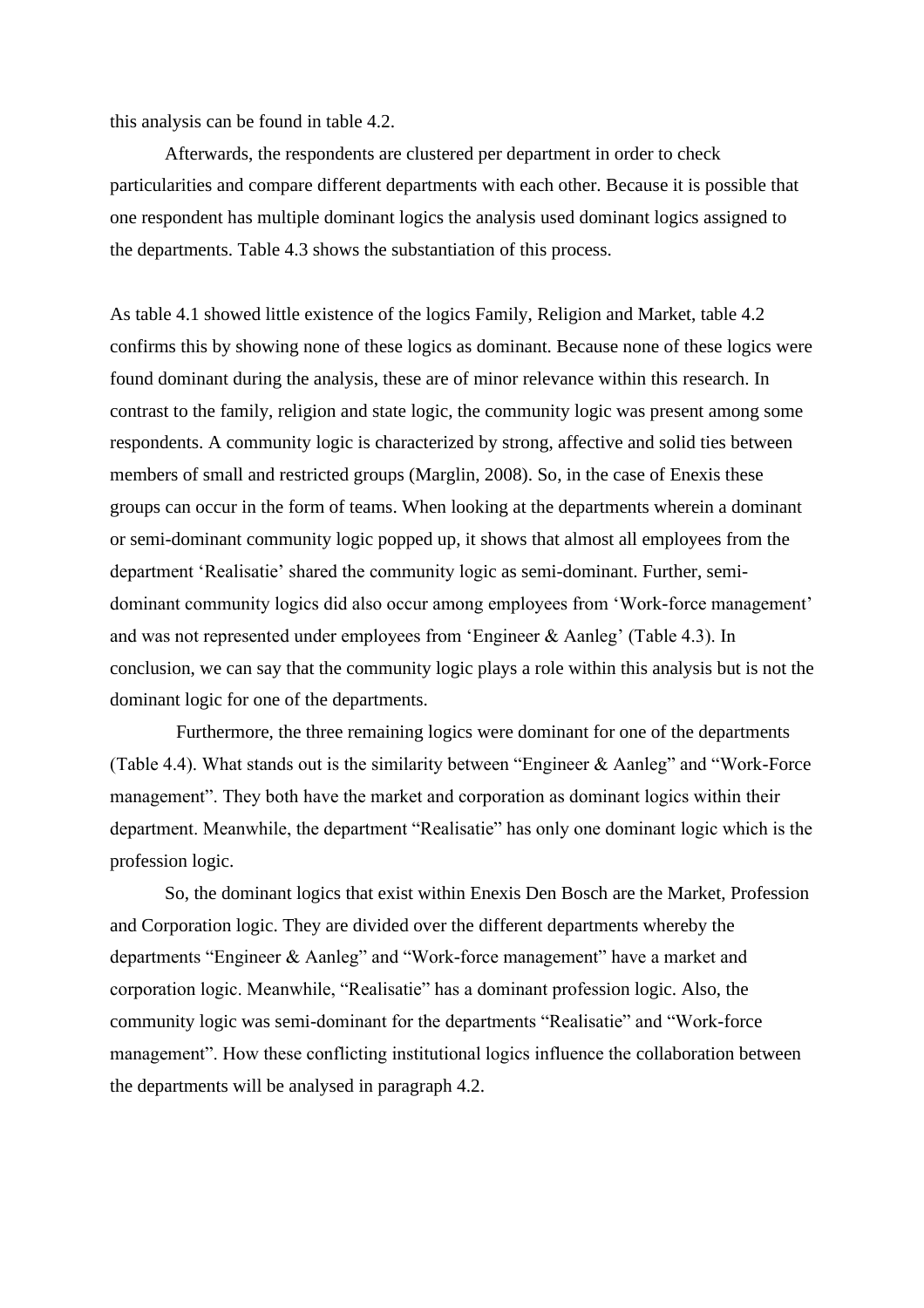this analysis can be found in table 4.2.

Afterwards, the respondents are clustered per department in order to check particularities and compare different departments with each other. Because it is possible that one respondent has multiple dominant logics the analysis used dominant logics assigned to the departments. Table 4.3 shows the substantiation of this process.

As table 4.1 showed little existence of the logics Family, Religion and Market, table 4.2 confirms this by showing none of these logics as dominant. Because none of these logics were found dominant during the analysis, these are of minor relevance within this research. In contrast to the family, religion and state logic, the community logic was present among some respondents. A community logic is characterized by strong, affective and solid ties between members of small and restricted groups (Marglin, 2008). So, in the case of Enexis these groups can occur in the form of teams. When looking at the departments wherein a dominant or semi-dominant community logic popped up, it shows that almost all employees from the department 'Realisatie' shared the community logic as semi-dominant. Further, semi-dominant community logics did also occur among employees from 'Work-force management' and was not represented under employees from 'Engineer & Aanleg' (Table 4.3). In conclusion, we can say that the community logic plays a role within this analysis but is not the dominant logic for one of the departments.

Furthermore, the three remaining logics were dominant for one of the departments (Table 4.4). What stands out is the similarity between "Engineer & Aanleg" and "Work-Force management". They both have the market and corporation as dominant logics within their department. Meanwhile, the department "Realisatie" has only one dominant logic which is the profession logic.

So, the dominant logics that exist within Enexis Den Bosch are the Market, Profession and Corporation logic. They are divided over the different departments whereby the departments "Engineer & Aanleg" and "Work-force management" have a market and corporation logic. Meanwhile, "Realisatie" has a dominant profession logic. Also, the community logic was semi-dominant for the departments "Realisatie" and "Work-force management". How these conflicting institutional logics influence the collaboration between the departments will be analysed in paragraph 4.2.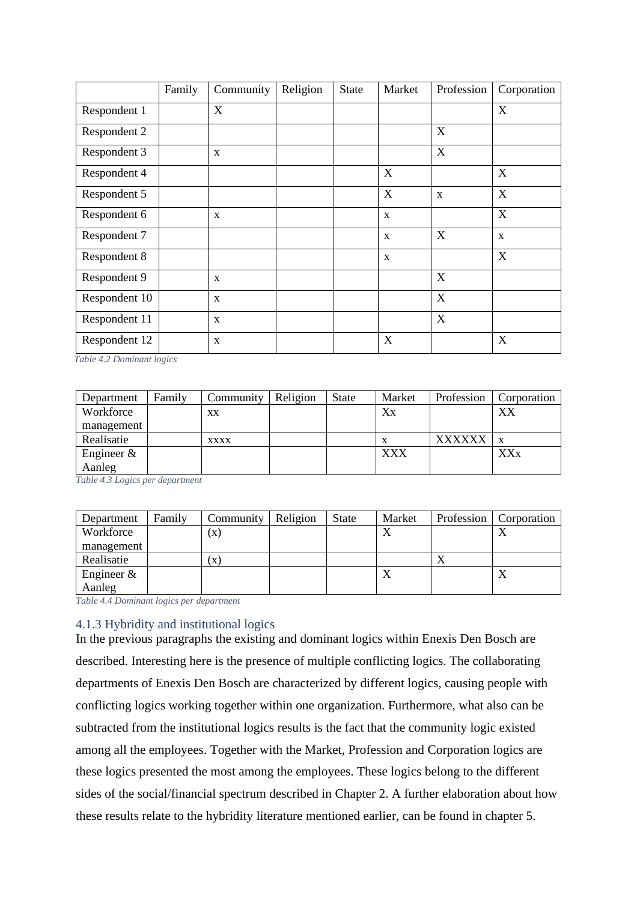| | Family | Community | Religion | State | Market | Profession | Corporation |
|---|---|---|---|---|---|---|---|
| Respondent 1 | | X | | | | | X |
| Respondent 2 | | | | | | X | |
| Respondent 3 | | x | | | | X | |
| Respondent 4 | | | | | X | | X |
| Respondent 5 | | | | | X | x | X |
| Respondent 6 | | x | | | x | | X |
| Respondent 7 | | | | | x | X | x |
| Respondent 8 | | | | | x | | X |
| Respondent 9 | | x | | | | X | |
| Respondent 10 | | x | | | | X | |
| Respondent 11 | | x | | | | X | |
| Respondent 12 | | x | | | X | | X |

*Table 4.2 Dominant logics*

| Department | Family | Community | Religion | State | Market | Profession | Corporation |
|---|---|---|---|---|---|---|---|
| Workforce management | | xx | | | Xx | | XX |
| Realisatie | | xxxx | | | x | XXXXXX | x |
| Engineer & Aanleg | | | | | XXX | | XXx |

*Table 4.3 Logics per department*

| Department | Family | Community | Religion | State | Market | Profession | Corporation |
|---|---|---|---|---|---|---|---|
| Workforce management | | (x) | | | X | | X |
| Realisatie | | (x) | | | | X | |
| Engineer & Aanleg | | | | | X | | X |

*Table 4.4 Dominant logics per department*

### 4.1.3 Hybridity and institutional logics

In the previous paragraphs the existing and dominant logics within Enexis Den Bosch are described. Interesting here is the presence of multiple conflicting logics. The collaborating departments of Enexis Den Bosch are characterized by different logics, causing people with conflicting logics working together within one organization. Furthermore, what also can be subtracted from the institutional logics results is the fact that the community logic existed among all the employees. Together with the Market, Profession and Corporation logics are these logics presented the most among the employees. These logics belong to the different sides of the social/financial spectrum described in Chapter 2. A further elaboration about how these results relate to the hybridity literature mentioned earlier, can be found in chapter 5.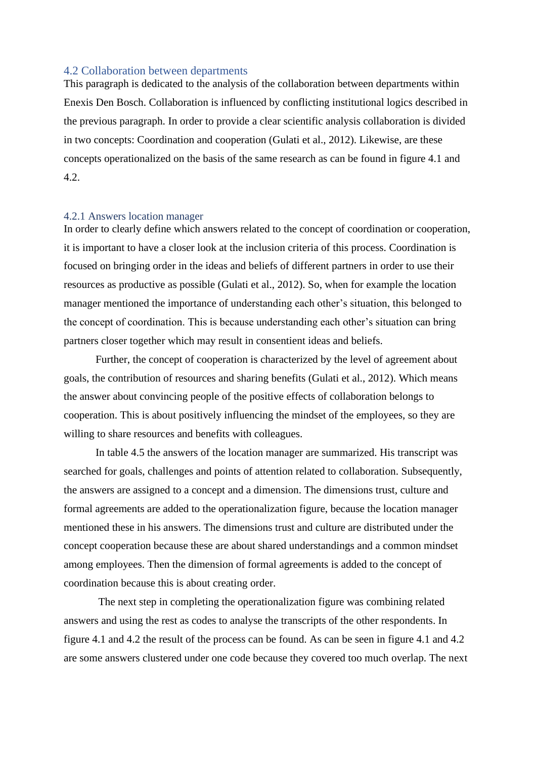### 4.2 Collaboration between departments

This paragraph is dedicated to the analysis of the collaboration between departments within Enexis Den Bosch. Collaboration is influenced by conflicting institutional logics described in the previous paragraph. In order to provide a clear scientific analysis collaboration is divided in two concepts: Coordination and cooperation (Gulati et al., 2012). Likewise, are these concepts operationalized on the basis of the same research as can be found in figure 4.1 and 4.2.

#### 4.2.1 Answers location manager

In order to clearly define which answers related to the concept of coordination or cooperation, it is important to have a closer look at the inclusion criteria of this process. Coordination is focused on bringing order in the ideas and beliefs of different partners in order to use their resources as productive as possible (Gulati et al., 2012). So, when for example the location manager mentioned the importance of understanding each other's situation, this belonged to the concept of coordination. This is because understanding each other's situation can bring partners closer together which may result in consentient ideas and beliefs.

Further, the concept of cooperation is characterized by the level of agreement about goals, the contribution of resources and sharing benefits (Gulati et al., 2012). Which means the answer about convincing people of the positive effects of collaboration belongs to cooperation. This is about positively influencing the mindset of the employees, so they are willing to share resources and benefits with colleagues.

In table 4.5 the answers of the location manager are summarized. His transcript was searched for goals, challenges and points of attention related to collaboration. Subsequently, the answers are assigned to a concept and a dimension. The dimensions trust, culture and formal agreements are added to the operationalization figure, because the location manager mentioned these in his answers. The dimensions trust and culture are distributed under the concept cooperation because these are about shared understandings and a common mindset among employees. Then the dimension of formal agreements is added to the concept of coordination because this is about creating order.

The next step in completing the operationalization figure was combining related answers and using the rest as codes to analyse the transcripts of the other respondents. In figure 4.1 and 4.2 the result of the process can be found. As can be seen in figure 4.1 and 4.2 are some answers clustered under one code because they covered too much overlap. The next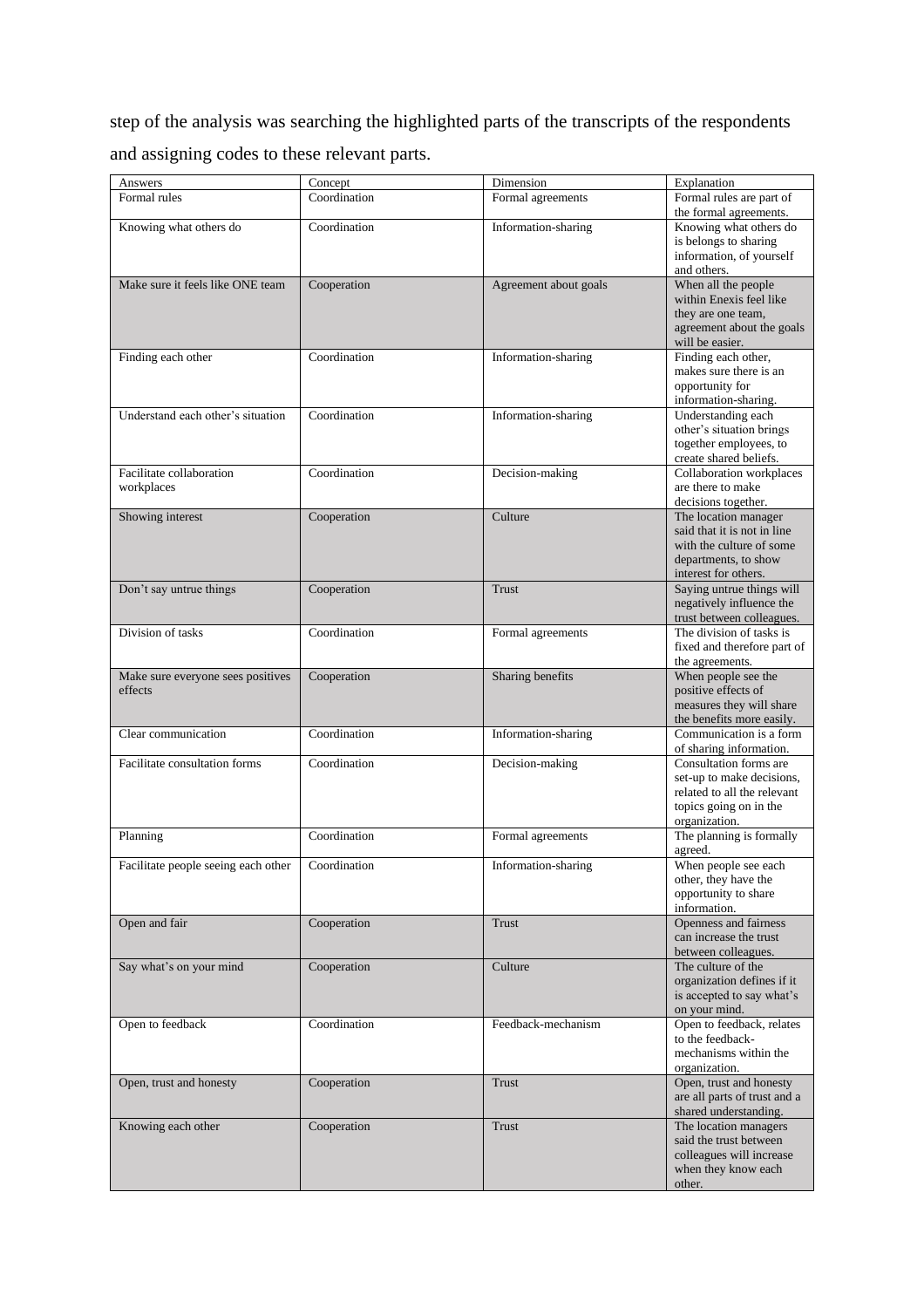step of the analysis was searching the highlighted parts of the transcripts of the respondents and assigning codes to these relevant parts.

| Answers | Concept | Dimension | Explanation |
|---|---|---|---|
| Formal rules | Coordination | Formal agreements | Formal rules are part of the formal agreements. |
| Knowing what others do | Coordination | Information-sharing | Knowing what others do is belongs to sharing information, of yourself and others. |
| Make sure it feels like ONE team | Cooperation | Agreement about goals | When all the people within Enexis feel like they are one team, agreement about the goals will be easier. |
| Finding each other | Coordination | Information-sharing | Finding each other, makes sure there is an opportunity for information-sharing. |
| Understand each other's situation | Coordination | Information-sharing | Understanding each other's situation brings together employees, to create shared beliefs. |
| Facilitate collaboration workplaces | Coordination | Decision-making | Collaboration workplaces are there to make decisions together. |
| Showing interest | Cooperation | Culture | The location manager said that it is not in line with the culture of some departments, to show interest for others. |
| Don't say untrue things | Cooperation | Trust | Saying untrue things will negatively influence the trust between colleagues. |
| Division of tasks | Coordination | Formal agreements | The division of tasks is fixed and therefore part of the agreements. |
| Make sure everyone sees positives effects | Cooperation | Sharing benefits | When people see the positive effects of measures they will share the benefits more easily. |
| Clear communication | Coordination | Information-sharing | Communication is a form of sharing information. |
| Facilitate consultation forms | Coordination | Decision-making | Consultation forms are set-up to make decisions, related to all the relevant topics going on in the organization. |
| Planning | Coordination | Formal agreements | The planning is formally agreed. |
| Facilitate people seeing each other | Coordination | Information-sharing | When people see each other, they have the opportunity to share information. |
| Open and fair | Cooperation | Trust | Openness and fairness can increase the trust between colleagues. |
| Say what's on your mind | Cooperation | Culture | The culture of the organization defines if it is accepted to say what's on your mind. |
| Open to feedback | Coordination | Feedback-mechanism | Open to feedback, relates to the feedback-mechanisms within the organization. |
| Open, trust and honesty | Cooperation | Trust | Open, trust and honesty are all parts of trust and a shared understanding. |
| Knowing each other | Cooperation | Trust | The location managers said the trust between colleagues will increase when they know each other. |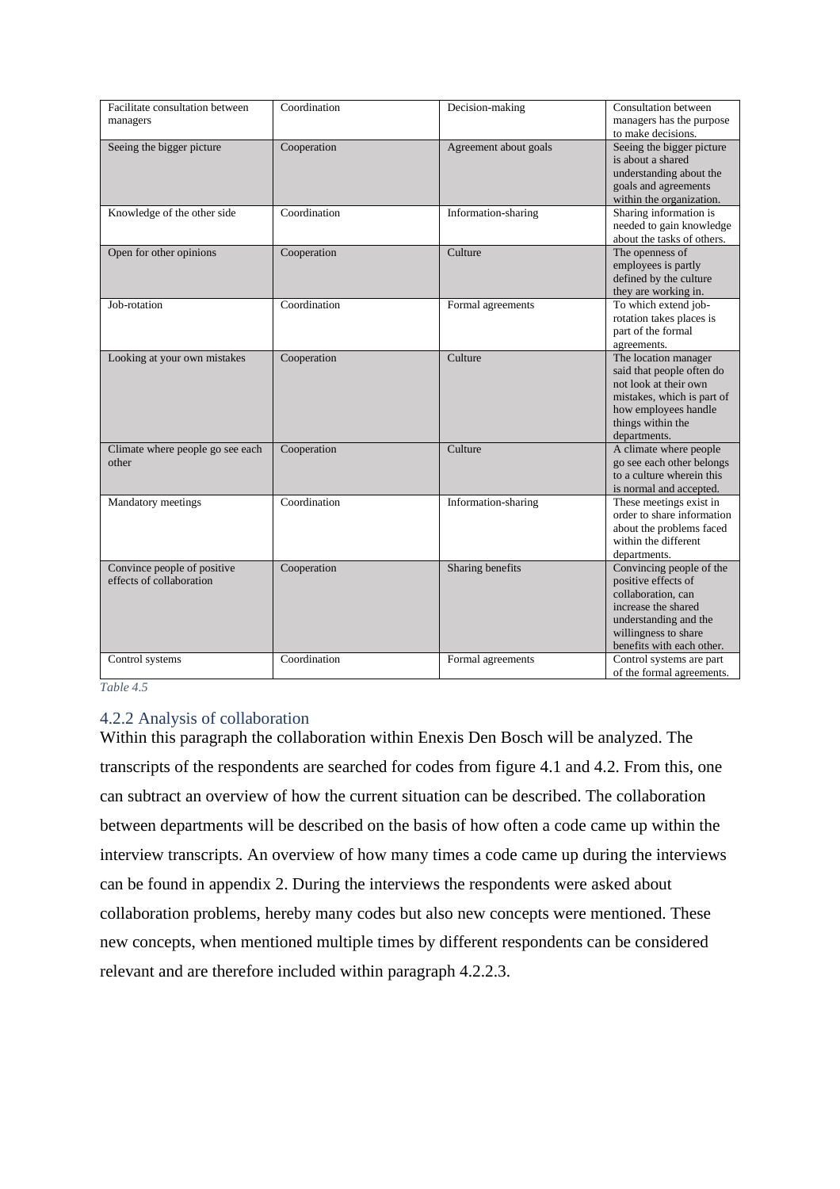| Facilitate consultation between managers | Coordination | Decision-making | Consultation between managers has the purpose to make decisions. |
|---|---|---|---|
| Seeing the bigger picture | Cooperation | Agreement about goals | Seeing the bigger picture is about a shared understanding about the goals and agreements within the organization. |
| Knowledge of the other side | Coordination | Information-sharing | Sharing information is needed to gain knowledge about the tasks of others. |
| Open for other opinions | Cooperation | Culture | The openness of employees is partly defined by the culture they are working in. |
| Job-rotation | Coordination | Formal agreements | To which extend job-rotation takes places is part of the formal agreements. |
| Looking at your own mistakes | Cooperation | Culture | The location manager said that people often do not look at their own mistakes, which is part of how employees handle things within the departments. |
| Climate where people go see each other | Cooperation | Culture | A climate where people go see each other belongs to a culture wherein this is normal and accepted. |
| Mandatory meetings | Coordination | Information-sharing | These meetings exist in order to share information about the problems faced within the different departments. |
| Convince people of positive effects of collaboration | Cooperation | Sharing benefits | Convincing people of the positive effects of collaboration, can increase the shared understanding and the willingness to share benefits with each other. |
| Control systems | Coordination | Formal agreements | Control systems are part of the formal agreements. |

*Table 4.5*

### 4.2.2 Analysis of collaboration

Within this paragraph the collaboration within Enexis Den Bosch will be analyzed. The transcripts of the respondents are searched for codes from figure 4.1 and 4.2. From this, one can subtract an overview of how the current situation can be described. The collaboration between departments will be described on the basis of how often a code came up within the interview transcripts. An overview of how many times a code came up during the interviews can be found in appendix 2. During the interviews the respondents were asked about collaboration problems, hereby many codes but also new concepts were mentioned. These new concepts, when mentioned multiple times by different respondents can be considered relevant and are therefore included within paragraph 4.2.2.3.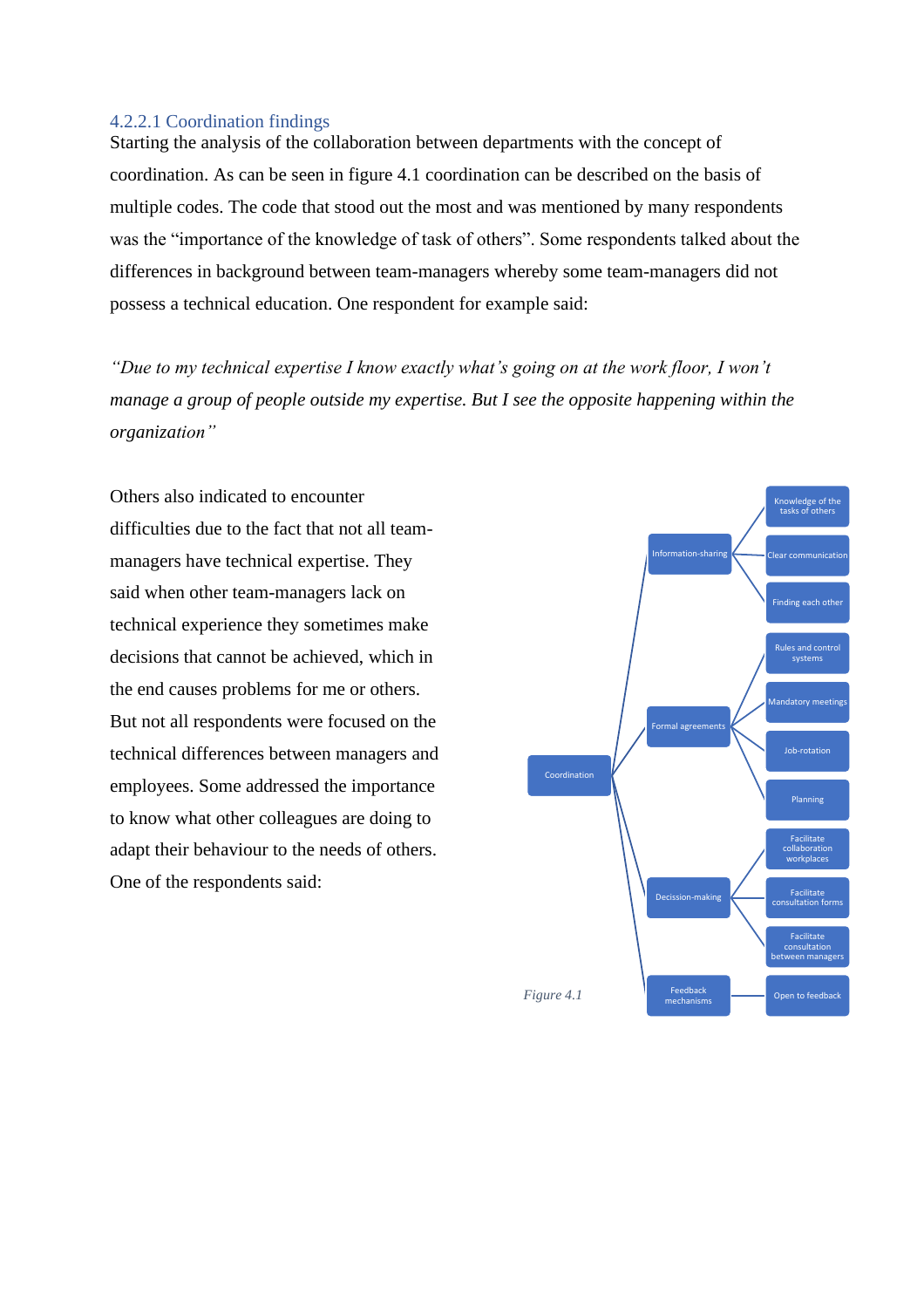### 4.2.2.1 Coordination findings

Starting the analysis of the collaboration between departments with the concept of coordination. As can be seen in figure 4.1 coordination can be described on the basis of multiple codes. The code that stood out the most and was mentioned by many respondents was the "importance of the knowledge of task of others". Some respondents talked about the differences in background between team-managers whereby some team-managers did not possess a technical education. One respondent for example said:

*"Due to my technical expertise I know exactly what's going on at the work floor, I won't manage a group of people outside my expertise. But I see the opposite happening within the organization"*

Others also indicated to encounter difficulties due to the fact that not all team-managers have technical expertise. They said when other team-managers lack on technical experience they sometimes make decisions that cannot be achieved, which in the end causes problems for me or others. But not all respondents were focused on the technical differences between managers and employees. Some addressed the importance to know what other colleagues are doing to adapt their behaviour to the needs of others. One of the respondents said:

- Coordination
  - Information-sharing
    - Knowledge of the tasks of others
    - Clear communication
    - Finding each other
  - Formal agreements
    - Rules and control systems
    - Mandatory meetings
    - Job-rotation
    - Planning
  - Decission-making
    - Facilitate collaboration workplaces
    - Facilitate consultation forms
    - Facilitate consultation between managers
  - Feedback mechanisms
    - Open to feedback

*Figure 4.1*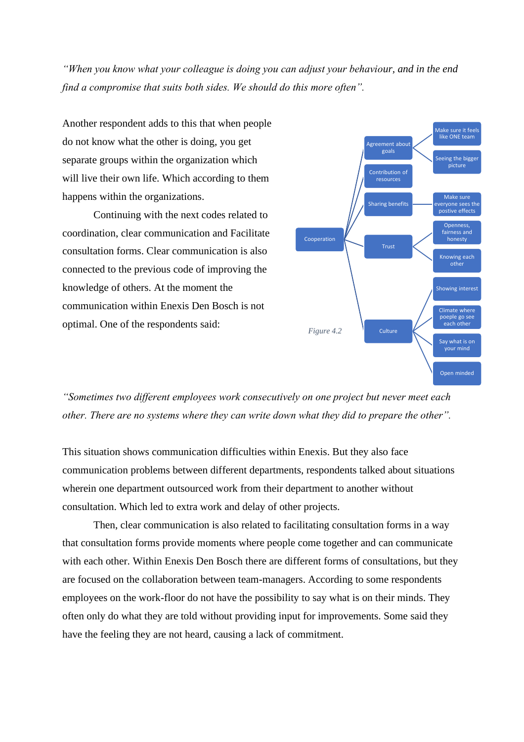*"When you know what your colleague is doing you can adjust your behaviour, and in the end find a compromise that suits both sides. We should do this more often".*

Another respondent adds to this that when people do not know what the other is doing, you get separate groups within the organization which will live their own life. Which according to them happens within the organizations.

Continuing with the next codes related to coordination, clear communication and Facilitate consultation forms. Clear communication is also connected to the previous code of improving the knowledge of others. At the moment the communication within Enexis Den Bosch is not optimal. One of the respondents said:

- Cooperation
  - Agreement about goals
    - Make sure it feels like ONE team
    - Seeing the bigger picture
  - Contribution of resources
  - Sharing benefits
    - Make sure everyone sees the postive effects
  - Trust
    - Openness, fairness and honesty
    - Knowing each other
  - Culture
    - Showing interest
    - Climate where poeple go see each other
    - Say what is on your mind
    - Open minded

*Figure 4.2*

*"Sometimes two different employees work consecutively on one project but never meet each other. There are no systems where they can write down what they did to prepare the other".*

This situation shows communication difficulties within Enexis. But they also face communication problems between different departments, respondents talked about situations wherein one department outsourced work from their department to another without consultation. Which led to extra work and delay of other projects.

Then, clear communication is also related to facilitating consultation forms in a way that consultation forms provide moments where people come together and can communicate with each other. Within Enexis Den Bosch there are different forms of consultations, but they are focused on the collaboration between team-managers. According to some respondents employees on the work-floor do not have the possibility to say what is on their minds. They often only do what they are told without providing input for improvements. Some said they have the feeling they are not heard, causing a lack of commitment.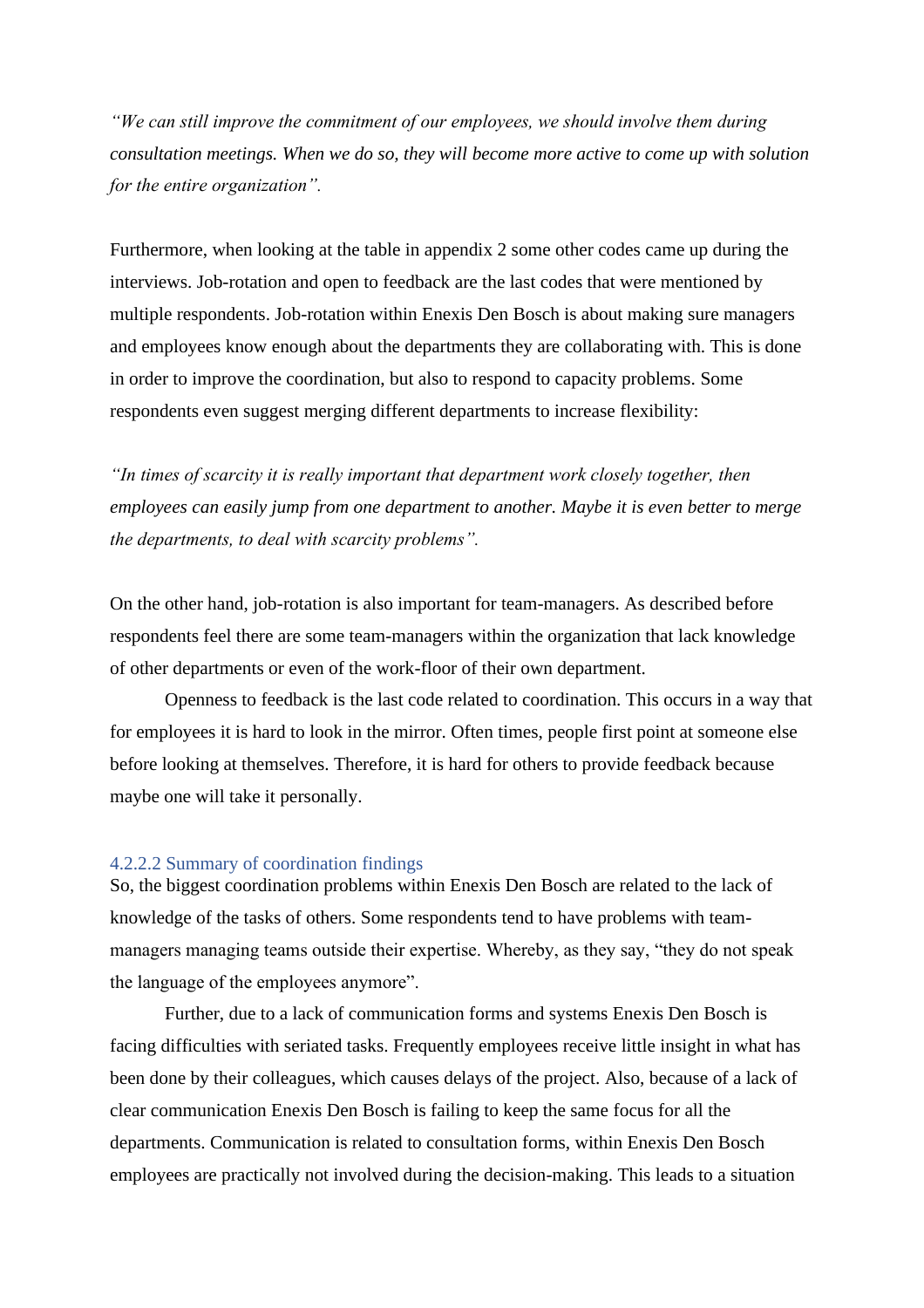*"We can still improve the commitment of our employees, we should involve them during consultation meetings. When we do so, they will become more active to come up with solution for the entire organization".*

Furthermore, when looking at the table in appendix 2 some other codes came up during the interviews. Job-rotation and open to feedback are the last codes that were mentioned by multiple respondents. Job-rotation within Enexis Den Bosch is about making sure managers and employees know enough about the departments they are collaborating with. This is done in order to improve the coordination, but also to respond to capacity problems. Some respondents even suggest merging different departments to increase flexibility:

*"In times of scarcity it is really important that department work closely together, then employees can easily jump from one department to another. Maybe it is even better to merge the departments, to deal with scarcity problems".*

On the other hand, job-rotation is also important for team-managers. As described before respondents feel there are some team-managers within the organization that lack knowledge of other departments or even of the work-floor of their own department.

Openness to feedback is the last code related to coordination. This occurs in a way that for employees it is hard to look in the mirror. Often times, people first point at someone else before looking at themselves. Therefore, it is hard for others to provide feedback because maybe one will take it personally.

#### 4.2.2.2 Summary of coordination findings

So, the biggest coordination problems within Enexis Den Bosch are related to the lack of knowledge of the tasks of others. Some respondents tend to have problems with team-managers managing teams outside their expertise. Whereby, as they say, "they do not speak the language of the employees anymore".

Further, due to a lack of communication forms and systems Enexis Den Bosch is facing difficulties with seriated tasks. Frequently employees receive little insight in what has been done by their colleagues, which causes delays of the project. Also, because of a lack of clear communication Enexis Den Bosch is failing to keep the same focus for all the departments. Communication is related to consultation forms, within Enexis Den Bosch employees are practically not involved during the decision-making. This leads to a situation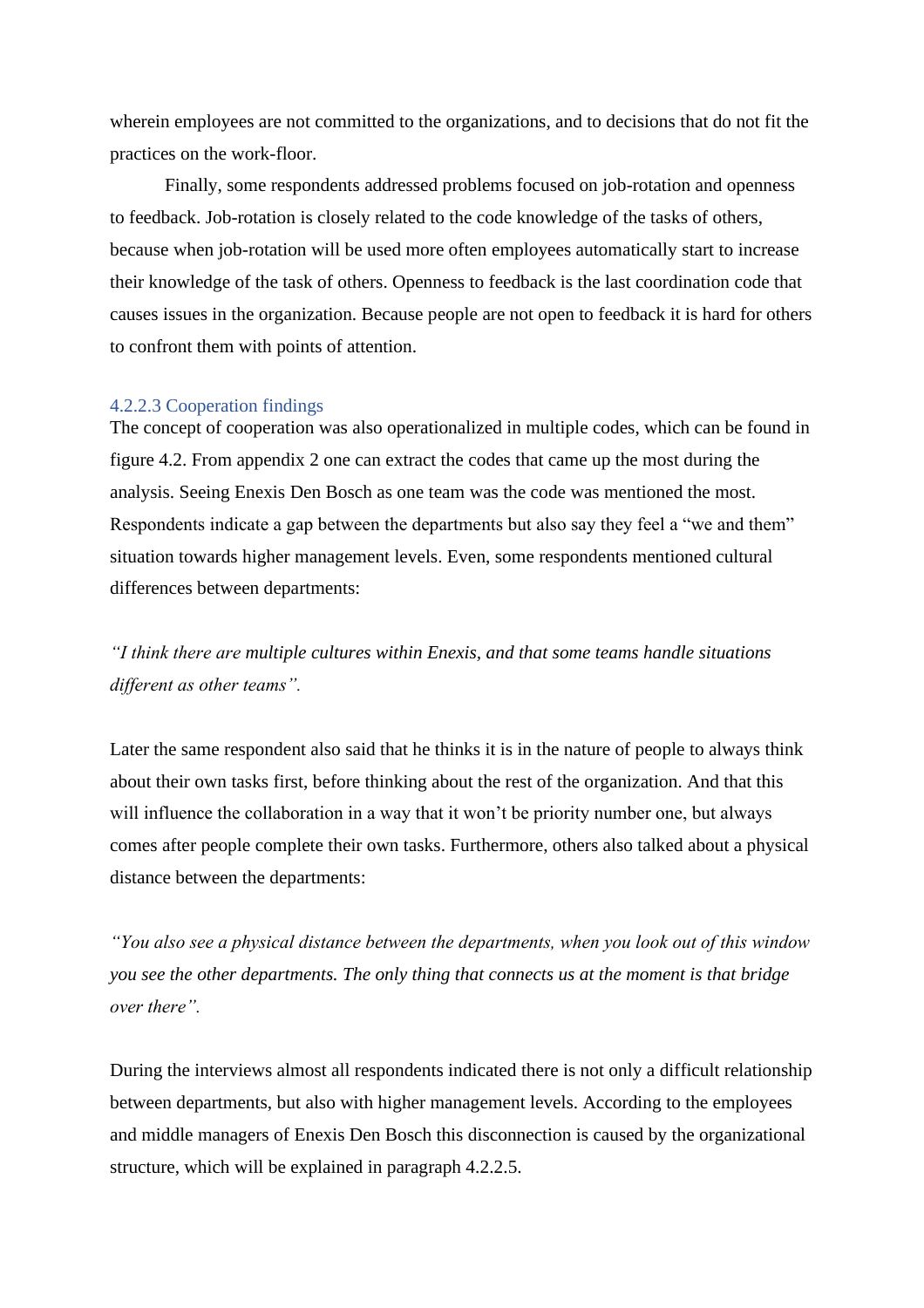wherein employees are not committed to the organizations, and to decisions that do not fit the practices on the work-floor.

Finally, some respondents addressed problems focused on job-rotation and openness to feedback. Job-rotation is closely related to the code knowledge of the tasks of others, because when job-rotation will be used more often employees automatically start to increase their knowledge of the task of others. Openness to feedback is the last coordination code that causes issues in the organization. Because people are not open to feedback it is hard for others to confront them with points of attention.

#### 4.2.2.3 Cooperation findings

The concept of cooperation was also operationalized in multiple codes, which can be found in figure 4.2. From appendix 2 one can extract the codes that came up the most during the analysis. Seeing Enexis Den Bosch as one team was the code was mentioned the most. Respondents indicate a gap between the departments but also say they feel a "we and them" situation towards higher management levels. Even, some respondents mentioned cultural differences between departments:

*"I think there are multiple cultures within Enexis, and that some teams handle situations different as other teams".*

Later the same respondent also said that he thinks it is in the nature of people to always think about their own tasks first, before thinking about the rest of the organization. And that this will influence the collaboration in a way that it won't be priority number one, but always comes after people complete their own tasks. Furthermore, others also talked about a physical distance between the departments:

*"You also see a physical distance between the departments, when you look out of this window you see the other departments. The only thing that connects us at the moment is that bridge over there".*

During the interviews almost all respondents indicated there is not only a difficult relationship between departments, but also with higher management levels. According to the employees and middle managers of Enexis Den Bosch this disconnection is caused by the organizational structure, which will be explained in paragraph 4.2.2.5.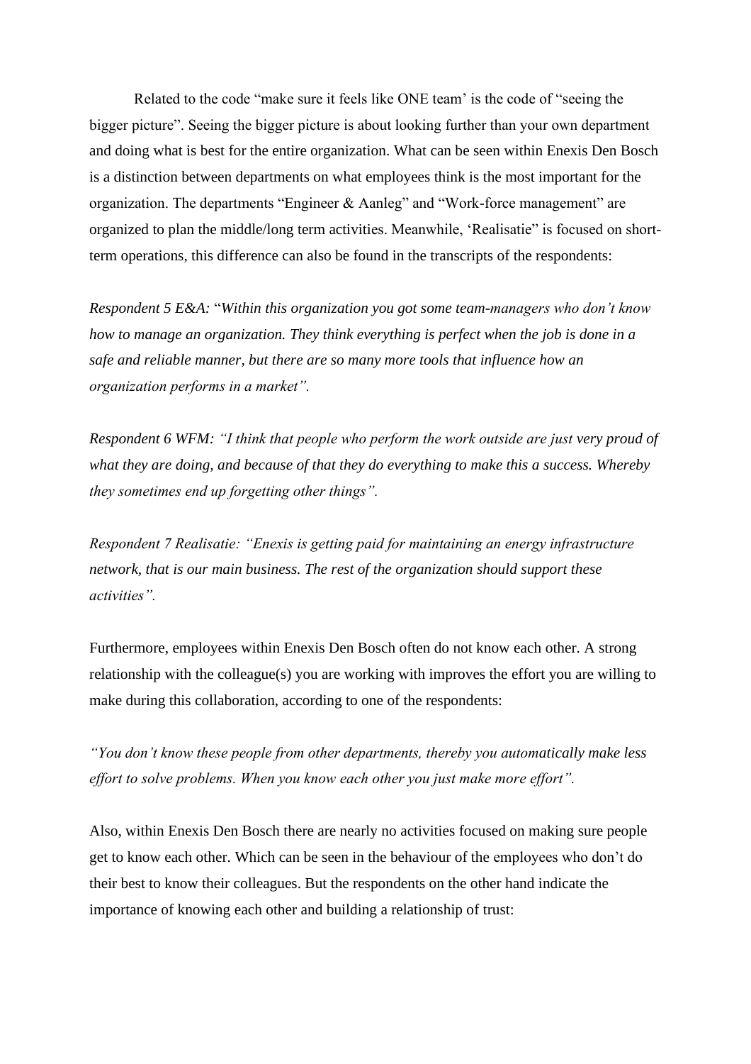Related to the code "make sure it feels like ONE team' is the code of "seeing the bigger picture". Seeing the bigger picture is about looking further than your own department and doing what is best for the entire organization. What can be seen within Enexis Den Bosch is a distinction between departments on what employees think is the most important for the organization. The departments "Engineer & Aanleg" and "Work-force management" are organized to plan the middle/long term activities. Meanwhile, 'Realisatie" is focused on short-term operations, this difference can also be found in the transcripts of the respondents:

*Respondent 5 E&A:* "*Within this organization you got some team-managers who don't know how to manage an organization. They think everything is perfect when the job is done in a safe and reliable manner, but there are so many more tools that influence how an organization performs in a market".*

*Respondent 6 WFM: "I think that people who perform the work outside are just very proud of what they are doing, and because of that they do everything to make this a success. Whereby they sometimes end up forgetting other things".*

*Respondent 7 Realisatie: "Enexis is getting paid for maintaining an energy infrastructure network, that is our main business. The rest of the organization should support these activities".*

Furthermore, employees within Enexis Den Bosch often do not know each other. A strong relationship with the colleague(s) you are working with improves the effort you are willing to make during this collaboration, according to one of the respondents:

*"You don't know these people from other departments, thereby you automatically make less effort to solve problems. When you know each other you just make more effort".*

Also, within Enexis Den Bosch there are nearly no activities focused on making sure people get to know each other. Which can be seen in the behaviour of the employees who don't do their best to know their colleagues. But the respondents on the other hand indicate the importance of knowing each other and building a relationship of trust: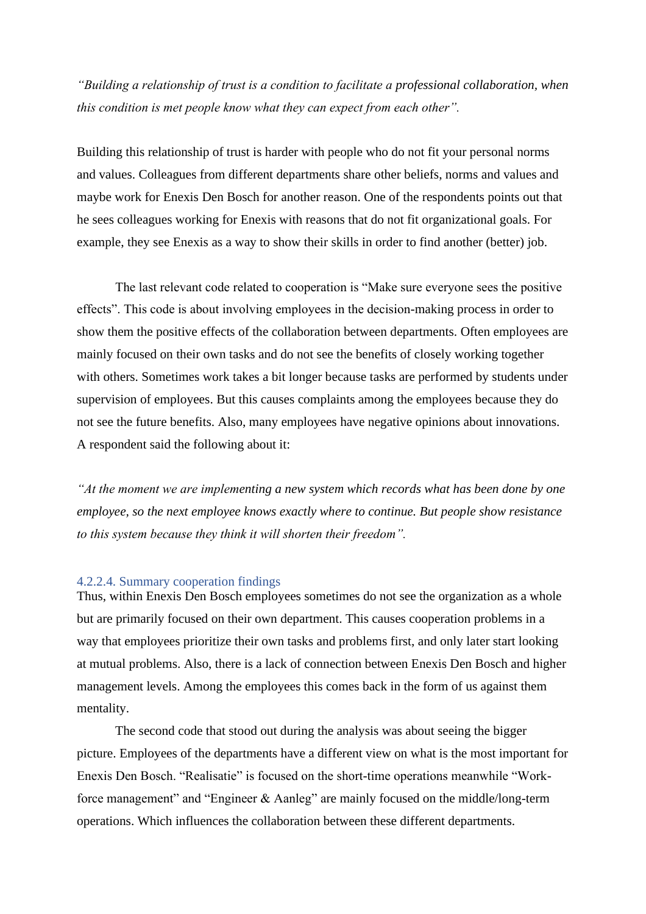*"Building a relationship of trust is a condition to facilitate a professional collaboration, when this condition is met people know what they can expect from each other".*

Building this relationship of trust is harder with people who do not fit your personal norms and values. Colleagues from different departments share other beliefs, norms and values and maybe work for Enexis Den Bosch for another reason. One of the respondents points out that he sees colleagues working for Enexis with reasons that do not fit organizational goals. For example, they see Enexis as a way to show their skills in order to find another (better) job.

The last relevant code related to cooperation is "Make sure everyone sees the positive effects". This code is about involving employees in the decision-making process in order to show them the positive effects of the collaboration between departments. Often employees are mainly focused on their own tasks and do not see the benefits of closely working together with others. Sometimes work takes a bit longer because tasks are performed by students under supervision of employees. But this causes complaints among the employees because they do not see the future benefits. Also, many employees have negative opinions about innovations. A respondent said the following about it:

*"At the moment we are implementing a new system which records what has been done by one employee, so the next employee knows exactly where to continue. But people show resistance to this system because they think it will shorten their freedom".*

#### 4.2.2.4. Summary cooperation findings

Thus, within Enexis Den Bosch employees sometimes do not see the organization as a whole but are primarily focused on their own department. This causes cooperation problems in a way that employees prioritize their own tasks and problems first, and only later start looking at mutual problems. Also, there is a lack of connection between Enexis Den Bosch and higher management levels. Among the employees this comes back in the form of us against them mentality.

The second code that stood out during the analysis was about seeing the bigger picture. Employees of the departments have a different view on what is the most important for Enexis Den Bosch. "Realisatie" is focused on the short-time operations meanwhile "Work-force management" and "Engineer & Aanleg" are mainly focused on the middle/long-term operations. Which influences the collaboration between these different departments.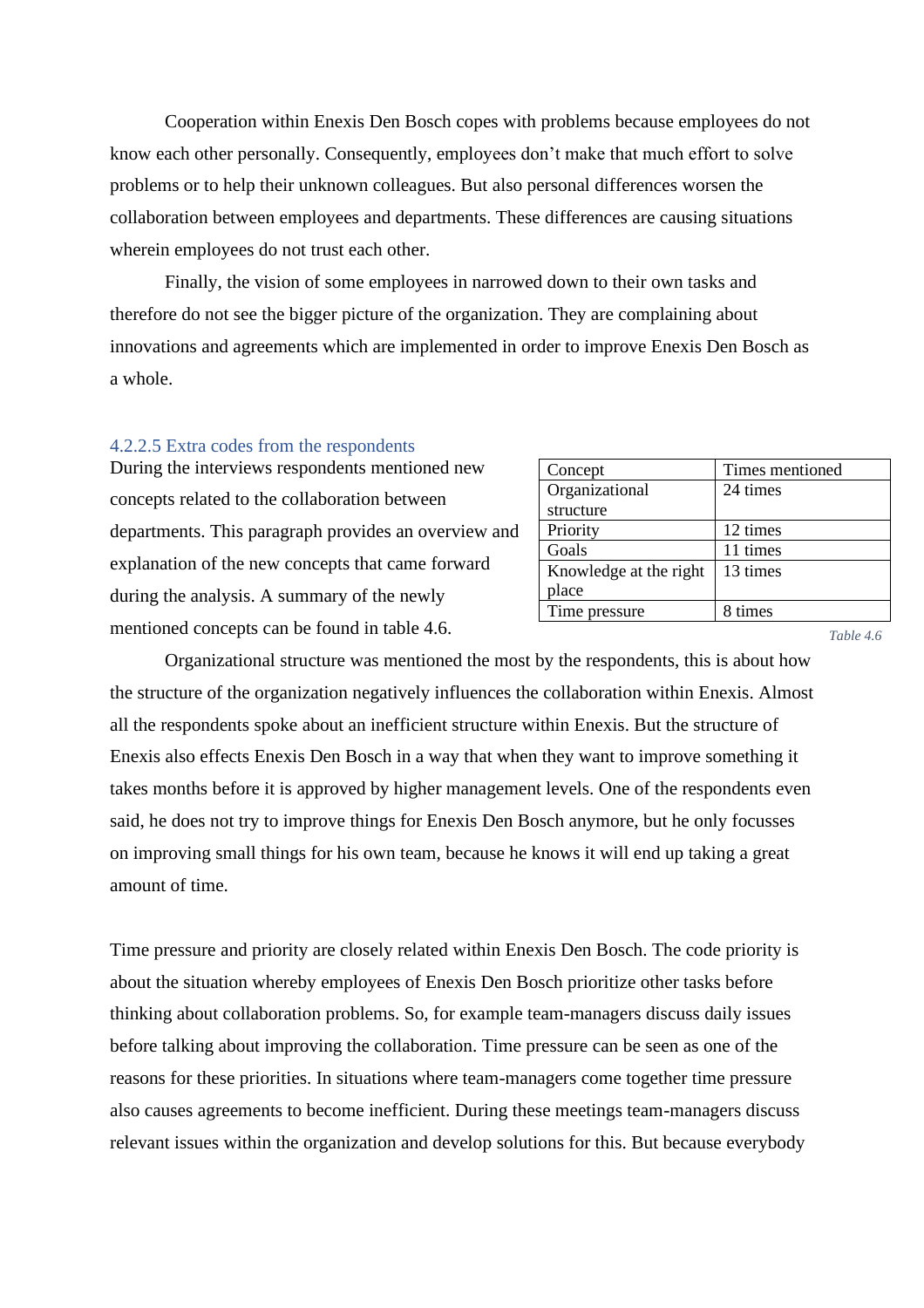Cooperation within Enexis Den Bosch copes with problems because employees do not know each other personally. Consequently, employees don't make that much effort to solve problems or to help their unknown colleagues. But also personal differences worsen the collaboration between employees and departments. These differences are causing situations wherein employees do not trust each other.

Finally, the vision of some employees in narrowed down to their own tasks and therefore do not see the bigger picture of the organization. They are complaining about innovations and agreements which are implemented in order to improve Enexis Den Bosch as a whole.

#### 4.2.2.5 Extra codes from the respondents

During the interviews respondents mentioned new concepts related to the collaboration between departments. This paragraph provides an overview and explanation of the new concepts that came forward during the analysis. A summary of the newly mentioned concepts can be found in table 4.6.

| Concept | Times mentioned |
| --- | --- |
| Organizational structure | 24 times |
| Priority | 12 times |
| Goals | 11 times |
| Knowledge at the right place | 13 times |
| Time pressure | 8 times |

*Table 4.6*

Organizational structure was mentioned the most by the respondents, this is about how the structure of the organization negatively influences the collaboration within Enexis. Almost all the respondents spoke about an inefficient structure within Enexis. But the structure of Enexis also effects Enexis Den Bosch in a way that when they want to improve something it takes months before it is approved by higher management levels. One of the respondents even said, he does not try to improve things for Enexis Den Bosch anymore, but he only focusses on improving small things for his own team, because he knows it will end up taking a great amount of time.

Time pressure and priority are closely related within Enexis Den Bosch. The code priority is about the situation whereby employees of Enexis Den Bosch prioritize other tasks before thinking about collaboration problems. So, for example team-managers discuss daily issues before talking about improving the collaboration. Time pressure can be seen as one of the reasons for these priorities. In situations where team-managers come together time pressure also causes agreements to become inefficient. During these meetings team-managers discuss relevant issues within the organization and develop solutions for this. But because everybody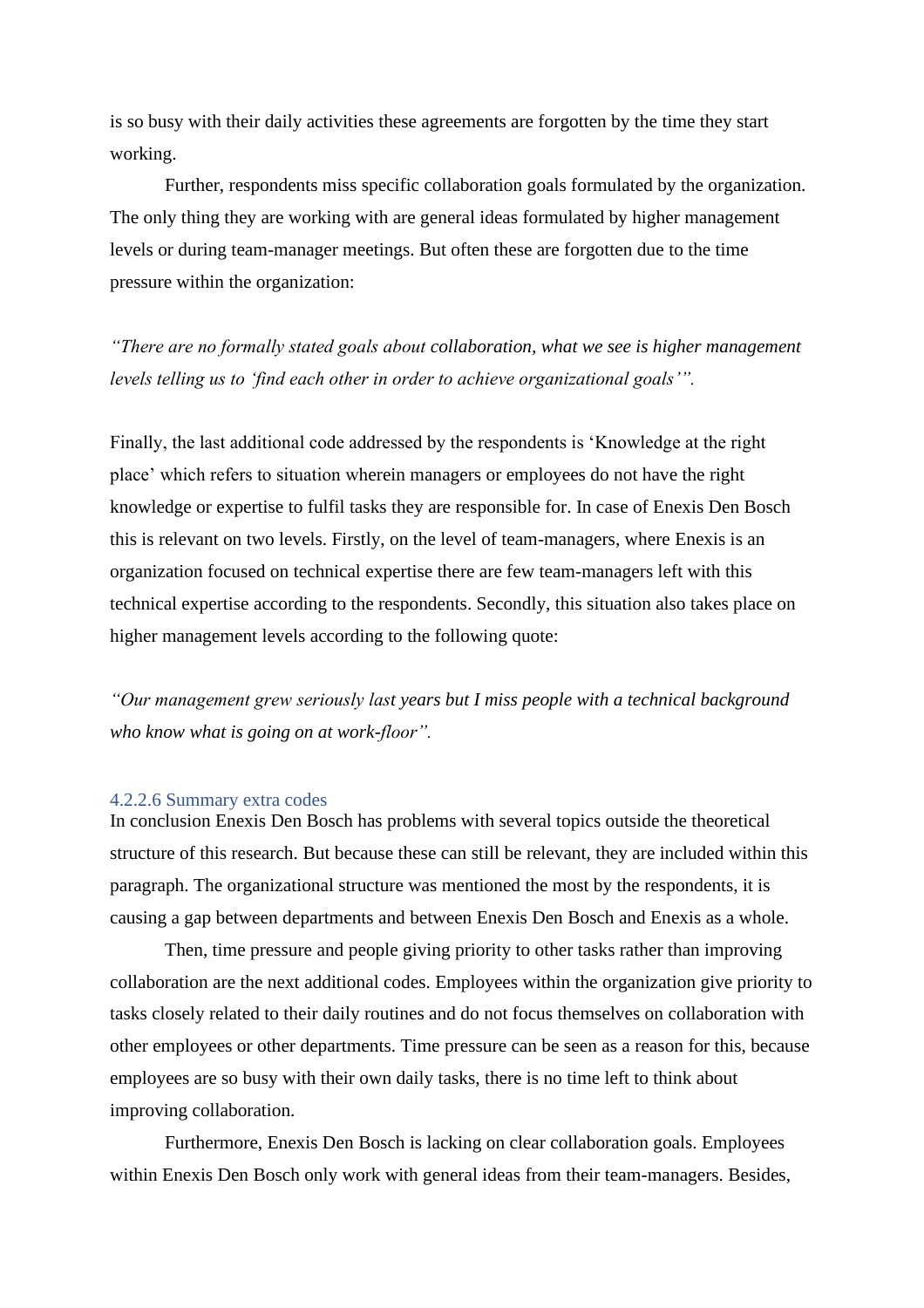is so busy with their daily activities these agreements are forgotten by the time they start working.

Further, respondents miss specific collaboration goals formulated by the organization. The only thing they are working with are general ideas formulated by higher management levels or during team-manager meetings. But often these are forgotten due to the time pressure within the organization:

*“There are no formally stated goals about collaboration, what we see is higher management levels telling us to ‘find each other in order to achieve organizational goals’”.*

Finally, the last additional code addressed by the respondents is ‘Knowledge at the right place’ which refers to situation wherein managers or employees do not have the right knowledge or expertise to fulfil tasks they are responsible for. In case of Enexis Den Bosch this is relevant on two levels. Firstly, on the level of team-managers, where Enexis is an organization focused on technical expertise there are few team-managers left with this technical expertise according to the respondents. Secondly, this situation also takes place on higher management levels according to the following quote:

*“Our management grew seriously last years but I miss people with a technical background who know what is going on at work-floor”.*

#### 4.2.2.6 Summary extra codes

In conclusion Enexis Den Bosch has problems with several topics outside the theoretical structure of this research. But because these can still be relevant, they are included within this paragraph. The organizational structure was mentioned the most by the respondents, it is causing a gap between departments and between Enexis Den Bosch and Enexis as a whole.

Then, time pressure and people giving priority to other tasks rather than improving collaboration are the next additional codes. Employees within the organization give priority to tasks closely related to their daily routines and do not focus themselves on collaboration with other employees or other departments. Time pressure can be seen as a reason for this, because employees are so busy with their own daily tasks, there is no time left to think about improving collaboration.

Furthermore, Enexis Den Bosch is lacking on clear collaboration goals. Employees within Enexis Den Bosch only work with general ideas from their team-managers. Besides,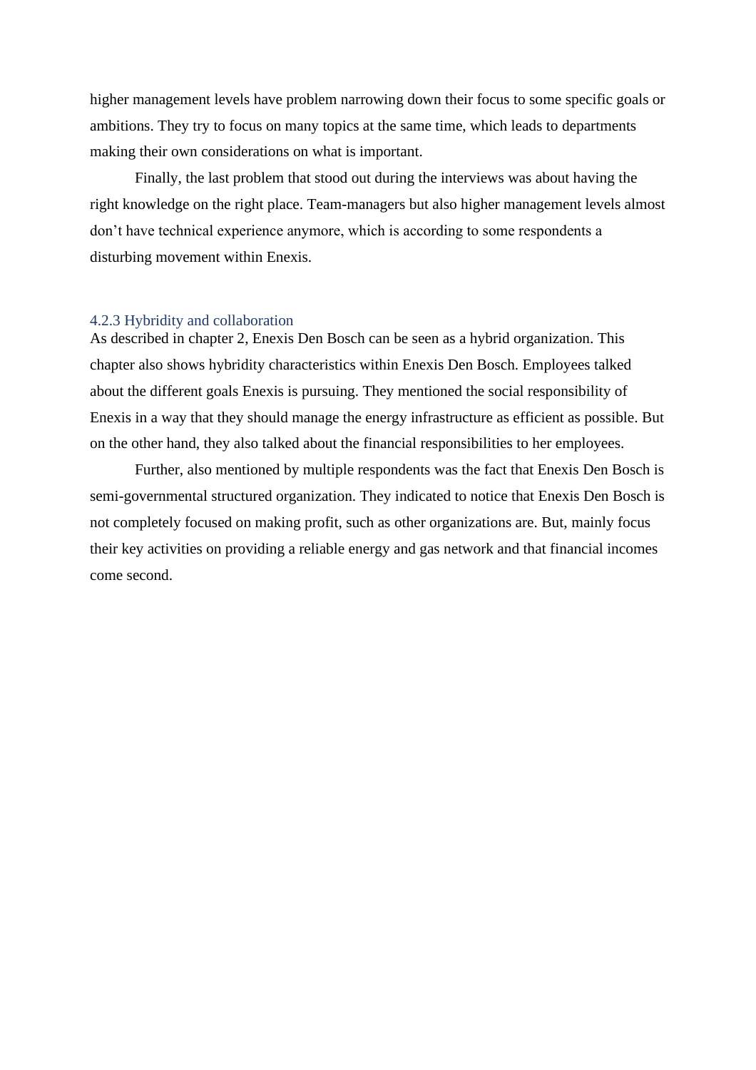higher management levels have problem narrowing down their focus to some specific goals or ambitions. They try to focus on many topics at the same time, which leads to departments making their own considerations on what is important.

Finally, the last problem that stood out during the interviews was about having the right knowledge on the right place. Team-managers but also higher management levels almost don't have technical experience anymore, which is according to some respondents a disturbing movement within Enexis.

### 4.2.3 Hybridity and collaboration

As described in chapter 2, Enexis Den Bosch can be seen as a hybrid organization. This chapter also shows hybridity characteristics within Enexis Den Bosch. Employees talked about the different goals Enexis is pursuing. They mentioned the social responsibility of Enexis in a way that they should manage the energy infrastructure as efficient as possible. But on the other hand, they also talked about the financial responsibilities to her employees.

Further, also mentioned by multiple respondents was the fact that Enexis Den Bosch is semi-governmental structured organization. They indicated to notice that Enexis Den Bosch is not completely focused on making profit, such as other organizations are. But, mainly focus their key activities on providing a reliable energy and gas network and that financial incomes come second.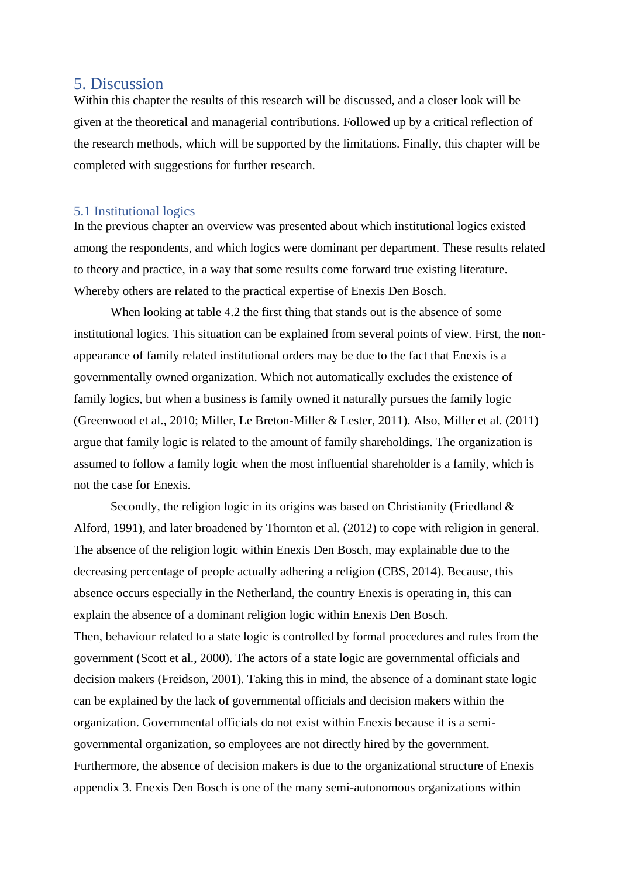# 5. Discussion

Within this chapter the results of this research will be discussed, and a closer look will be given at the theoretical and managerial contributions. Followed up by a critical reflection of the research methods, which will be supported by the limitations. Finally, this chapter will be completed with suggestions for further research.

## 5.1 Institutional logics

In the previous chapter an overview was presented about which institutional logics existed among the respondents, and which logics were dominant per department. These results related to theory and practice, in a way that some results come forward true existing literature. Whereby others are related to the practical expertise of Enexis Den Bosch.

When looking at table 4.2 the first thing that stands out is the absence of some institutional logics. This situation can be explained from several points of view. First, the non-appearance of family related institutional orders may be due to the fact that Enexis is a governmentally owned organization. Which not automatically excludes the existence of family logics, but when a business is family owned it naturally pursues the family logic (Greenwood et al., 2010; Miller, Le Breton-Miller & Lester, 2011). Also, Miller et al. (2011) argue that family logic is related to the amount of family shareholdings. The organization is assumed to follow a family logic when the most influential shareholder is a family, which is not the case for Enexis.

Secondly, the religion logic in its origins was based on Christianity (Friedland & Alford, 1991), and later broadened by Thornton et al. (2012) to cope with religion in general. The absence of the religion logic within Enexis Den Bosch, may explainable due to the decreasing percentage of people actually adhering a religion (CBS, 2014). Because, this absence occurs especially in the Netherland, the country Enexis is operating in, this can explain the absence of a dominant religion logic within Enexis Den Bosch.

Then, behaviour related to a state logic is controlled by formal procedures and rules from the government (Scott et al., 2000). The actors of a state logic are governmental officials and decision makers (Freidson, 2001). Taking this in mind, the absence of a dominant state logic can be explained by the lack of governmental officials and decision makers within the organization. Governmental officials do not exist within Enexis because it is a semi-governmental organization, so employees are not directly hired by the government. Furthermore, the absence of decision makers is due to the organizational structure of Enexis appendix 3. Enexis Den Bosch is one of the many semi-autonomous organizations within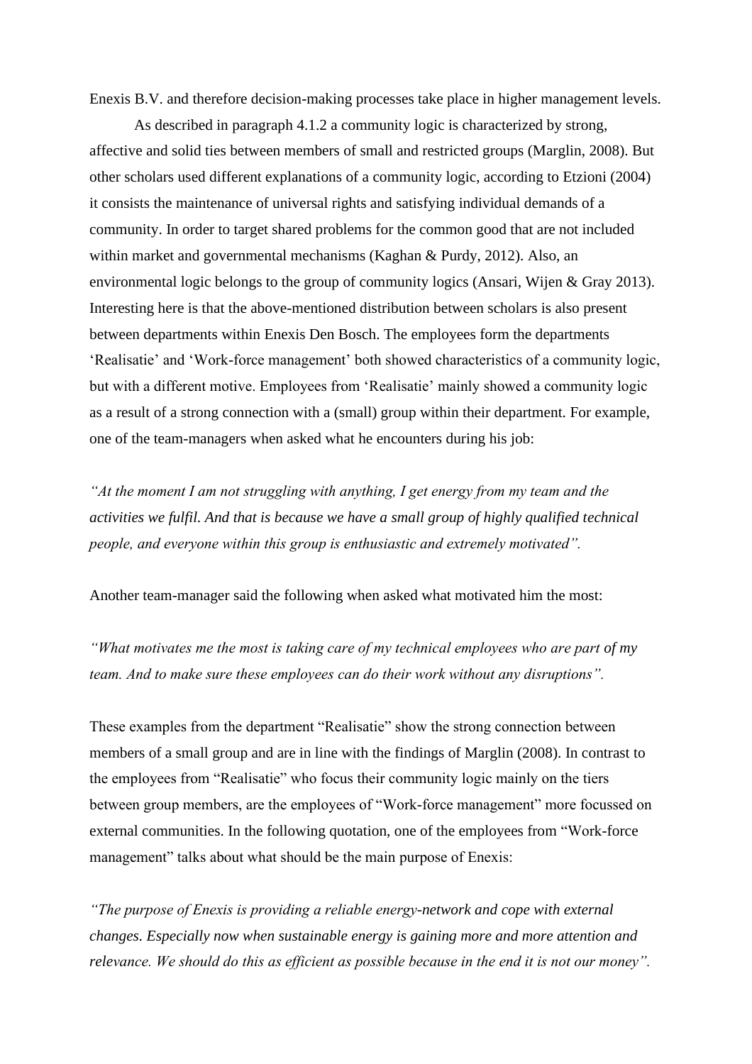Enexis B.V. and therefore decision-making processes take place in higher management levels.

As described in paragraph 4.1.2 a community logic is characterized by strong, affective and solid ties between members of small and restricted groups (Marglin, 2008). But other scholars used different explanations of a community logic, according to Etzioni (2004) it consists the maintenance of universal rights and satisfying individual demands of a community. In order to target shared problems for the common good that are not included within market and governmental mechanisms (Kaghan & Purdy, 2012). Also, an environmental logic belongs to the group of community logics (Ansari, Wijen & Gray 2013). Interesting here is that the above-mentioned distribution between scholars is also present between departments within Enexis Den Bosch. The employees form the departments 'Realisatie' and 'Work-force management' both showed characteristics of a community logic, but with a different motive. Employees from 'Realisatie' mainly showed a community logic as a result of a strong connection with a (small) group within their department. For example, one of the team-managers when asked what he encounters during his job:

*"At the moment I am not struggling with anything, I get energy from my team and the activities we fulfil. And that is because we have a small group of highly qualified technical people, and everyone within this group is enthusiastic and extremely motivated".*

Another team-manager said the following when asked what motivated him the most:

*"What motivates me the most is taking care of my technical employees who are part of my team. And to make sure these employees can do their work without any disruptions".*

These examples from the department "Realisatie" show the strong connection between members of a small group and are in line with the findings of Marglin (2008). In contrast to the employees from "Realisatie" who focus their community logic mainly on the tiers between group members, are the employees of "Work-force management" more focussed on external communities. In the following quotation, one of the employees from "Work-force management" talks about what should be the main purpose of Enexis:

*"The purpose of Enexis is providing a reliable energy-network and cope with external changes. Especially now when sustainable energy is gaining more and more attention and relevance. We should do this as efficient as possible because in the end it is not our money".*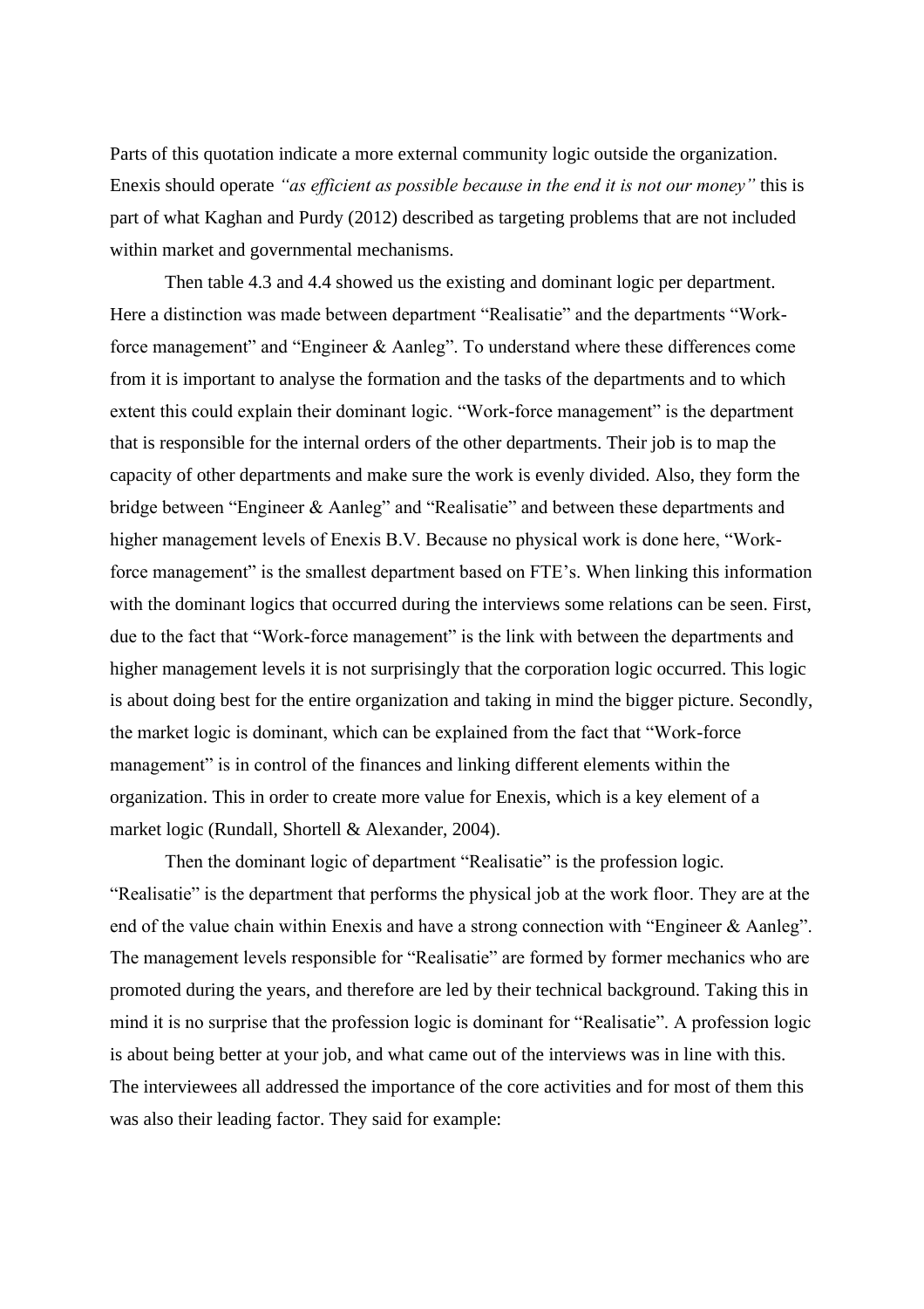Parts of this quotation indicate a more external community logic outside the organization. Enexis should operate *"as efficient as possible because in the end it is not our money"* this is part of what Kaghan and Purdy (2012) described as targeting problems that are not included within market and governmental mechanisms.

Then table 4.3 and 4.4 showed us the existing and dominant logic per department. Here a distinction was made between department "Realisatie" and the departments "Work-force management" and "Engineer & Aanleg". To understand where these differences come from it is important to analyse the formation and the tasks of the departments and to which extent this could explain their dominant logic. "Work-force management" is the department that is responsible for the internal orders of the other departments. Their job is to map the capacity of other departments and make sure the work is evenly divided. Also, they form the bridge between "Engineer & Aanleg" and "Realisatie" and between these departments and higher management levels of Enexis B.V. Because no physical work is done here, "Work-force management" is the smallest department based on FTE's. When linking this information with the dominant logics that occurred during the interviews some relations can be seen. First, due to the fact that "Work-force management" is the link with between the departments and higher management levels it is not surprisingly that the corporation logic occurred. This logic is about doing best for the entire organization and taking in mind the bigger picture. Secondly, the market logic is dominant, which can be explained from the fact that "Work-force management" is in control of the finances and linking different elements within the organization. This in order to create more value for Enexis, which is a key element of a market logic (Rundall, Shortell & Alexander, 2004).

Then the dominant logic of department "Realisatie" is the profession logic. "Realisatie" is the department that performs the physical job at the work floor. They are at the end of the value chain within Enexis and have a strong connection with "Engineer & Aanleg". The management levels responsible for "Realisatie" are formed by former mechanics who are promoted during the years, and therefore are led by their technical background. Taking this in mind it is no surprise that the profession logic is dominant for "Realisatie". A profession logic is about being better at your job, and what came out of the interviews was in line with this. The interviewees all addressed the importance of the core activities and for most of them this was also their leading factor. They said for example: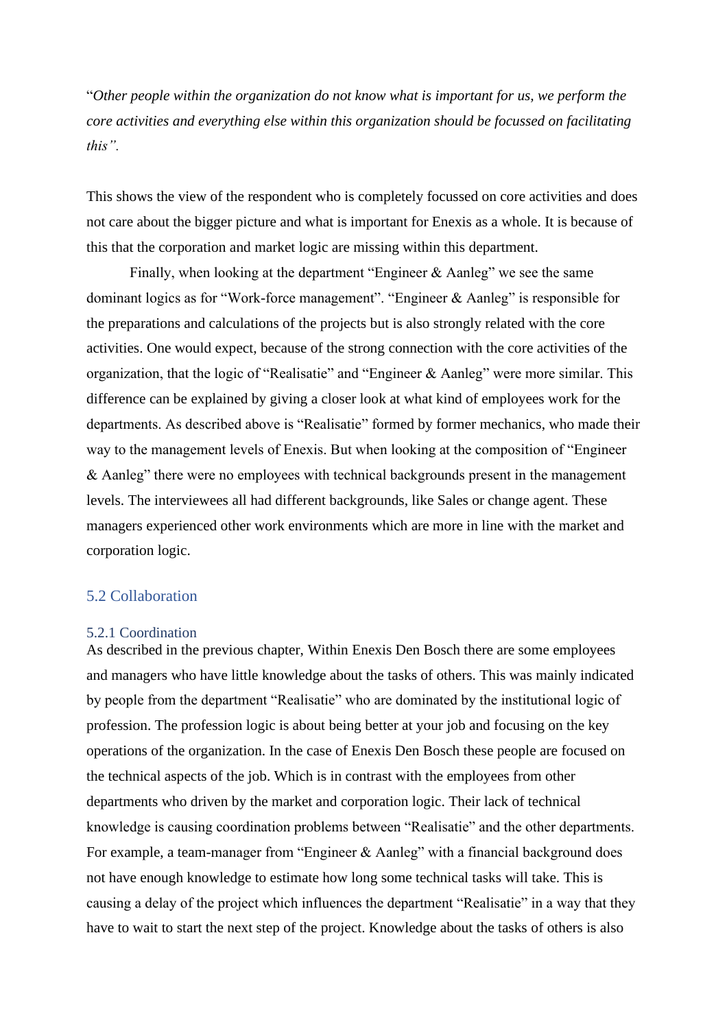"*Other people within the organization do not know what is important for us, we perform the core activities and everything else within this organization should be focussed on facilitating this".*

This shows the view of the respondent who is completely focussed on core activities and does not care about the bigger picture and what is important for Enexis as a whole. It is because of this that the corporation and market logic are missing within this department.

Finally, when looking at the department "Engineer & Aanleg" we see the same dominant logics as for "Work-force management". "Engineer & Aanleg" is responsible for the preparations and calculations of the projects but is also strongly related with the core activities. One would expect, because of the strong connection with the core activities of the organization, that the logic of "Realisatie" and "Engineer & Aanleg" were more similar. This difference can be explained by giving a closer look at what kind of employees work for the departments. As described above is "Realisatie" formed by former mechanics, who made their way to the management levels of Enexis. But when looking at the composition of "Engineer & Aanleg" there were no employees with technical backgrounds present in the management levels. The interviewees all had different backgrounds, like Sales or change agent. These managers experienced other work environments which are more in line with the market and corporation logic.

## 5.2 Collaboration

### 5.2.1 Coordination

As described in the previous chapter, Within Enexis Den Bosch there are some employees and managers who have little knowledge about the tasks of others. This was mainly indicated by people from the department "Realisatie" who are dominated by the institutional logic of profession. The profession logic is about being better at your job and focusing on the key operations of the organization. In the case of Enexis Den Bosch these people are focused on the technical aspects of the job. Which is in contrast with the employees from other departments who driven by the market and corporation logic. Their lack of technical knowledge is causing coordination problems between "Realisatie" and the other departments. For example, a team-manager from "Engineer & Aanleg" with a financial background does not have enough knowledge to estimate how long some technical tasks will take. This is causing a delay of the project which influences the department "Realisatie" in a way that they have to wait to start the next step of the project. Knowledge about the tasks of others is also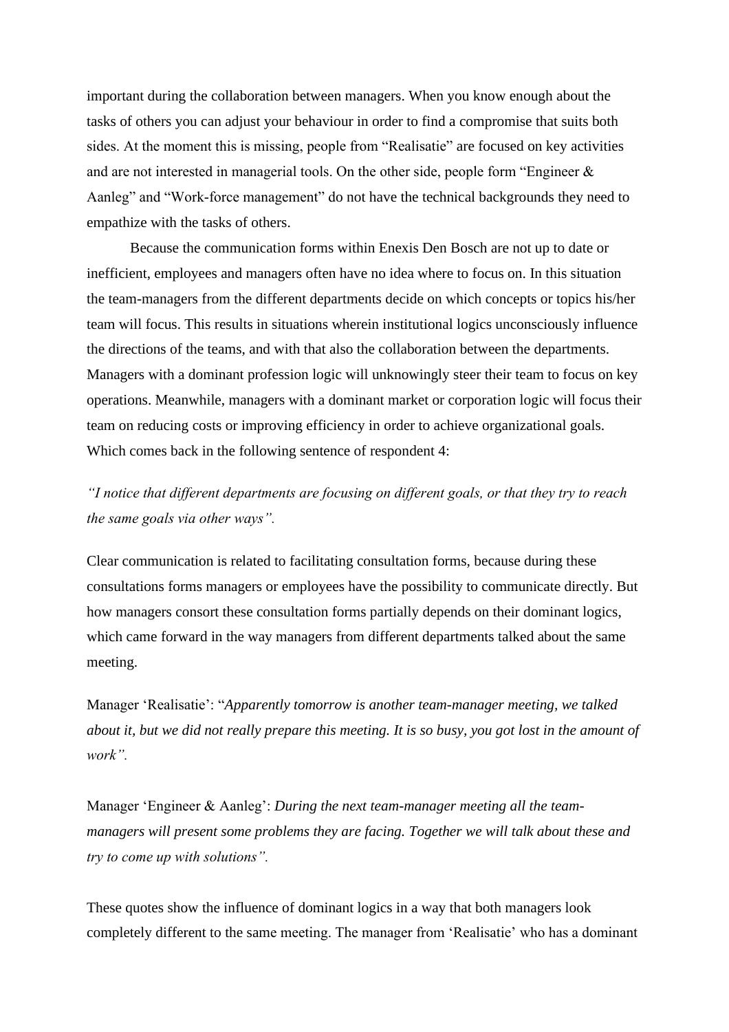important during the collaboration between managers. When you know enough about the tasks of others you can adjust your behaviour in order to find a compromise that suits both sides. At the moment this is missing, people from "Realisatie" are focused on key activities and are not interested in managerial tools. On the other side, people form "Engineer & Aanleg" and "Work-force management" do not have the technical backgrounds they need to empathize with the tasks of others.

Because the communication forms within Enexis Den Bosch are not up to date or inefficient, employees and managers often have no idea where to focus on. In this situation the team-managers from the different departments decide on which concepts or topics his/her team will focus. This results in situations wherein institutional logics unconsciously influence the directions of the teams, and with that also the collaboration between the departments. Managers with a dominant profession logic will unknowingly steer their team to focus on key operations. Meanwhile, managers with a dominant market or corporation logic will focus their team on reducing costs or improving efficiency in order to achieve organizational goals. Which comes back in the following sentence of respondent 4:

*"I notice that different departments are focusing on different goals, or that they try to reach the same goals via other ways".*

Clear communication is related to facilitating consultation forms, because during these consultations forms managers or employees have the possibility to communicate directly. But how managers consort these consultation forms partially depends on their dominant logics, which came forward in the way managers from different departments talked about the same meeting.

Manager 'Realisatie': "*Apparently tomorrow is another team-manager meeting, we talked about it, but we did not really prepare this meeting. It is so busy, you got lost in the amount of work".*

Manager 'Engineer & Aanleg': *During the next team-manager meeting all the team-managers will present some problems they are facing. Together we will talk about these and try to come up with solutions".*

These quotes show the influence of dominant logics in a way that both managers look completely different to the same meeting. The manager from 'Realisatie' who has a dominant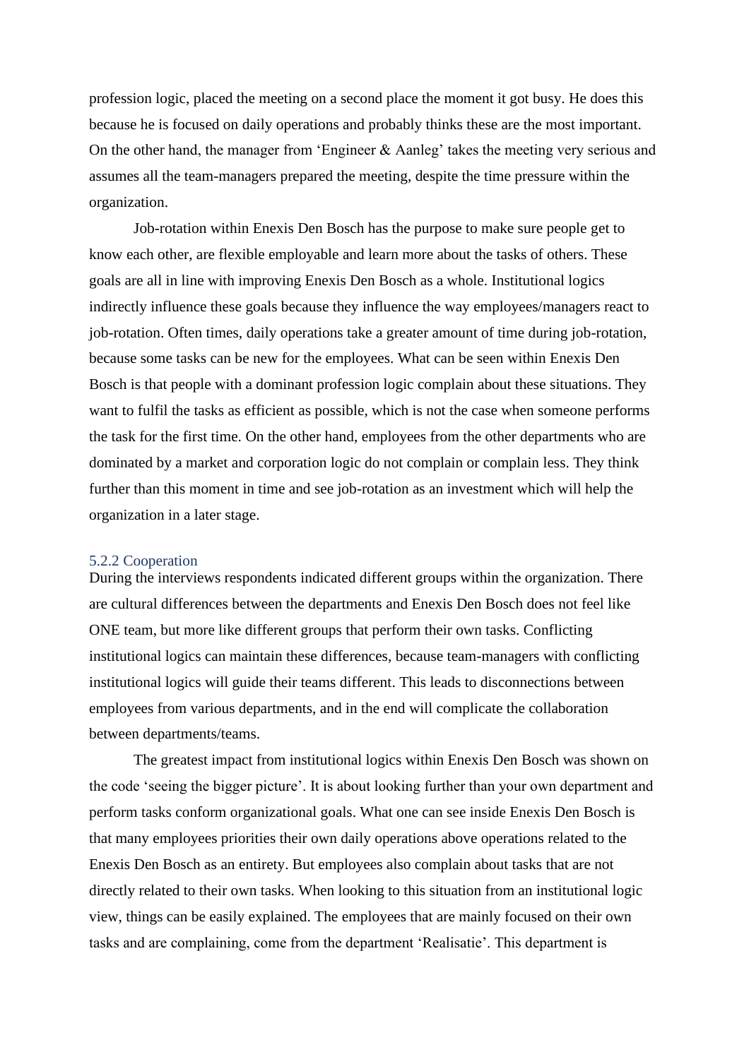profession logic, placed the meeting on a second place the moment it got busy. He does this because he is focused on daily operations and probably thinks these are the most important. On the other hand, the manager from 'Engineer & Aanleg' takes the meeting very serious and assumes all the team-managers prepared the meeting, despite the time pressure within the organization.

Job-rotation within Enexis Den Bosch has the purpose to make sure people get to know each other, are flexible employable and learn more about the tasks of others. These goals are all in line with improving Enexis Den Bosch as a whole. Institutional logics indirectly influence these goals because they influence the way employees/managers react to job-rotation. Often times, daily operations take a greater amount of time during job-rotation, because some tasks can be new for the employees. What can be seen within Enexis Den Bosch is that people with a dominant profession logic complain about these situations. They want to fulfil the tasks as efficient as possible, which is not the case when someone performs the task for the first time. On the other hand, employees from the other departments who are dominated by a market and corporation logic do not complain or complain less. They think further than this moment in time and see job-rotation as an investment which will help the organization in a later stage.

### 5.2.2 Cooperation

During the interviews respondents indicated different groups within the organization. There are cultural differences between the departments and Enexis Den Bosch does not feel like ONE team, but more like different groups that perform their own tasks. Conflicting institutional logics can maintain these differences, because team-managers with conflicting institutional logics will guide their teams different. This leads to disconnections between employees from various departments, and in the end will complicate the collaboration between departments/teams.

The greatest impact from institutional logics within Enexis Den Bosch was shown on the code 'seeing the bigger picture'. It is about looking further than your own department and perform tasks conform organizational goals. What one can see inside Enexis Den Bosch is that many employees priorities their own daily operations above operations related to the Enexis Den Bosch as an entirety. But employees also complain about tasks that are not directly related to their own tasks. When looking to this situation from an institutional logic view, things can be easily explained. The employees that are mainly focused on their own tasks and are complaining, come from the department 'Realisatie'. This department is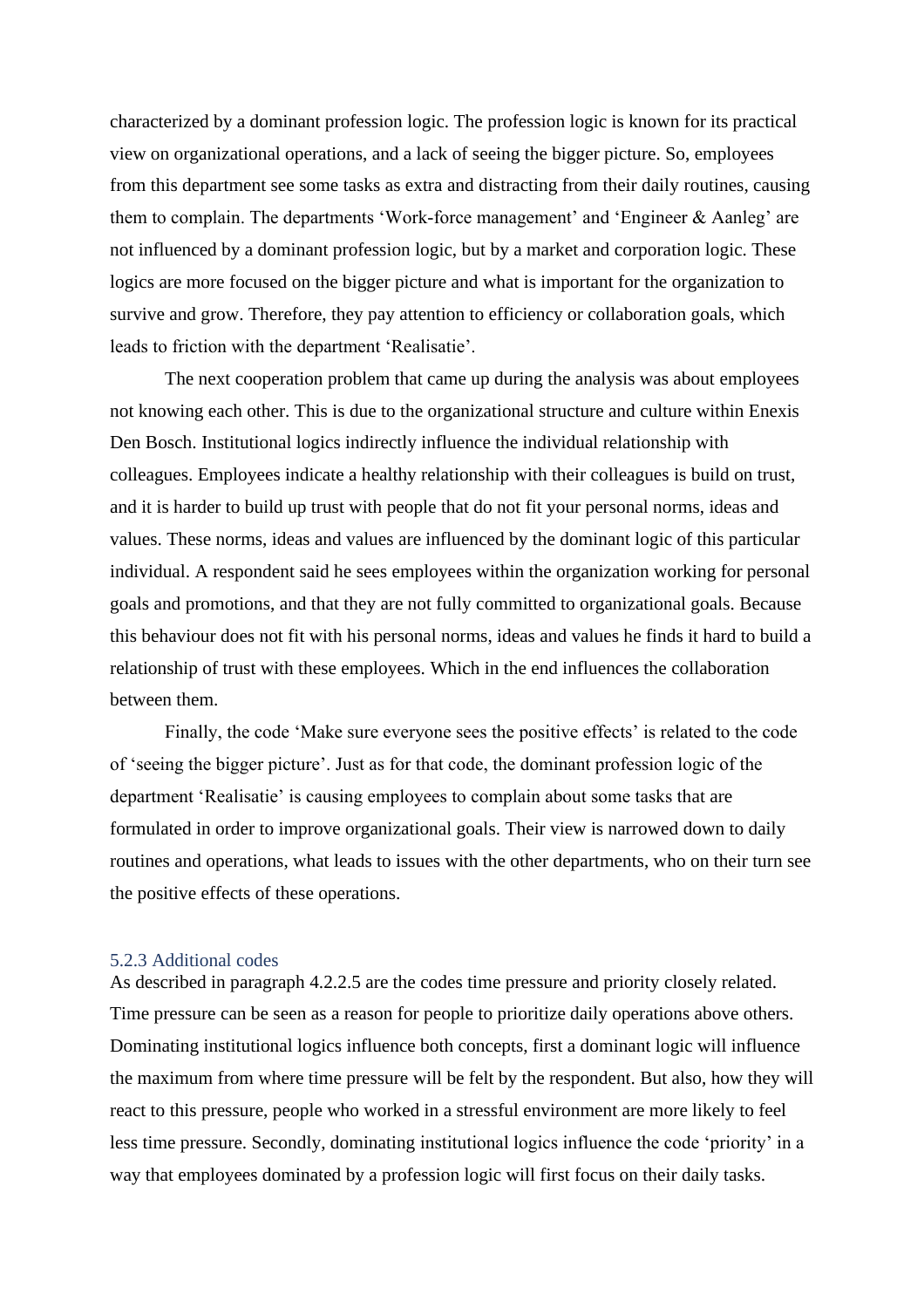characterized by a dominant profession logic. The profession logic is known for its practical view on organizational operations, and a lack of seeing the bigger picture. So, employees from this department see some tasks as extra and distracting from their daily routines, causing them to complain. The departments 'Work-force management' and 'Engineer & Aanleg' are not influenced by a dominant profession logic, but by a market and corporation logic. These logics are more focused on the bigger picture and what is important for the organization to survive and grow. Therefore, they pay attention to efficiency or collaboration goals, which leads to friction with the department 'Realisatie'.

The next cooperation problem that came up during the analysis was about employees not knowing each other. This is due to the organizational structure and culture within Enexis Den Bosch. Institutional logics indirectly influence the individual relationship with colleagues. Employees indicate a healthy relationship with their colleagues is build on trust, and it is harder to build up trust with people that do not fit your personal norms, ideas and values. These norms, ideas and values are influenced by the dominant logic of this particular individual. A respondent said he sees employees within the organization working for personal goals and promotions, and that they are not fully committed to organizational goals. Because this behaviour does not fit with his personal norms, ideas and values he finds it hard to build a relationship of trust with these employees. Which in the end influences the collaboration between them.

Finally, the code 'Make sure everyone sees the positive effects' is related to the code of 'seeing the bigger picture'. Just as for that code, the dominant profession logic of the department 'Realisatie' is causing employees to complain about some tasks that are formulated in order to improve organizational goals. Their view is narrowed down to daily routines and operations, what leads to issues with the other departments, who on their turn see the positive effects of these operations.

### 5.2.3 Additional codes

As described in paragraph 4.2.2.5 are the codes time pressure and priority closely related. Time pressure can be seen as a reason for people to prioritize daily operations above others. Dominating institutional logics influence both concepts, first a dominant logic will influence the maximum from where time pressure will be felt by the respondent. But also, how they will react to this pressure, people who worked in a stressful environment are more likely to feel less time pressure. Secondly, dominating institutional logics influence the code 'priority' in a way that employees dominated by a profession logic will first focus on their daily tasks.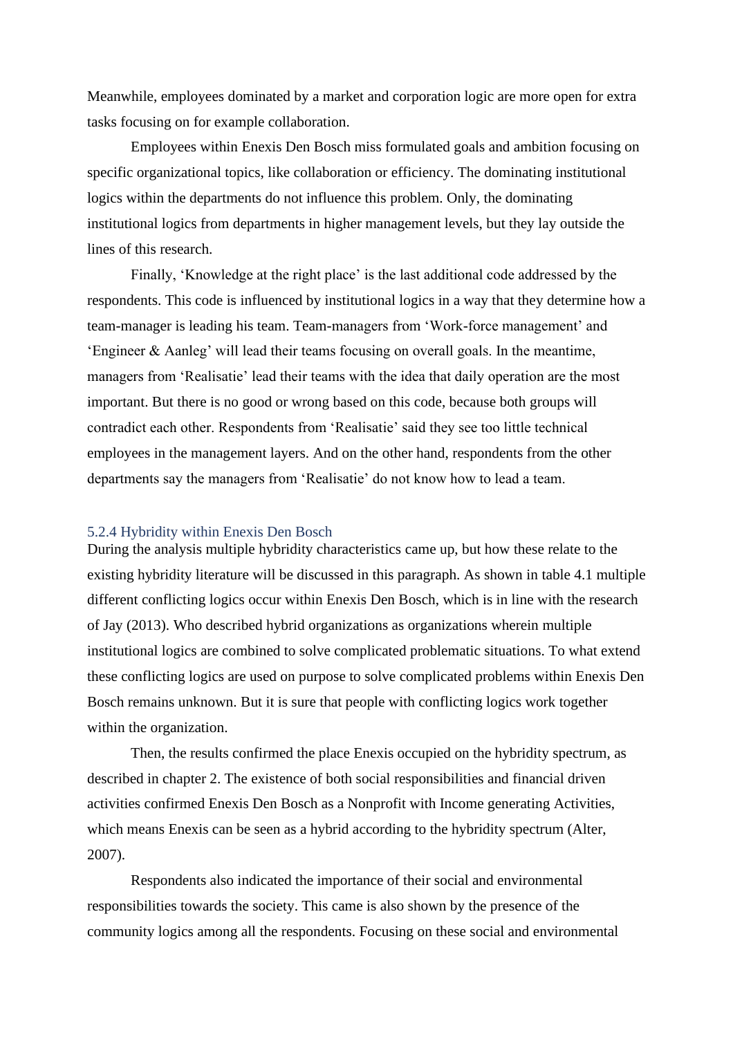Meanwhile, employees dominated by a market and corporation logic are more open for extra tasks focusing on for example collaboration.

Employees within Enexis Den Bosch miss formulated goals and ambition focusing on specific organizational topics, like collaboration or efficiency. The dominating institutional logics within the departments do not influence this problem. Only, the dominating institutional logics from departments in higher management levels, but they lay outside the lines of this research.

Finally, 'Knowledge at the right place' is the last additional code addressed by the respondents. This code is influenced by institutional logics in a way that they determine how a team-manager is leading his team. Team-managers from 'Work-force management' and 'Engineer & Aanleg' will lead their teams focusing on overall goals. In the meantime, managers from 'Realisatie' lead their teams with the idea that daily operation are the most important. But there is no good or wrong based on this code, because both groups will contradict each other. Respondents from 'Realisatie' said they see too little technical employees in the management layers. And on the other hand, respondents from the other departments say the managers from 'Realisatie' do not know how to lead a team.

### 5.2.4 Hybridity within Enexis Den Bosch

During the analysis multiple hybridity characteristics came up, but how these relate to the existing hybridity literature will be discussed in this paragraph. As shown in table 4.1 multiple different conflicting logics occur within Enexis Den Bosch, which is in line with the research of Jay (2013). Who described hybrid organizations as organizations wherein multiple institutional logics are combined to solve complicated problematic situations. To what extend these conflicting logics are used on purpose to solve complicated problems within Enexis Den Bosch remains unknown. But it is sure that people with conflicting logics work together within the organization.

Then, the results confirmed the place Enexis occupied on the hybridity spectrum, as described in chapter 2. The existence of both social responsibilities and financial driven activities confirmed Enexis Den Bosch as a Nonprofit with Income generating Activities, which means Enexis can be seen as a hybrid according to the hybridity spectrum (Alter, 2007).

Respondents also indicated the importance of their social and environmental responsibilities towards the society. This came is also shown by the presence of the community logics among all the respondents. Focusing on these social and environmental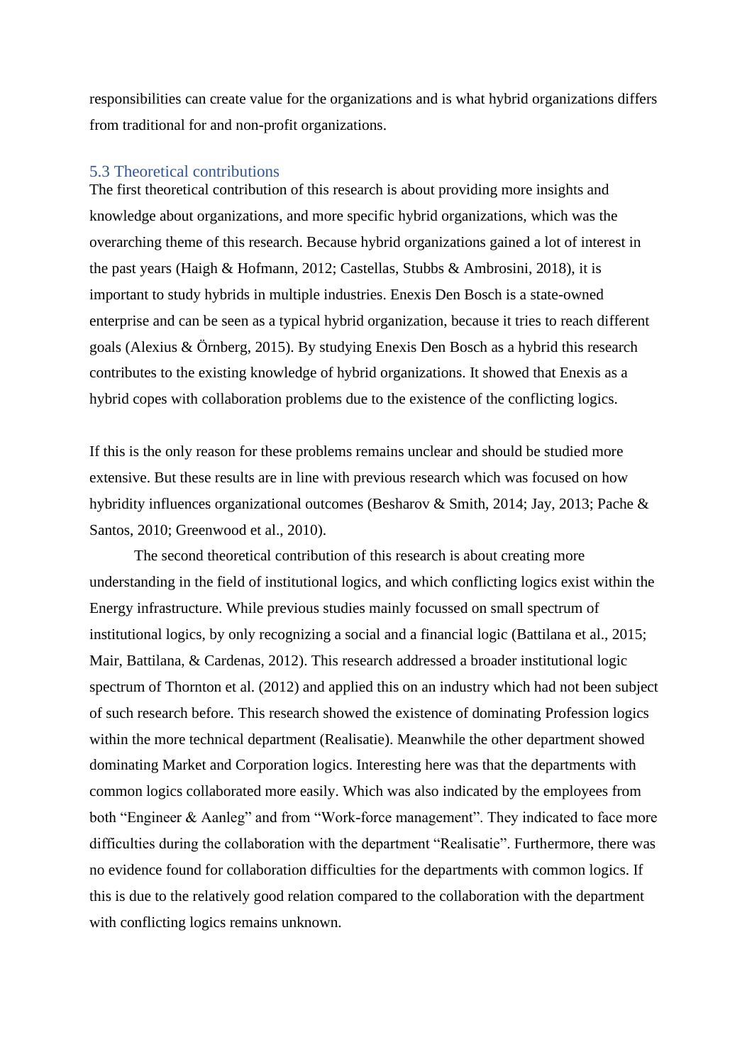responsibilities can create value for the organizations and is what hybrid organizations differs from traditional for and non-profit organizations.

### 5.3 Theoretical contributions

The first theoretical contribution of this research is about providing more insights and knowledge about organizations, and more specific hybrid organizations, which was the overarching theme of this research. Because hybrid organizations gained a lot of interest in the past years (Haigh & Hofmann, 2012; Castellas, Stubbs & Ambrosini, 2018), it is important to study hybrids in multiple industries. Enexis Den Bosch is a state-owned enterprise and can be seen as a typical hybrid organization, because it tries to reach different goals (Alexius & Örnberg, 2015). By studying Enexis Den Bosch as a hybrid this research contributes to the existing knowledge of hybrid organizations. It showed that Enexis as a hybrid copes with collaboration problems due to the existence of the conflicting logics.

If this is the only reason for these problems remains unclear and should be studied more extensive. But these results are in line with previous research which was focused on how hybridity influences organizational outcomes (Besharov & Smith, 2014; Jay, 2013; Pache & Santos, 2010; Greenwood et al., 2010).

The second theoretical contribution of this research is about creating more understanding in the field of institutional logics, and which conflicting logics exist within the Energy infrastructure. While previous studies mainly focussed on small spectrum of institutional logics, by only recognizing a social and a financial logic (Battilana et al., 2015; Mair, Battilana, & Cardenas, 2012). This research addressed a broader institutional logic spectrum of Thornton et al. (2012) and applied this on an industry which had not been subject of such research before. This research showed the existence of dominating Profession logics within the more technical department (Realisatie). Meanwhile the other department showed dominating Market and Corporation logics. Interesting here was that the departments with common logics collaborated more easily. Which was also indicated by the employees from both "Engineer & Aanleg" and from "Work-force management". They indicated to face more difficulties during the collaboration with the department "Realisatie". Furthermore, there was no evidence found for collaboration difficulties for the departments with common logics. If this is due to the relatively good relation compared to the collaboration with the department with conflicting logics remains unknown.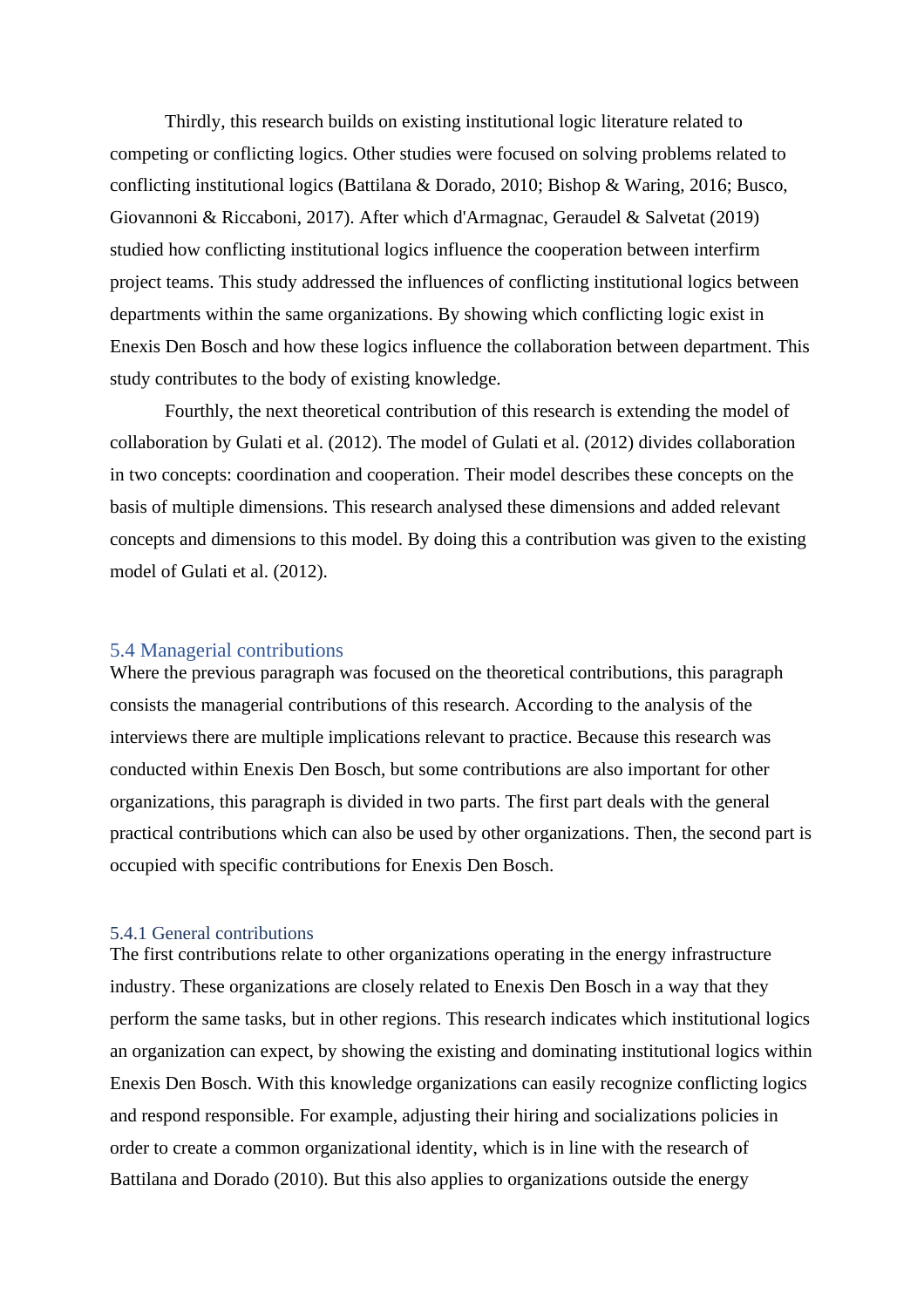Thirdly, this research builds on existing institutional logic literature related to competing or conflicting logics. Other studies were focused on solving problems related to conflicting institutional logics (Battilana & Dorado, 2010; Bishop & Waring, 2016; Busco, Giovannoni & Riccaboni, 2017). After which d'Armagnac, Geraudel & Salvetat (2019) studied how conflicting institutional logics influence the cooperation between interfirm project teams. This study addressed the influences of conflicting institutional logics between departments within the same organizations. By showing which conflicting logic exist in Enexis Den Bosch and how these logics influence the collaboration between department. This study contributes to the body of existing knowledge.

Fourthly, the next theoretical contribution of this research is extending the model of collaboration by Gulati et al. (2012). The model of Gulati et al. (2012) divides collaboration in two concepts: coordination and cooperation. Their model describes these concepts on the basis of multiple dimensions. This research analysed these dimensions and added relevant concepts and dimensions to this model. By doing this a contribution was given to the existing model of Gulati et al. (2012).

## 5.4 Managerial contributions

Where the previous paragraph was focused on the theoretical contributions, this paragraph consists the managerial contributions of this research. According to the analysis of the interviews there are multiple implications relevant to practice. Because this research was conducted within Enexis Den Bosch, but some contributions are also important for other organizations, this paragraph is divided in two parts. The first part deals with the general practical contributions which can also be used by other organizations. Then, the second part is occupied with specific contributions for Enexis Den Bosch.

### 5.4.1 General contributions

The first contributions relate to other organizations operating in the energy infrastructure industry. These organizations are closely related to Enexis Den Bosch in a way that they perform the same tasks, but in other regions. This research indicates which institutional logics an organization can expect, by showing the existing and dominating institutional logics within Enexis Den Bosch. With this knowledge organizations can easily recognize conflicting logics and respond responsible. For example, adjusting their hiring and socializations policies in order to create a common organizational identity, which is in line with the research of Battilana and Dorado (2010). But this also applies to organizations outside the energy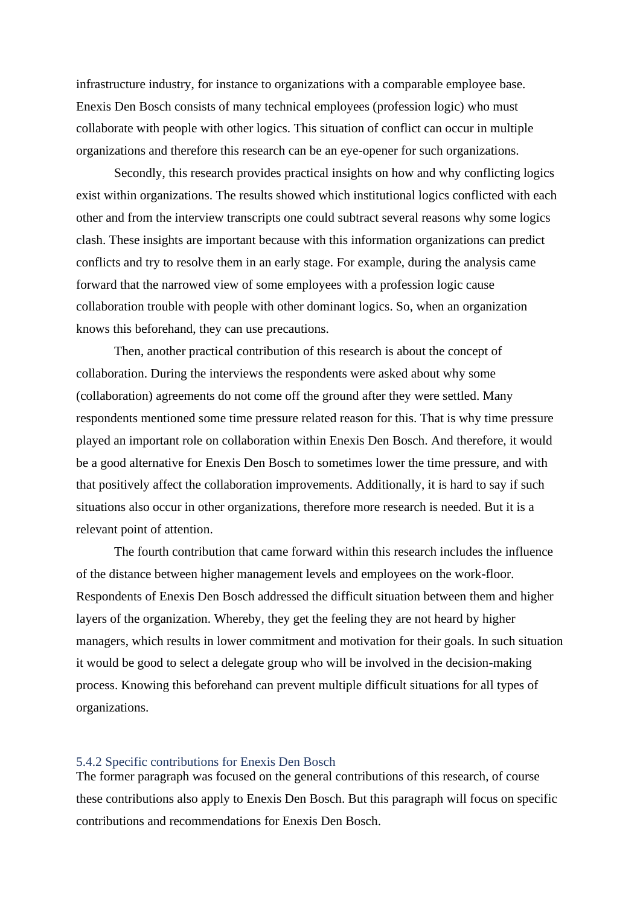infrastructure industry, for instance to organizations with a comparable employee base. Enexis Den Bosch consists of many technical employees (profession logic) who must collaborate with people with other logics. This situation of conflict can occur in multiple organizations and therefore this research can be an eye-opener for such organizations.

Secondly, this research provides practical insights on how and why conflicting logics exist within organizations. The results showed which institutional logics conflicted with each other and from the interview transcripts one could subtract several reasons why some logics clash. These insights are important because with this information organizations can predict conflicts and try to resolve them in an early stage. For example, during the analysis came forward that the narrowed view of some employees with a profession logic cause collaboration trouble with people with other dominant logics. So, when an organization knows this beforehand, they can use precautions.

Then, another practical contribution of this research is about the concept of collaboration. During the interviews the respondents were asked about why some (collaboration) agreements do not come off the ground after they were settled. Many respondents mentioned some time pressure related reason for this. That is why time pressure played an important role on collaboration within Enexis Den Bosch. And therefore, it would be a good alternative for Enexis Den Bosch to sometimes lower the time pressure, and with that positively affect the collaboration improvements. Additionally, it is hard to say if such situations also occur in other organizations, therefore more research is needed. But it is a relevant point of attention.

The fourth contribution that came forward within this research includes the influence of the distance between higher management levels and employees on the work-floor. Respondents of Enexis Den Bosch addressed the difficult situation between them and higher layers of the organization. Whereby, they get the feeling they are not heard by higher managers, which results in lower commitment and motivation for their goals. In such situation it would be good to select a delegate group who will be involved in the decision-making process. Knowing this beforehand can prevent multiple difficult situations for all types of organizations.

### 5.4.2 Specific contributions for Enexis Den Bosch

The former paragraph was focused on the general contributions of this research, of course these contributions also apply to Enexis Den Bosch. But this paragraph will focus on specific contributions and recommendations for Enexis Den Bosch.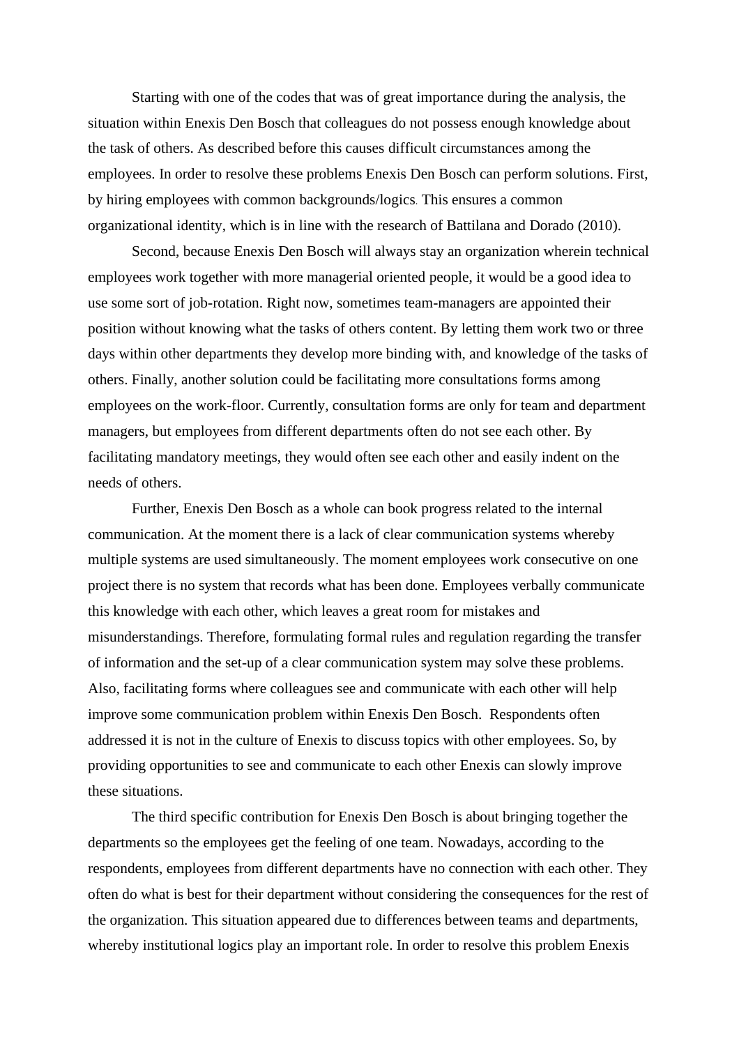Starting with one of the codes that was of great importance during the analysis, the situation within Enexis Den Bosch that colleagues do not possess enough knowledge about the task of others. As described before this causes difficult circumstances among the employees. In order to resolve these problems Enexis Den Bosch can perform solutions. First, by hiring employees with common backgrounds/logics. This ensures a common organizational identity, which is in line with the research of Battilana and Dorado (2010).

Second, because Enexis Den Bosch will always stay an organization wherein technical employees work together with more managerial oriented people, it would be a good idea to use some sort of job-rotation. Right now, sometimes team-managers are appointed their position without knowing what the tasks of others content. By letting them work two or three days within other departments they develop more binding with, and knowledge of the tasks of others. Finally, another solution could be facilitating more consultations forms among employees on the work-floor. Currently, consultation forms are only for team and department managers, but employees from different departments often do not see each other. By facilitating mandatory meetings, they would often see each other and easily indent on the needs of others.

Further, Enexis Den Bosch as a whole can book progress related to the internal communication. At the moment there is a lack of clear communication systems whereby multiple systems are used simultaneously. The moment employees work consecutive on one project there is no system that records what has been done. Employees verbally communicate this knowledge with each other, which leaves a great room for mistakes and misunderstandings. Therefore, formulating formal rules and regulation regarding the transfer of information and the set-up of a clear communication system may solve these problems. Also, facilitating forms where colleagues see and communicate with each other will help improve some communication problem within Enexis Den Bosch. Respondents often addressed it is not in the culture of Enexis to discuss topics with other employees. So, by providing opportunities to see and communicate to each other Enexis can slowly improve these situations.

The third specific contribution for Enexis Den Bosch is about bringing together the departments so the employees get the feeling of one team. Nowadays, according to the respondents, employees from different departments have no connection with each other. They often do what is best for their department without considering the consequences for the rest of the organization. This situation appeared due to differences between teams and departments, whereby institutional logics play an important role. In order to resolve this problem Enexis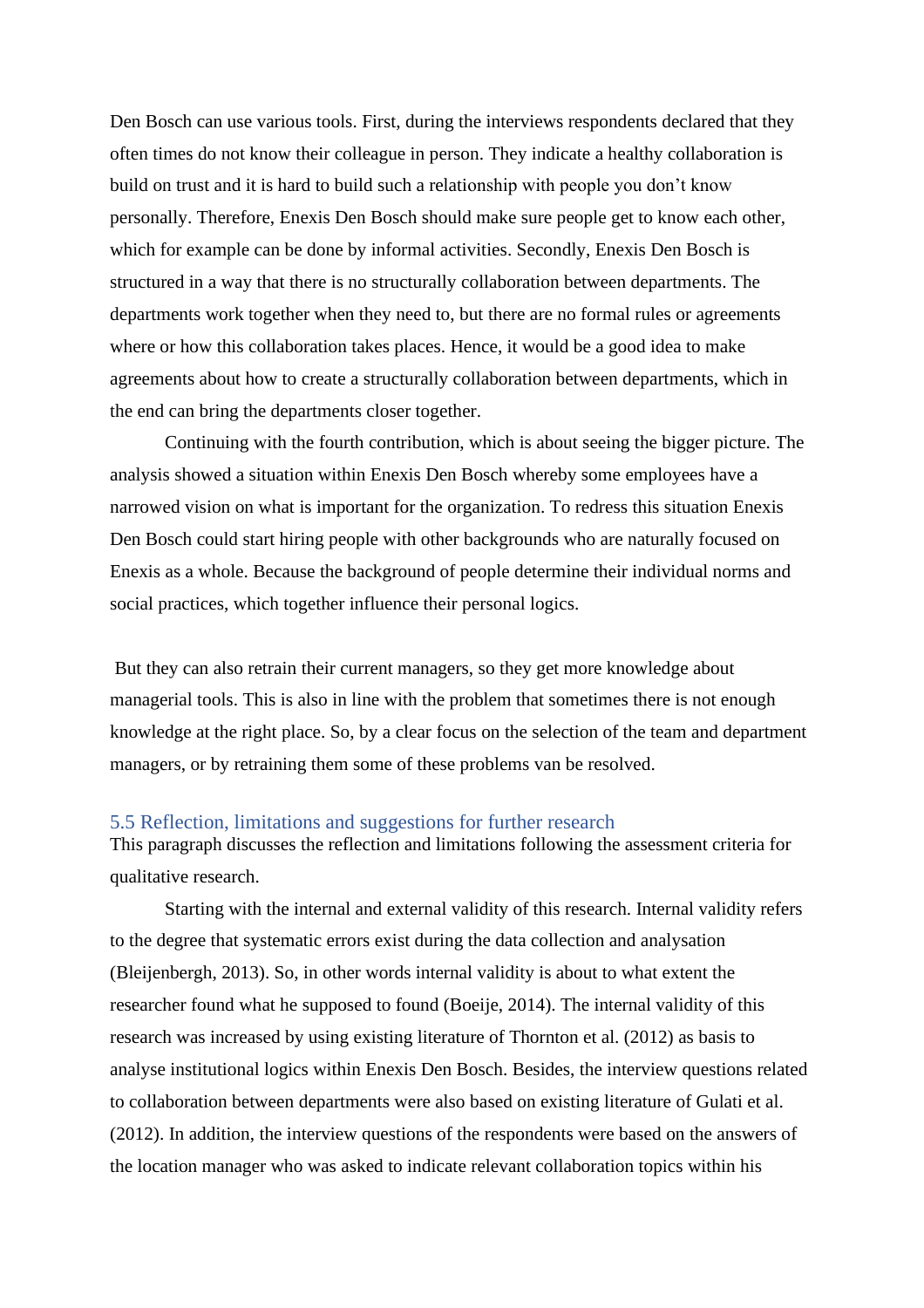Den Bosch can use various tools. First, during the interviews respondents declared that they often times do not know their colleague in person. They indicate a healthy collaboration is build on trust and it is hard to build such a relationship with people you don't know personally. Therefore, Enexis Den Bosch should make sure people get to know each other, which for example can be done by informal activities. Secondly, Enexis Den Bosch is structured in a way that there is no structurally collaboration between departments. The departments work together when they need to, but there are no formal rules or agreements where or how this collaboration takes places. Hence, it would be a good idea to make agreements about how to create a structurally collaboration between departments, which in the end can bring the departments closer together.

Continuing with the fourth contribution, which is about seeing the bigger picture. The analysis showed a situation within Enexis Den Bosch whereby some employees have a narrowed vision on what is important for the organization. To redress this situation Enexis Den Bosch could start hiring people with other backgrounds who are naturally focused on Enexis as a whole. Because the background of people determine their individual norms and social practices, which together influence their personal logics.

But they can also retrain their current managers, so they get more knowledge about managerial tools. This is also in line with the problem that sometimes there is not enough knowledge at the right place. So, by a clear focus on the selection of the team and department managers, or by retraining them some of these problems van be resolved.

## 5.5 Reflection, limitations and suggestions for further research

This paragraph discusses the reflection and limitations following the assessment criteria for qualitative research.

Starting with the internal and external validity of this research. Internal validity refers to the degree that systematic errors exist during the data collection and analysation (Bleijenbergh, 2013). So, in other words internal validity is about to what extent the researcher found what he supposed to found (Boeije, 2014). The internal validity of this research was increased by using existing literature of Thornton et al. (2012) as basis to analyse institutional logics within Enexis Den Bosch. Besides, the interview questions related to collaboration between departments were also based on existing literature of Gulati et al. (2012). In addition, the interview questions of the respondents were based on the answers of the location manager who was asked to indicate relevant collaboration topics within his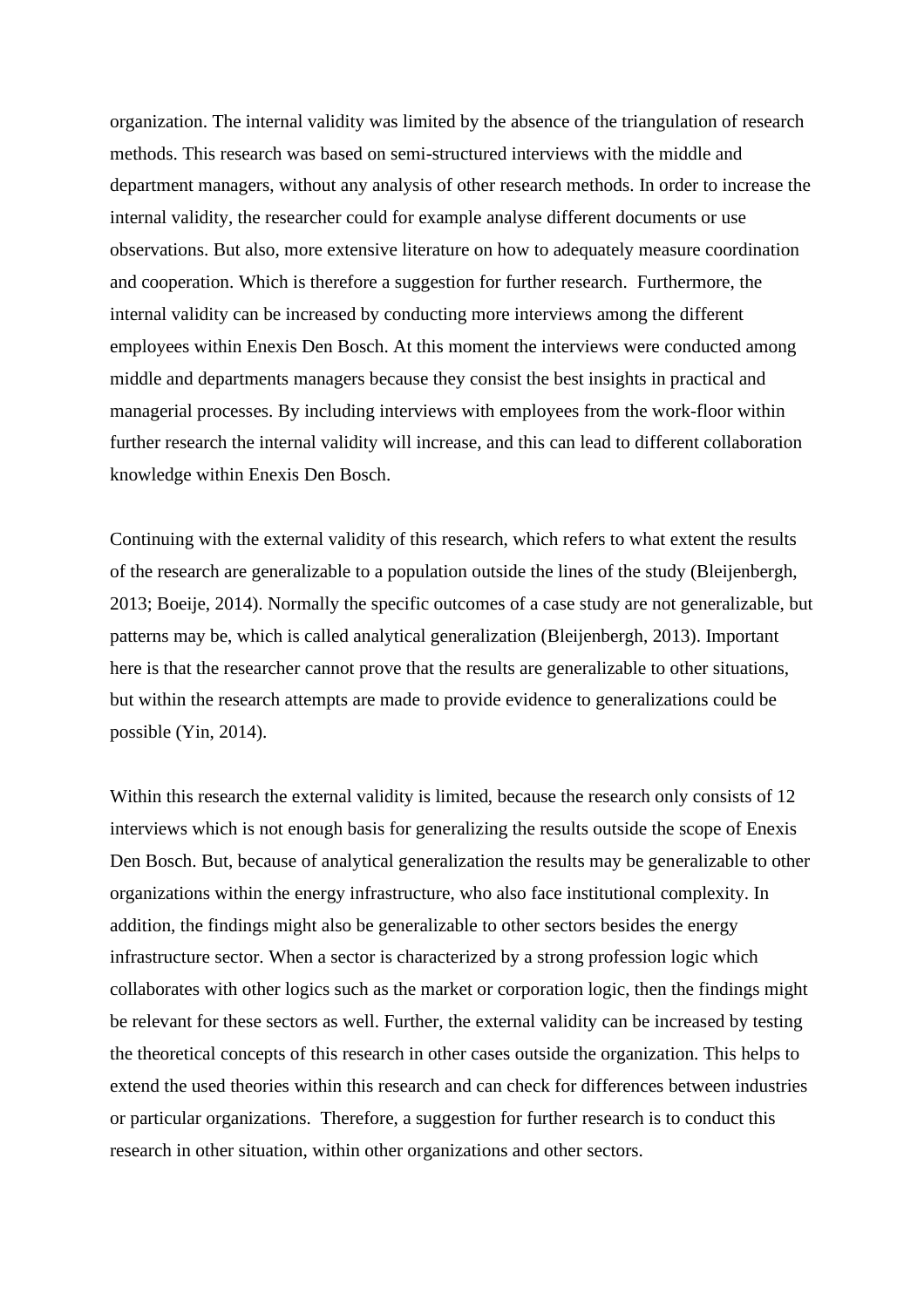organization. The internal validity was limited by the absence of the triangulation of research methods. This research was based on semi-structured interviews with the middle and department managers, without any analysis of other research methods. In order to increase the internal validity, the researcher could for example analyse different documents or use observations. But also, more extensive literature on how to adequately measure coordination and cooperation. Which is therefore a suggestion for further research. Furthermore, the internal validity can be increased by conducting more interviews among the different employees within Enexis Den Bosch. At this moment the interviews were conducted among middle and departments managers because they consist the best insights in practical and managerial processes. By including interviews with employees from the work-floor within further research the internal validity will increase, and this can lead to different collaboration knowledge within Enexis Den Bosch.

Continuing with the external validity of this research, which refers to what extent the results of the research are generalizable to a population outside the lines of the study (Bleijenbergh, 2013; Boeije, 2014). Normally the specific outcomes of a case study are not generalizable, but patterns may be, which is called analytical generalization (Bleijenbergh, 2013). Important here is that the researcher cannot prove that the results are generalizable to other situations, but within the research attempts are made to provide evidence to generalizations could be possible (Yin, 2014).

Within this research the external validity is limited, because the research only consists of 12 interviews which is not enough basis for generalizing the results outside the scope of Enexis Den Bosch. But, because of analytical generalization the results may be generalizable to other organizations within the energy infrastructure, who also face institutional complexity. In addition, the findings might also be generalizable to other sectors besides the energy infrastructure sector. When a sector is characterized by a strong profession logic which collaborates with other logics such as the market or corporation logic, then the findings might be relevant for these sectors as well. Further, the external validity can be increased by testing the theoretical concepts of this research in other cases outside the organization. This helps to extend the used theories within this research and can check for differences between industries or particular organizations. Therefore, a suggestion for further research is to conduct this research in other situation, within other organizations and other sectors.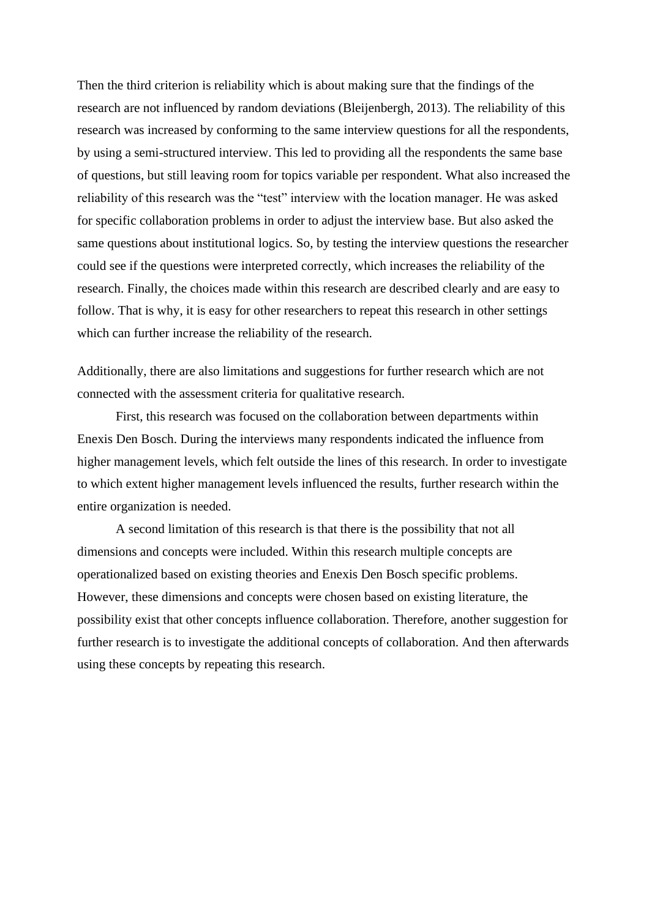Then the third criterion is reliability which is about making sure that the findings of the research are not influenced by random deviations (Bleijenbergh, 2013). The reliability of this research was increased by conforming to the same interview questions for all the respondents, by using a semi-structured interview. This led to providing all the respondents the same base of questions, but still leaving room for topics variable per respondent. What also increased the reliability of this research was the "test" interview with the location manager. He was asked for specific collaboration problems in order to adjust the interview base. But also asked the same questions about institutional logics. So, by testing the interview questions the researcher could see if the questions were interpreted correctly, which increases the reliability of the research. Finally, the choices made within this research are described clearly and are easy to follow. That is why, it is easy for other researchers to repeat this research in other settings which can further increase the reliability of the research.

Additionally, there are also limitations and suggestions for further research which are not connected with the assessment criteria for qualitative research.

First, this research was focused on the collaboration between departments within Enexis Den Bosch. During the interviews many respondents indicated the influence from higher management levels, which felt outside the lines of this research. In order to investigate to which extent higher management levels influenced the results, further research within the entire organization is needed.

A second limitation of this research is that there is the possibility that not all dimensions and concepts were included. Within this research multiple concepts are operationalized based on existing theories and Enexis Den Bosch specific problems. However, these dimensions and concepts were chosen based on existing literature, the possibility exist that other concepts influence collaboration. Therefore, another suggestion for further research is to investigate the additional concepts of collaboration. And then afterwards using these concepts by repeating this research.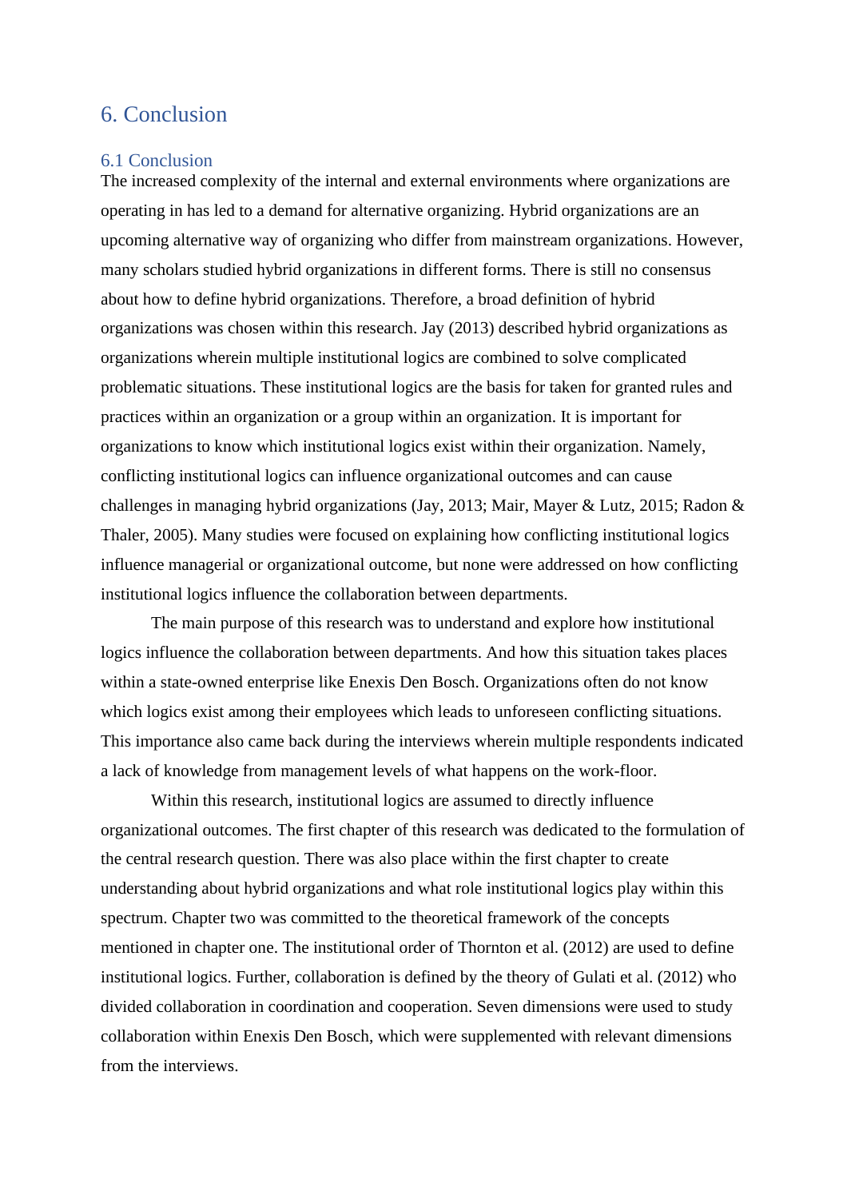# 6. Conclusion

## 6.1 Conclusion

The increased complexity of the internal and external environments where organizations are operating in has led to a demand for alternative organizing. Hybrid organizations are an upcoming alternative way of organizing who differ from mainstream organizations. However, many scholars studied hybrid organizations in different forms. There is still no consensus about how to define hybrid organizations. Therefore, a broad definition of hybrid organizations was chosen within this research. Jay (2013) described hybrid organizations as organizations wherein multiple institutional logics are combined to solve complicated problematic situations. These institutional logics are the basis for taken for granted rules and practices within an organization or a group within an organization. It is important for organizations to know which institutional logics exist within their organization. Namely, conflicting institutional logics can influence organizational outcomes and can cause challenges in managing hybrid organizations (Jay, 2013; Mair, Mayer & Lutz, 2015; Radon & Thaler, 2005). Many studies were focused on explaining how conflicting institutional logics influence managerial or organizational outcome, but none were addressed on how conflicting institutional logics influence the collaboration between departments.

The main purpose of this research was to understand and explore how institutional logics influence the collaboration between departments. And how this situation takes places within a state-owned enterprise like Enexis Den Bosch. Organizations often do not know which logics exist among their employees which leads to unforeseen conflicting situations. This importance also came back during the interviews wherein multiple respondents indicated a lack of knowledge from management levels of what happens on the work-floor.

Within this research, institutional logics are assumed to directly influence organizational outcomes. The first chapter of this research was dedicated to the formulation of the central research question. There was also place within the first chapter to create understanding about hybrid organizations and what role institutional logics play within this spectrum. Chapter two was committed to the theoretical framework of the concepts mentioned in chapter one. The institutional order of Thornton et al. (2012) are used to define institutional logics. Further, collaboration is defined by the theory of Gulati et al. (2012) who divided collaboration in coordination and cooperation. Seven dimensions were used to study collaboration within Enexis Den Bosch, which were supplemented with relevant dimensions from the interviews.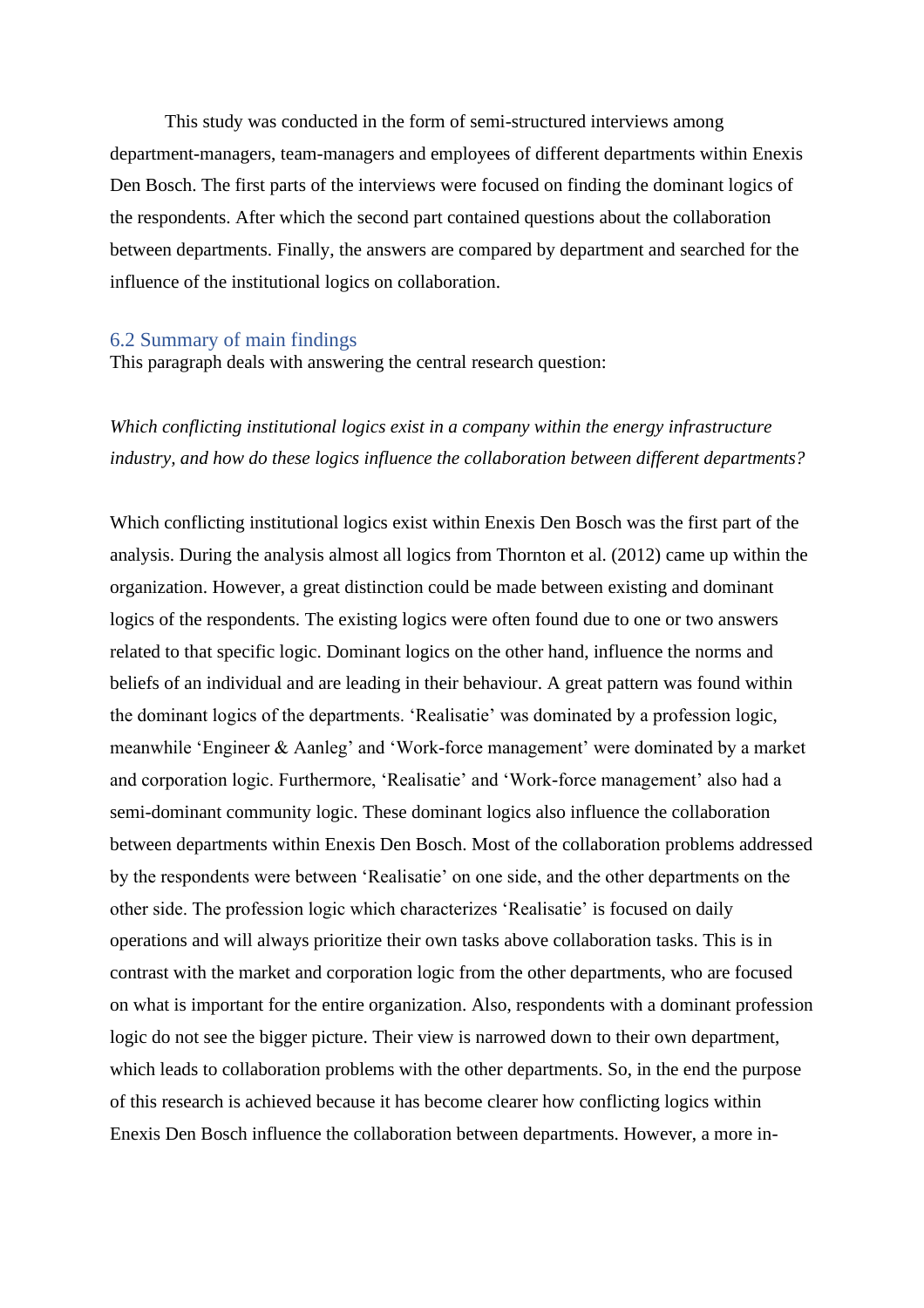This study was conducted in the form of semi-structured interviews among department-managers, team-managers and employees of different departments within Enexis Den Bosch. The first parts of the interviews were focused on finding the dominant logics of the respondents. After which the second part contained questions about the collaboration between departments. Finally, the answers are compared by department and searched for the influence of the institutional logics on collaboration.

## 6.2 Summary of main findings

This paragraph deals with answering the central research question:

*Which conflicting institutional logics exist in a company within the energy infrastructure industry, and how do these logics influence the collaboration between different departments?*

Which conflicting institutional logics exist within Enexis Den Bosch was the first part of the analysis. During the analysis almost all logics from Thornton et al. (2012) came up within the organization. However, a great distinction could be made between existing and dominant logics of the respondents. The existing logics were often found due to one or two answers related to that specific logic. Dominant logics on the other hand, influence the norms and beliefs of an individual and are leading in their behaviour. A great pattern was found within the dominant logics of the departments. 'Realisatie' was dominated by a profession logic, meanwhile 'Engineer & Aanleg' and 'Work-force management' were dominated by a market and corporation logic. Furthermore, 'Realisatie' and 'Work-force management' also had a semi-dominant community logic. These dominant logics also influence the collaboration between departments within Enexis Den Bosch. Most of the collaboration problems addressed by the respondents were between 'Realisatie' on one side, and the other departments on the other side. The profession logic which characterizes 'Realisatie' is focused on daily operations and will always prioritize their own tasks above collaboration tasks. This is in contrast with the market and corporation logic from the other departments, who are focused on what is important for the entire organization. Also, respondents with a dominant profession logic do not see the bigger picture. Their view is narrowed down to their own department, which leads to collaboration problems with the other departments. So, in the end the purpose of this research is achieved because it has become clearer how conflicting logics within Enexis Den Bosch influence the collaboration between departments. However, a more in-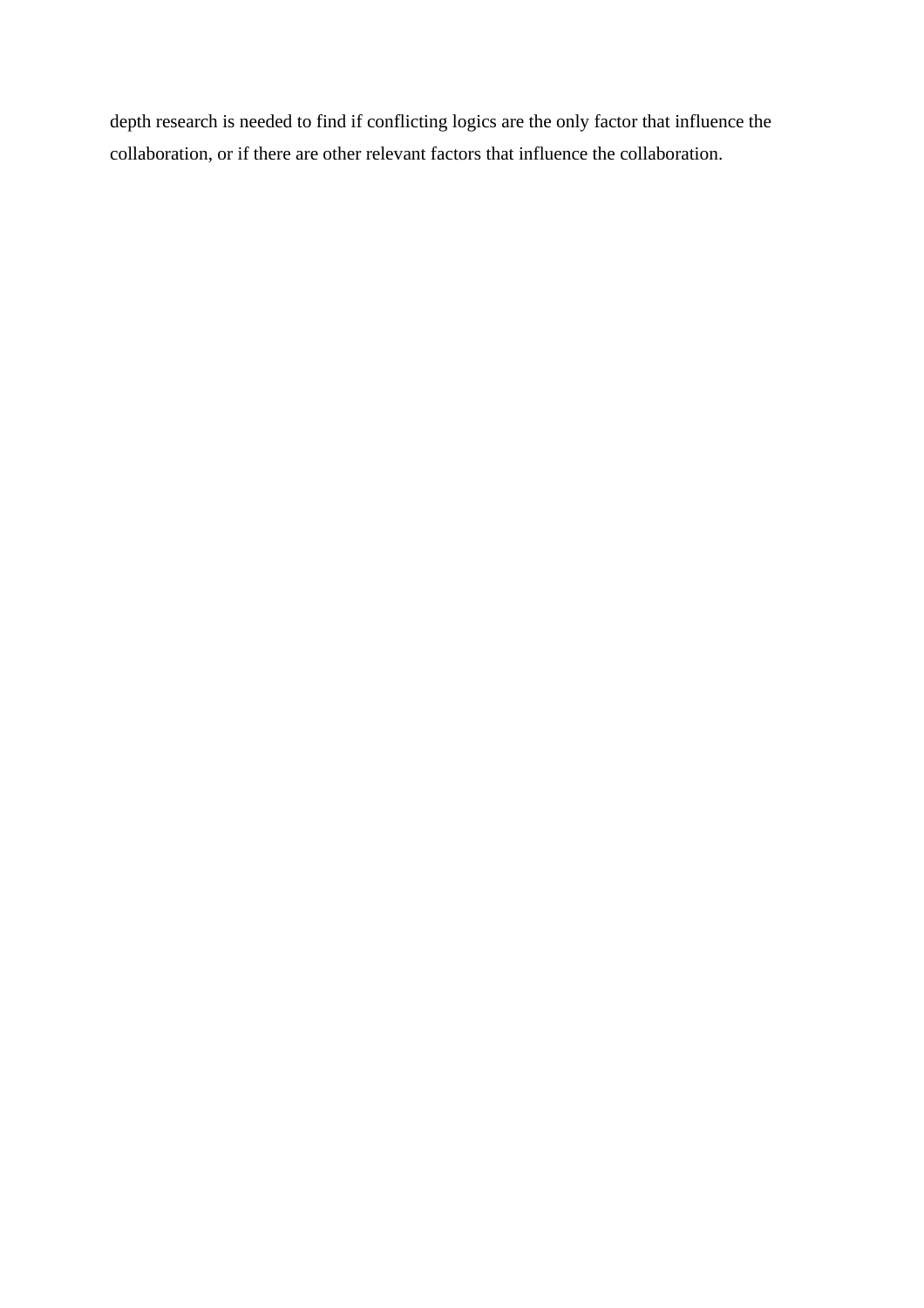depth research is needed to find if conflicting logics are the only factor that influence the collaboration, or if there are other relevant factors that influence the collaboration.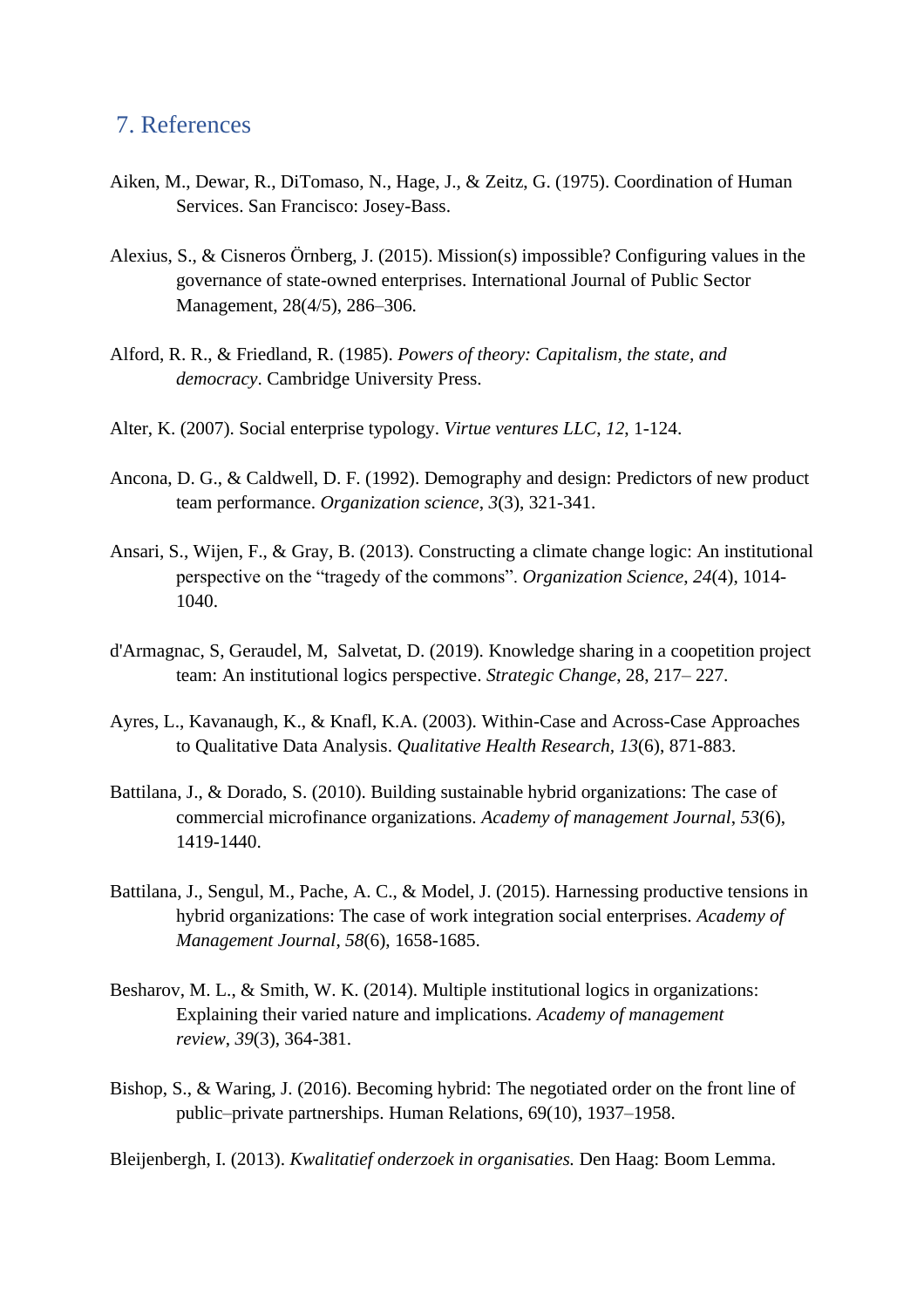## 7. References

Aiken, M., Dewar, R., DiTomaso, N., Hage, J., & Zeitz, G. (1975). Coordination of Human Services. San Francisco: Josey-Bass.

Alexius, S., & Cisneros Örnberg, J. (2015). Mission(s) impossible? Configuring values in the governance of state-owned enterprises. International Journal of Public Sector Management, 28(4/5), 286–306.

Alford, R. R., & Friedland, R. (1985). *Powers of theory: Capitalism, the state, and democracy*. Cambridge University Press.

Alter, K. (2007). Social enterprise typology. *Virtue ventures LLC*, *12*, 1-124.

Ancona, D. G., & Caldwell, D. F. (1992). Demography and design: Predictors of new product team performance. *Organization science*, *3*(3), 321-341.

Ansari, S., Wijen, F., & Gray, B. (2013). Constructing a climate change logic: An institutional perspective on the "tragedy of the commons". *Organization Science*, *24*(4), 1014-1040.

d'Armagnac, S, Geraudel, M, Salvetat, D. (2019). Knowledge sharing in a coopetition project team: An institutional logics perspective. *Strategic Change,* 28, 217– 227.

Ayres, L., Kavanaugh, K., & Knafl, K.A. (2003). Within-Case and Across-Case Approaches to Qualitative Data Analysis. *Qualitative Health Research, 13*(6), 871-883.

Battilana, J., & Dorado, S. (2010). Building sustainable hybrid organizations: The case of commercial microfinance organizations. *Academy of management Journal*, *53*(6), 1419-1440.

Battilana, J., Sengul, M., Pache, A. C., & Model, J. (2015). Harnessing productive tensions in hybrid organizations: The case of work integration social enterprises. *Academy of Management Journal*, *58*(6), 1658-1685.

Besharov, M. L., & Smith, W. K. (2014). Multiple institutional logics in organizations: Explaining their varied nature and implications. *Academy of management review*, *39*(3), 364-381.

Bishop, S., & Waring, J. (2016). Becoming hybrid: The negotiated order on the front line of public–private partnerships. Human Relations, 69(10), 1937–1958.

Bleijenbergh, I. (2013). *Kwalitatief onderzoek in organisaties.* Den Haag: Boom Lemma.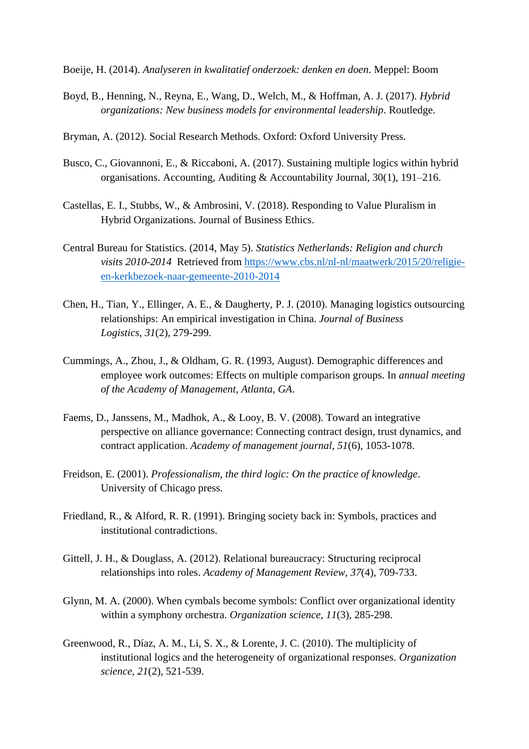Boeije, H. (2014). *Analyseren in kwalitatief onderzoek: denken en doen*. Meppel: Boom

Boyd, B., Henning, N., Reyna, E., Wang, D., Welch, M., & Hoffman, A. J. (2017). *Hybrid organizations: New business models for environmental leadership*. Routledge.

Bryman, A. (2012). Social Research Methods. Oxford: Oxford University Press.

Busco, C., Giovannoni, E., & Riccaboni, A. (2017). Sustaining multiple logics within hybrid organisations. Accounting, Auditing & Accountability Journal, 30(1), 191–216.

Castellas, E. I., Stubbs, W., & Ambrosini, V. (2018). Responding to Value Pluralism in Hybrid Organizations. Journal of Business Ethics.

Central Bureau for Statistics. (2014, May 5). *Statistics Netherlands: Religion and church visits 2010-2014* Retrieved from [https://www.cbs.nl/nl-nl/maatwerk/2015/20/religie-en-kerkbezoek-naar-gemeente-2010-2014](https://www.cbs.nl/nl-nl/maatwerk/2015/20/religie-en-kerkbezoek-naar-gemeente-2010-2014)

Chen, H., Tian, Y., Ellinger, A. E., & Daugherty, P. J. (2010). Managing logistics outsourcing relationships: An empirical investigation in China. *Journal of Business Logistics*, *31*(2), 279-299.

Cummings, A., Zhou, J., & Oldham, G. R. (1993, August). Demographic differences and employee work outcomes: Effects on multiple comparison groups. In *annual meeting of the Academy of Management, Atlanta, GA*.

Faems, D., Janssens, M., Madhok, A., & Looy, B. V. (2008). Toward an integrative perspective on alliance governance: Connecting contract design, trust dynamics, and contract application. *Academy of management journal*, *51*(6), 1053-1078.

Freidson, E. (2001). *Professionalism, the third logic: On the practice of knowledge*. University of Chicago press.

Friedland, R., & Alford, R. R. (1991). Bringing society back in: Symbols, practices and institutional contradictions.

Gittell, J. H., & Douglass, A. (2012). Relational bureaucracy: Structuring reciprocal relationships into roles. *Academy of Management Review*, *37*(4), 709-733.

Glynn, M. A. (2000). When cymbals become symbols: Conflict over organizational identity within a symphony orchestra. *Organization science*, *11*(3), 285-298.

Greenwood, R., Díaz, A. M., Li, S. X., & Lorente, J. C. (2010). The multiplicity of institutional logics and the heterogeneity of organizational responses. *Organization science*, *21*(2), 521-539.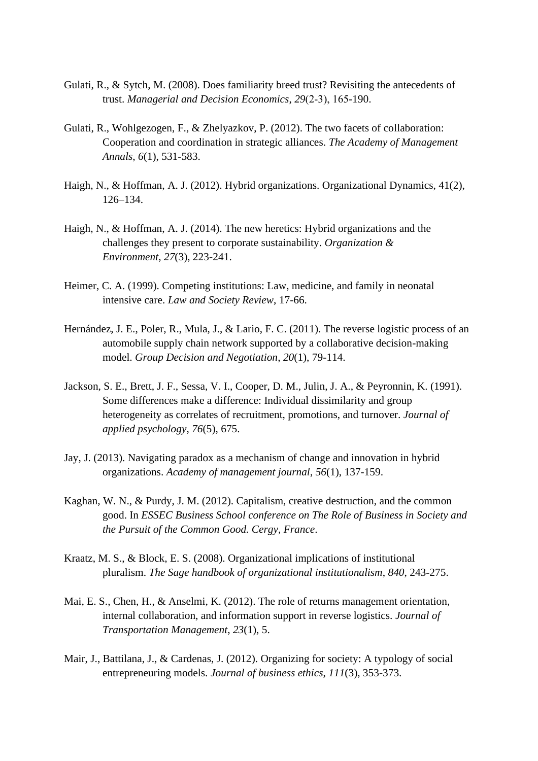Gulati, R., & Sytch, M. (2008). Does familiarity breed trust? Revisiting the antecedents of trust. *Managerial and Decision Economics*, *29*(2‐3), 165-190.

Gulati, R., Wohlgezogen, F., & Zhelyazkov, P. (2012). The two facets of collaboration: Cooperation and coordination in strategic alliances. *The Academy of Management Annals*, *6*(1), 531-583.

Haigh, N., & Hoffman, A. J. (2012). Hybrid organizations. Organizational Dynamics, 41(2), 126–134.

Haigh, N., & Hoffman, A. J. (2014). The new heretics: Hybrid organizations and the challenges they present to corporate sustainability. *Organization & Environment*, *27*(3), 223-241.

Heimer, C. A. (1999). Competing institutions: Law, medicine, and family in neonatal intensive care. *Law and Society Review*, 17-66.

Hernández, J. E., Poler, R., Mula, J., & Lario, F. C. (2011). The reverse logistic process of an automobile supply chain network supported by a collaborative decision-making model. *Group Decision and Negotiation*, *20*(1), 79-114.

Jackson, S. E., Brett, J. F., Sessa, V. I., Cooper, D. M., Julin, J. A., & Peyronnin, K. (1991). Some differences make a difference: Individual dissimilarity and group heterogeneity as correlates of recruitment, promotions, and turnover. *Journal of applied psychology*, *76*(5), 675.

Jay, J. (2013). Navigating paradox as a mechanism of change and innovation in hybrid organizations. *Academy of management journal*, *56*(1), 137-159.

Kaghan, W. N., & Purdy, J. M. (2012). Capitalism, creative destruction, and the common good. In *ESSEC Business School conference on The Role of Business in Society and the Pursuit of the Common Good. Cergy, France*.

Kraatz, M. S., & Block, E. S. (2008). Organizational implications of institutional pluralism. *The Sage handbook of organizational institutionalism*, *840*, 243-275.

Mai, E. S., Chen, H., & Anselmi, K. (2012). The role of returns management orientation, internal collaboration, and information support in reverse logistics. *Journal of Transportation Management*, *23*(1), 5.

Mair, J., Battilana, J., & Cardenas, J. (2012). Organizing for society: A typology of social entrepreneuring models. *Journal of business ethics*, *111*(3), 353-373.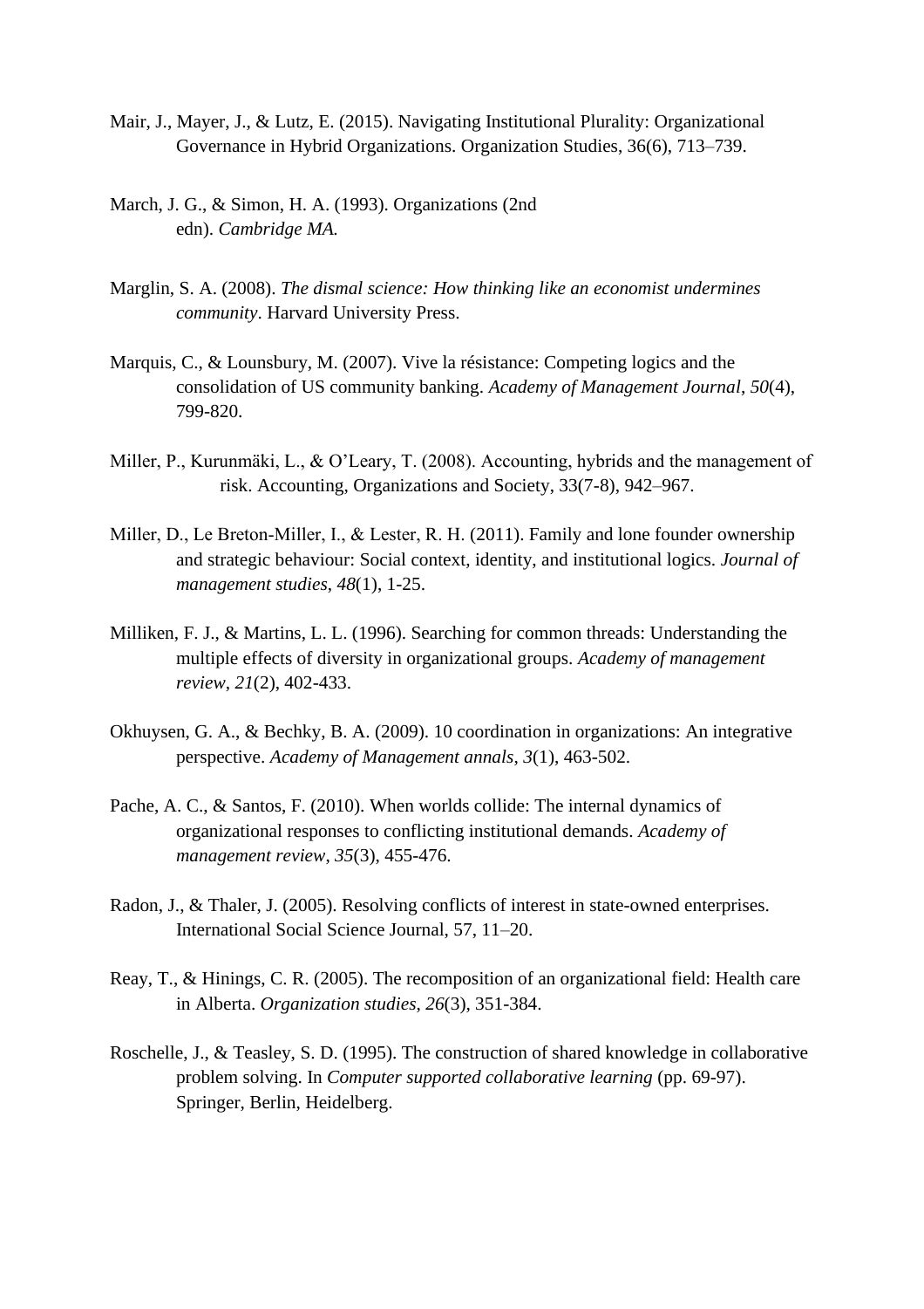Mair, J., Mayer, J., & Lutz, E. (2015). Navigating Institutional Plurality: Organizational Governance in Hybrid Organizations. Organization Studies, 36(6), 713–739.

March, J. G., & Simon, H. A. (1993). Organizations (2nd edn). *Cambridge MA.*

Marglin, S. A. (2008). *The dismal science: How thinking like an economist undermines community*. Harvard University Press.

Marquis, C., & Lounsbury, M. (2007). Vive la résistance: Competing logics and the consolidation of US community banking. *Academy of Management Journal*, *50*(4), 799-820.

Miller, P., Kurunmäki, L., & O'Leary, T. (2008). Accounting, hybrids and the management of risk. Accounting, Organizations and Society, 33(7-8), 942–967.

Miller, D., Le Breton-Miller, I., & Lester, R. H. (2011). Family and lone founder ownership and strategic behaviour: Social context, identity, and institutional logics. *Journal of management studies*, *48*(1), 1-25.

Milliken, F. J., & Martins, L. L. (1996). Searching for common threads: Understanding the multiple effects of diversity in organizational groups. *Academy of management review*, *21*(2), 402-433.

Okhuysen, G. A., & Bechky, B. A. (2009). 10 coordination in organizations: An integrative perspective. *Academy of Management annals*, *3*(1), 463-502.

Pache, A. C., & Santos, F. (2010). When worlds collide: The internal dynamics of organizational responses to conflicting institutional demands. *Academy of management review*, *35*(3), 455-476.

Radon, J., & Thaler, J. (2005). Resolving conflicts of interest in state-owned enterprises. International Social Science Journal, 57, 11–20.

Reay, T., & Hinings, C. R. (2005). The recomposition of an organizational field: Health care in Alberta. *Organization studies*, *26*(3), 351-384.

Roschelle, J., & Teasley, S. D. (1995). The construction of shared knowledge in collaborative problem solving. In *Computer supported collaborative learning* (pp. 69-97). Springer, Berlin, Heidelberg.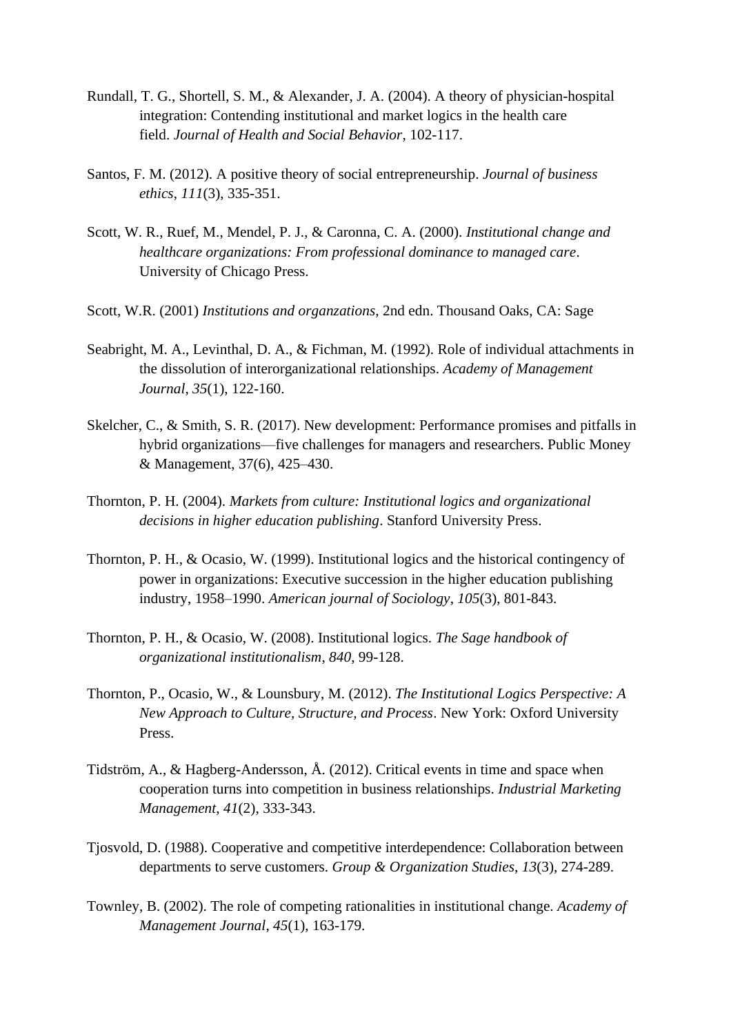Rundall, T. G., Shortell, S. M., & Alexander, J. A. (2004). A theory of physician-hospital integration: Contending institutional and market logics in the health care field. *Journal of Health and Social Behavior*, 102-117.

Santos, F. M. (2012). A positive theory of social entrepreneurship. *Journal of business ethics*, *111*(3), 335-351.

Scott, W. R., Ruef, M., Mendel, P. J., & Caronna, C. A. (2000). *Institutional change and healthcare organizations: From professional dominance to managed care*. University of Chicago Press.

Scott, W.R. (2001) *Institutions and organzations*, 2nd edn. Thousand Oaks, CA: Sage

Seabright, M. A., Levinthal, D. A., & Fichman, M. (1992). Role of individual attachments in the dissolution of interorganizational relationships. *Academy of Management Journal*, *35*(1), 122-160.

Skelcher, C., & Smith, S. R. (2017). New development: Performance promises and pitfalls in hybrid organizations—five challenges for managers and researchers. Public Money & Management, 37(6), 425–430.

Thornton, P. H. (2004). *Markets from culture: Institutional logics and organizational decisions in higher education publishing*. Stanford University Press.

Thornton, P. H., & Ocasio, W. (1999). Institutional logics and the historical contingency of power in organizations: Executive succession in the higher education publishing industry, 1958–1990. *American journal of Sociology*, *105*(3), 801-843.

Thornton, P. H., & Ocasio, W. (2008). Institutional logics. *The Sage handbook of organizational institutionalism*, *840*, 99-128.

Thornton, P., Ocasio, W., & Lounsbury, M. (2012). *The Institutional Logics Perspective: A New Approach to Culture, Structure, and Process*. New York: Oxford University Press.

Tidström, A., & Hagberg-Andersson, Å. (2012). Critical events in time and space when cooperation turns into competition in business relationships. *Industrial Marketing Management*, *41*(2), 333-343.

Tjosvold, D. (1988). Cooperative and competitive interdependence: Collaboration between departments to serve customers. *Group & Organization Studies*, *13*(3), 274-289.

Townley, B. (2002). The role of competing rationalities in institutional change. *Academy of Management Journal*, *45*(1), 163-179.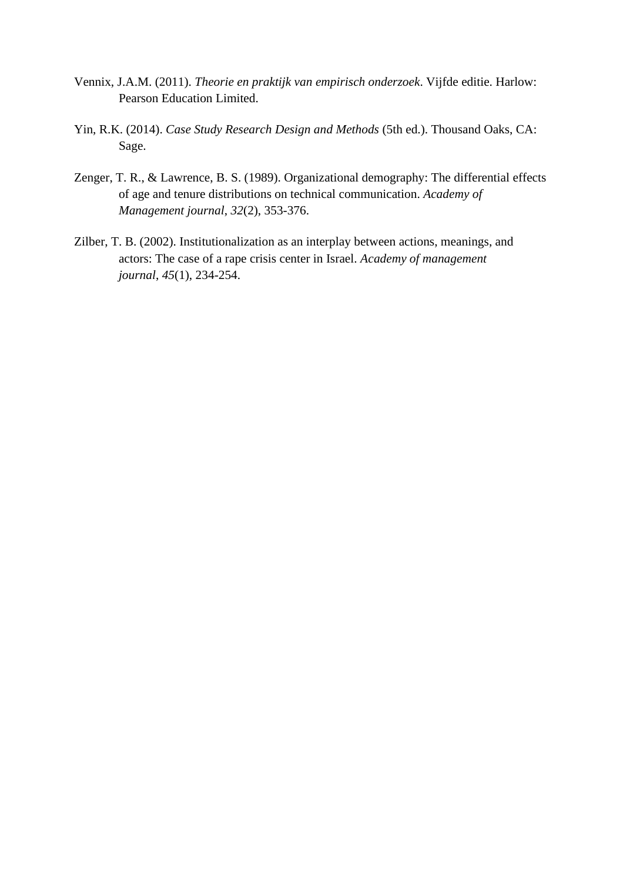Vennix, J.A.M. (2011). *Theorie en praktijk van empirisch onderzoek*. Vijfde editie. Harlow: Pearson Education Limited.

Yin, R.K. (2014). *Case Study Research Design and Methods* (5th ed.). Thousand Oaks, CA: Sage.

Zenger, T. R., & Lawrence, B. S. (1989). Organizational demography: The differential effects of age and tenure distributions on technical communication. *Academy of Management journal*, *32*(2), 353-376.

Zilber, T. B. (2002). Institutionalization as an interplay between actions, meanings, and actors: The case of a rape crisis center in Israel. *Academy of management journal*, *45*(1), 234-254.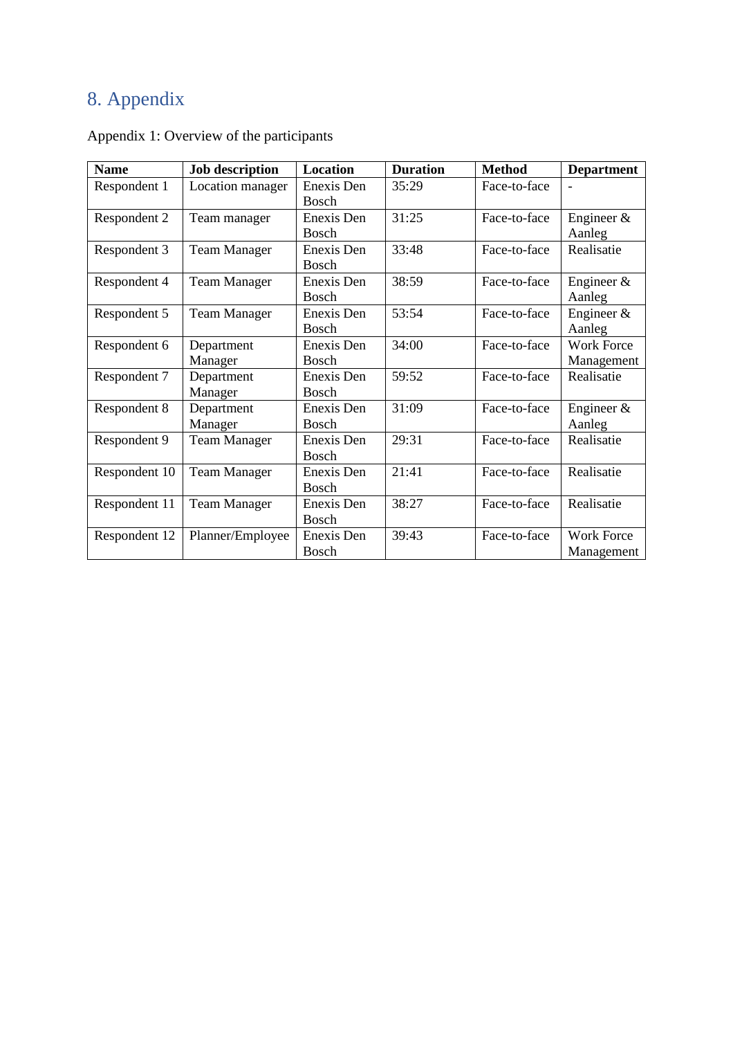# 8. Appendix

Appendix 1: Overview of the participants

| Name | Job description | Location | Duration | Method | Department |
|---|---|---|---|---|---|
| Respondent 1 | Location manager | Enexis Den Bosch | 35:29 | Face-to-face | - |
| Respondent 2 | Team manager | Enexis Den Bosch | 31:25 | Face-to-face | Engineer & Aanleg |
| Respondent 3 | Team Manager | Enexis Den Bosch | 33:48 | Face-to-face | Realisatie |
| Respondent 4 | Team Manager | Enexis Den Bosch | 38:59 | Face-to-face | Engineer & Aanleg |
| Respondent 5 | Team Manager | Enexis Den Bosch | 53:54 | Face-to-face | Engineer & Aanleg |
| Respondent 6 | Department Manager | Enexis Den Bosch | 34:00 | Face-to-face | Work Force Management |
| Respondent 7 | Department Manager | Enexis Den Bosch | 59:52 | Face-to-face | Realisatie |
| Respondent 8 | Department Manager | Enexis Den Bosch | 31:09 | Face-to-face | Engineer & Aanleg |
| Respondent 9 | Team Manager | Enexis Den Bosch | 29:31 | Face-to-face | Realisatie |
| Respondent 10 | Team Manager | Enexis Den Bosch | 21:41 | Face-to-face | Realisatie |
| Respondent 11 | Team Manager | Enexis Den Bosch | 38:27 | Face-to-face | Realisatie |
| Respondent 12 | Planner/Employee | Enexis Den Bosch | 39:43 | Face-to-face | Work Force Management |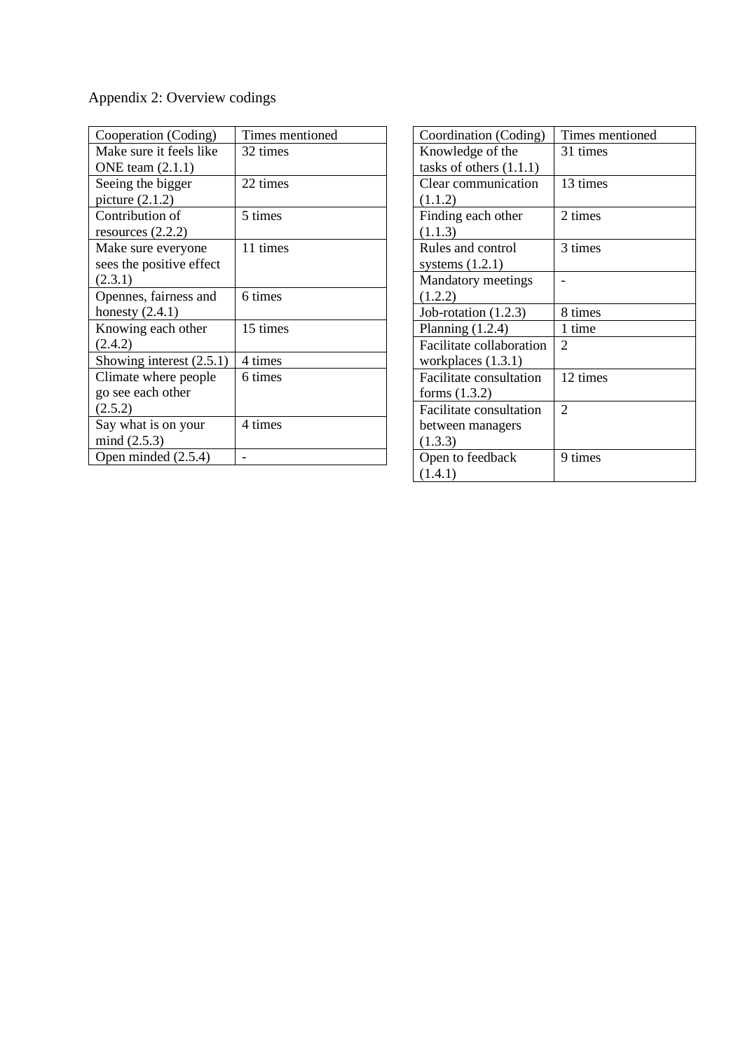Appendix 2: Overview codings

| Cooperation (Coding) | Times mentioned |
| --- | --- |
| Make sure it feels like ONE team (2.1.1) | 32 times |
| Seeing the bigger picture (2.1.2) | 22 times |
| Contribution of resources (2.2.2) | 5 times |
| Make sure everyone sees the positive effect (2.3.1) | 11 times |
| Opennes, fairness and honesty (2.4.1) | 6 times |
| Knowing each other (2.4.2) | 15 times |
| Showing interest (2.5.1) | 4 times |
| Climate where people go see each other (2.5.2) | 6 times |
| Say what is on your mind (2.5.3) | 4 times |
| Open minded (2.5.4) | - |

| Coordination (Coding) | Times mentioned |
| --- | --- |
| Knowledge of the tasks of others (1.1.1) | 31 times |
| Clear communication (1.1.2) | 13 times |
| Finding each other (1.1.3) | 2 times |
| Rules and control systems (1.2.1) | 3 times |
| Mandatory meetings (1.2.2) | - |
| Job-rotation (1.2.3) | 8 times |
| Planning (1.2.4) | 1 time |
| Facilitate collaboration workplaces (1.3.1) | 2 |
| Facilitate consultation forms (1.3.2) | 12 times |
| Facilitate consultation between managers (1.3.3) | 2 |
| Open to feedback (1.4.1) | 9 times |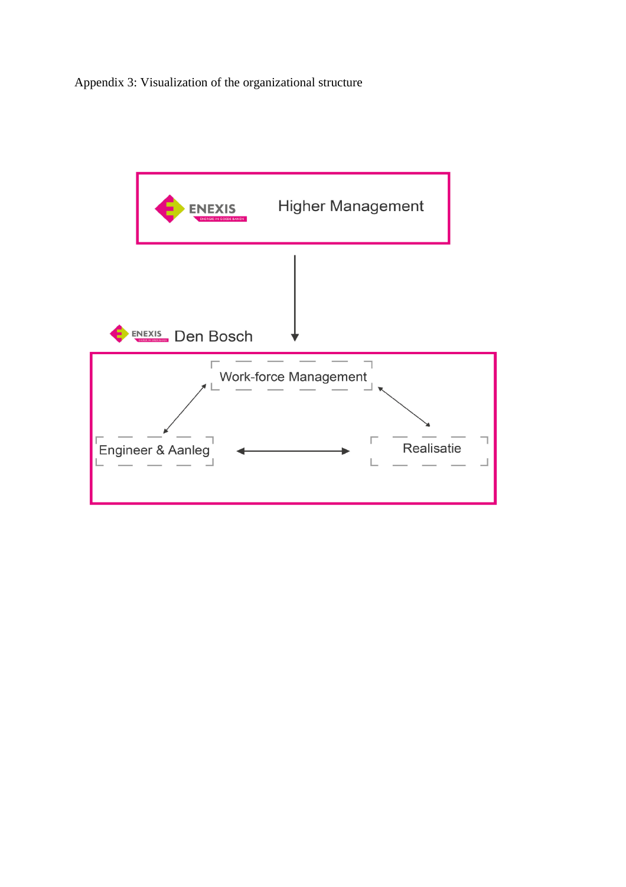Appendix 3: Visualization of the organizational structure

ENEXIS Higher Management

ENEXIS Den Bosch

Work-force Management

Engineer & Aanleg

Realisatie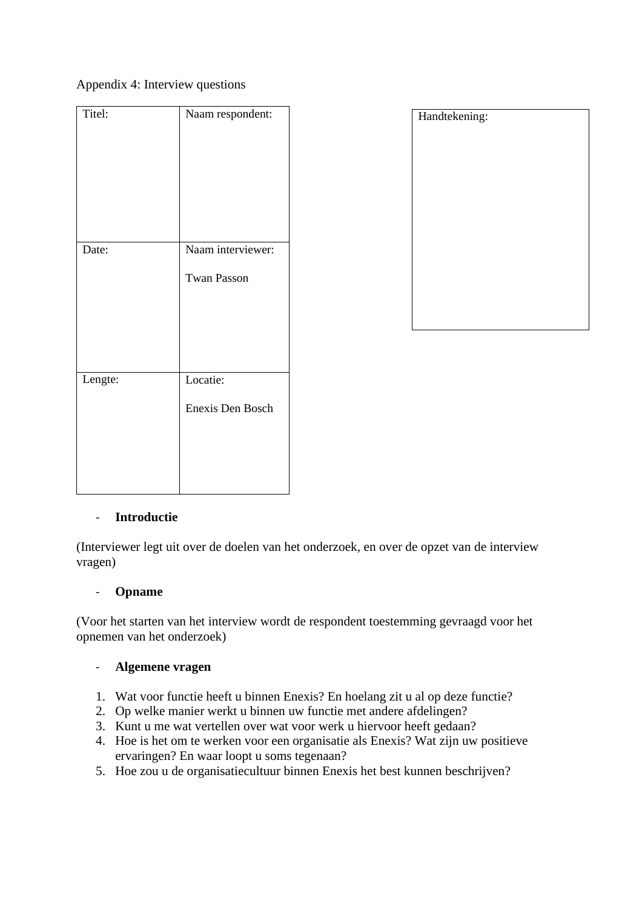Appendix 4: Interview questions

| Titel: | Naam respondent: |
|---|---|
| Date: | Naam interviewer: Twan Passon |
| Lengte: | Locatie: Enexis Den Bosch |

| Handtekening: |
|---|
| |

- **Introductie**

(Interviewer legt uit over de doelen van het onderzoek, en over de opzet van de interview vragen)

- **Opname**

(Voor het starten van het interview wordt de respondent toestemming gevraagd voor het opnemen van het onderzoek)

- **Algemene vragen**

1. Wat voor functie heeft u binnen Enexis? En hoelang zit u al op deze functie?
2. Op welke manier werkt u binnen uw functie met andere afdelingen?
3. Kunt u me wat vertellen over wat voor werk u hiervoor heeft gedaan?
4. Hoe is het om te werken voor een organisatie als Enexis? Wat zijn uw positieve ervaringen? En waar loopt u soms tegenaan?
5. Hoe zou u de organisatiecultuur binnen Enexis het best kunnen beschrijven?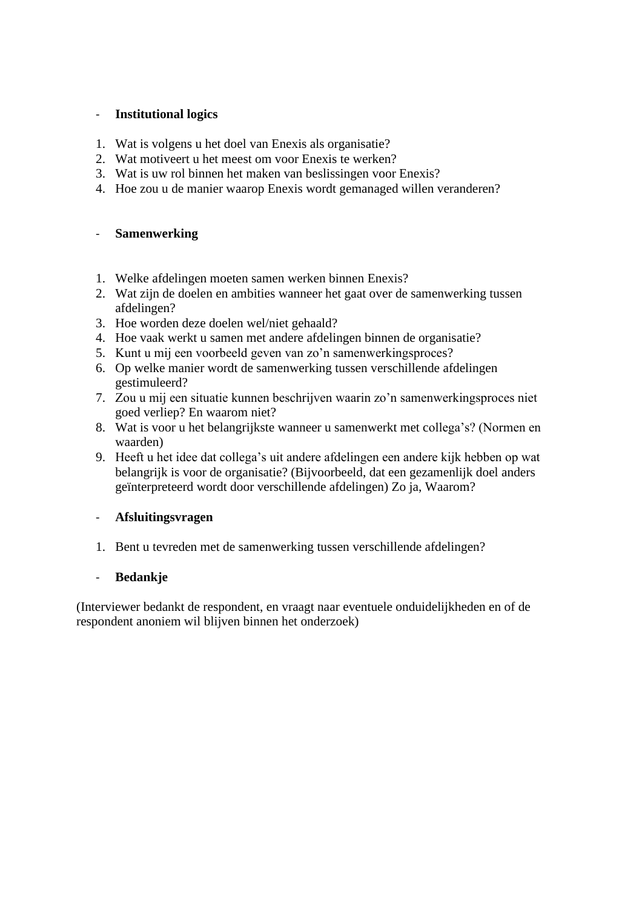- **Institutional logics**

1. Wat is volgens u het doel van Enexis als organisatie?
2. Wat motiveert u het meest om voor Enexis te werken?
3. Wat is uw rol binnen het maken van beslissingen voor Enexis?
4. Hoe zou u de manier waarop Enexis wordt gemanaged willen veranderen?

- **Samenwerking**

1. Welke afdelingen moeten samen werken binnen Enexis?
2. Wat zijn de doelen en ambities wanneer het gaat over de samenwerking tussen afdelingen?
3. Hoe worden deze doelen wel/niet gehaald?
4. Hoe vaak werkt u samen met andere afdelingen binnen de organisatie?
5. Kunt u mij een voorbeeld geven van zo'n samenwerkingsproces?
6. Op welke manier wordt de samenwerking tussen verschillende afdelingen gestimuleerd?
7. Zou u mij een situatie kunnen beschrijven waarin zo'n samenwerkingsproces niet goed verliep? En waarom niet?
8. Wat is voor u het belangrijkste wanneer u samenwerkt met collega's? (Normen en waarden)
9. Heeft u het idee dat collega's uit andere afdelingen een andere kijk hebben op wat belangrijk is voor de organisatie? (Bijvoorbeeld, dat een gezamenlijk doel anders geïnterpreteerd wordt door verschillende afdelingen) Zo ja, Waarom?

- **Afsluitingsvragen**

1. Bent u tevreden met de samenwerking tussen verschillende afdelingen?

- **Bedankje**

(Interviewer bedankt de respondent, en vraagt naar eventuele onduidelijkheden en of de respondent anoniem wil blijven binnen het onderzoek)